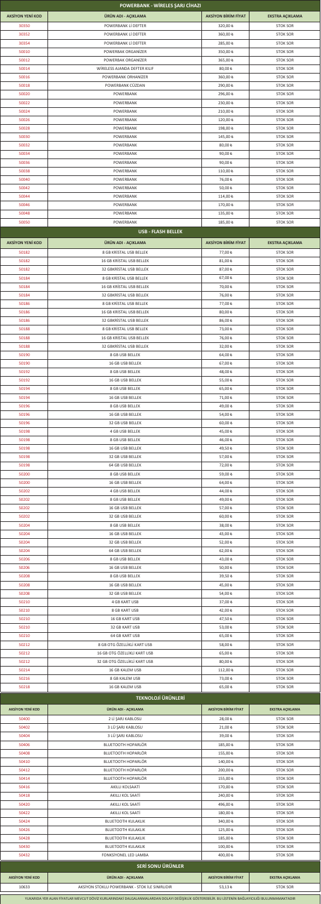## POWERBANK - WİRELES ŞARJ CİHAZI

| AKSİYON YENİ KOD | ÜRÜN ADI - AÇIKLAMA | AKSİYON BİRİM FİYAT | EKSTRA AÇIKLAMA |
|---|---|---|---|
| 30350 | POWERBANK Lİ DEFTER | 320,00 ₺ | STOK SOR |
| 30352 | POWERBANK Lİ DEFTER | 360,00 ₺ | STOK SOR |
| 30354 | POWERBANK Lİ DEFTER | 285,00 ₺ | STOK SOR |
| 50010 | POWERBAK ORGANİZER | 350,00 ₺ | STOK SOR |
| 50012 | POWERBAK ORGANİZER | 365,00 ₺ | STOK SOR |
| 50014 | WİRELESS AJANDA DEFTER KILIF | 80,00 ₺ | STOK SOR |
| 50016 | POWERBANK ORHANİZER | 360,00 ₺ | STOK SOR |
| 50018 | POWERBANK CÜZDAN | 290,00 ₺ | STOK SOR |
| 50020 | POWERBANK | 296,00 ₺ | STOK SOR |
| 50022 | POWERBANK | 230,00 ₺ | STOK SOR |
| 50024 | POWERBANK | 210,00 ₺ | STOK SOR |
| 50026 | POWERBANK | 120,00 ₺ | STOK SOR |
| 50028 | POWERBANK | 198,00 ₺ | STOK SOR |
| 50030 | POWERBANK | 145,00 ₺ | STOK SOR |
| 50032 | POWERBANK | 80,00 ₺ | STOK SOR |
| 50034 | POWERBANK | 90,00 ₺ | STOK SOR |
| 50036 | POWERBANK | 90,00 ₺ | STOK SOR |
| 50038 | POWERBANK | 110,00 ₺ | STOK SOR |
| 50040 | POWERBANK | 76,00 ₺ | STOK SOR |
| 50042 | POWERBANK | 50,00 ₺ | STOK SOR |
| 50044 | POWERBANK | 114,00 ₺ | STOK SOR |
| 50046 | POWERBANK | 170,00 ₺ | STOK SOR |
| 50048 | POWERBANK | 135,00 ₺ | STOK SOR |
| 50050 | POWERBANK | 185,00 ₺ | STOK SOR |

## USB - FLASH BELLEK

| AKSİYON YENİ KOD | ÜRÜN ADI - AÇIKLAMA | AKSİYON BİRİM FİYAT | EKSTRA AÇIKLAMA |
|---|---|---|---|
| 50182 | 8 GB KRİSTAL USB BELLEK | 77,00 ₺ | STOK SOR |
| 50182 | 16 GB KRİSTAL USB BELLEK | 81,00 ₺ | STOK SOR |
| 50182 | 32 GBKRİSTAL USB BELLEK | 87,00 ₺ | STOK SOR |
| 50184 | 8 GB KRİSTAL USB BELLEK | 67,00 ₺ | STOK SOR |
| 50184 | 16 GB KRİSTAL USB BELLEK | 70,00 ₺ | STOK SOR |
| 50184 | 32 GBKRİSTAL USB BELLEK | 76,00 ₺ | STOK SOR |
| 50186 | 8 GB KRİSTAL USB BELLEK | 77,00 ₺ | STOK SOR |
| 50186 | 16 GB KRİSTAL USB BELLEK | 80,00 ₺ | STOK SOR |
| 50186 | 32 GBKRİSTAL USB BELLEK | 86,00 ₺ | STOK SOR |
| 50188 | 8 GB KRİSTAL USB BELLEK | 73,00 ₺ | STOK SOR |
| 50188 | 16 GB KRİSTAL USB BELLEK | 76,00 ₺ | STOK SOR |
| 50188 | 32 GBKRİSTAL USB BELLEK | 32,00 ₺ | STOK SOR |
| 50190 | 8 GB USB BELLEK | 64,00 ₺ | STOK SOR |
| 50190 | 16 GB USB BELLEK | 67,00 ₺ | STOK SOR |
| 50192 | 8 GB USB BELLEK | 48,00 ₺ | STOK SOR |
| 50192 | 16 GB USB BELLEK | 55,00 ₺ | STOK SOR |
| 50194 | 8 GB USB BELLEK | 65,00 ₺ | STOK SOR |
| 50194 | 16 GB USB BELLEK | 71,00 ₺ | STOK SOR |
| 50196 | 8 GB USB BELLEK | 49,00 ₺ | STOK SOR |
| 50196 | 16 GB USB BELLEK | 54,00 ₺ | STOK SOR |
| 50196 | 32 GB USB BELLEK | 60,00 ₺ | STOK SOR |
| 50198 | 4 GB USB BELLEK | 45,00 ₺ | STOK SOR |
| 50198 | 8 GB USB BELLEK | 46,00 ₺ | STOK SOR |
| 50198 | 16 GB USB BELLEK | 49,50 ₺ | STOK SOR |
| 50198 | 32 GB USB BELLEK | 57,00 ₺ | STOK SOR |
| 50198 | 64 GB USB BELLEK | 72,00 ₺ | STOK SOR |
| 50200 | 8 GB USB BELLEK | 59,00 ₺ | STOK SOR |
| 50200 | 16 GB USB BELLEK | 64,00 ₺ | STOK SOR |
| 50202 | 4 GB USB BELLEK | 44,00 ₺ | STOK SOR |
| 50202 | 8 GB USB BELLEK | 49,00 ₺ | STOK SOR |
| 50202 | 16 GB USB BELLEK | 57,00 ₺ | STOK SOR |
| 50202 | 32 GB USB BELLEK | 60,00 ₺ | STOK SOR |
| 50204 | 8 GB USB BELLEK | 38,00 ₺ | STOK SOR |
| 50204 | 16 GB USB BELLEK | 43,00 ₺ | STOK SOR |
| 50204 | 32 GB USB BELLEK | 52,00 ₺ | STOK SOR |
| 50204 | 64 GB USB BELLEK | 62,00 ₺ | STOK SOR |
| 50206 | 8 GB USB BELLEK | 43,00 ₺ | STOK SOR |
| 50206 | 16 GB USB BELLEK | 50,00 ₺ | STOK SOR |
| 50208 | 8 GB USB BELLEK | 39,50 ₺ | STOK SOR |
| 50208 | 16 GB USB BELLEK | 45,00 ₺ | STOK SOR |
| 50208 | 32 GB USB BELLEK | 54,00 ₺ | STOK SOR |
| 50210 | 4 GB KART USB | 37,00 ₺ | STOK SOR |
| 50210 | 8 GB KART USB | 42,00 ₺ | STOK SOR |
| 50210 | 16 GB KART USB | 47,50 ₺ | STOK SOR |
| 50210 | 32 GB KART USB | 53,00 ₺ | STOK SOR |
| 50210 | 64 GB KART USB | 65,00 ₺ | STOK SOR |
| 50212 | 8 GB OTG ÖZELLİKLİ KART USB | 58,00 ₺ | STOK SOR |
| 50212 | 16 GB OTG ÖZELLİKLİ KART USB | 65,00 ₺ | STOK SOR |
| 50212 | 32 GB OTG ÖZELLİKLİ KART USB | 80,00 ₺ | STOK SOR |
| 50214 | 16 GB KALEM USB | 112,00 ₺ | STOK SOR |
| 50216 | 8 GB KALEM USB | 73,00 ₺ | STOK SOR |
| 50218 | 16 GB KALEM USB | 65,00 ₺ | STOK SOR |

## TEKNOLOJİ ÜRÜNLERİ

| AKSİYON YENİ KOD | ÜRÜN ADI - AÇIKLAMA | AKSİYON BİRİM FİYAT | EKSTRA AÇIKLAMA |
|---|---|---|---|
| 50400 | 2 Lİ ŞARJ KABLOSU | 28,00 ₺ | STOK SOR |
| 50402 | 3 LÜ ŞARJ KABLOSU | 21,00 ₺ | STOK SOR |
| 50404 | 3 LÜ ŞARJ KABLOSU | 39,00 ₺ | STOK SOR |
| 50406 | BLUETOOTH HOPARLÖR | 185,00 ₺ | STOK SOR |
| 50408 | BLUETOOTH HOPARLÖR | 155,00 ₺ | STOK SOR |
| 50410 | BLUETOOTH HOPARLÖR | 140,00 ₺ | STOK SOR |
| 50412 | BLUETOOTH HOPARLÖR | 200,00 ₺ | STOK SOR |
| 50414 | BLUETOOTH HOPARLÖR | 155,00 ₺ | STOK SOR |
| 50416 | AKILLI KOLSAATİ | 170,00 ₺ | STOK SOR |
| 50418 | AKILLI KOL SAATİ | 240,00 ₺ | STOK SOR |
| 50420 | AKILLI KOL SAATİ | 496,00 ₺ | STOK SOR |
| 50422 | AKILLI KOL SAATİ | 180,00 ₺ | STOK SOR |
| 50424 | BLUETOOTH KULAKLIK | 340,00 ₺ | STOK SOR |
| 50426 | BLUETOOTH KULAKLIK | 125,00 ₺ | STOK SOR |
| 50428 | BLUETOOTH KULAKLIK | 185,00 ₺ | STOK SOR |
| 50430 | BLUETOOTH KULAKLIK | 100,00 ₺ | STOK SOR |
| 50432 | FONKSİYONEL LED LAMBA | 400,00 ₺ | STOK SOR |

## SERİ SONU ÜRÜNLER

| AKSİYON YENİ KOD | ÜRÜN ADI - AÇIKLAMA | AKSİYON BİRİM FİYAT | EKSTRA AÇIKLAMA |
|---|---|---|---|
| 10633 | AKSİYON STOKLU POWERBANK - STOK İLE SINIRLIDIR | 53,13 ₺ | STOK SOR |

YUKARIDA YER ALAN FİYATLAR MEVCUT DÖVİZ KURLARINDAKİ DALGALANMALARDAN DOLAYI DEĞİŞKENLİK GÖSTEREBİLİR. BU LİSTENİN BAĞLAYICILIĞI BULUNMAMAKTADIR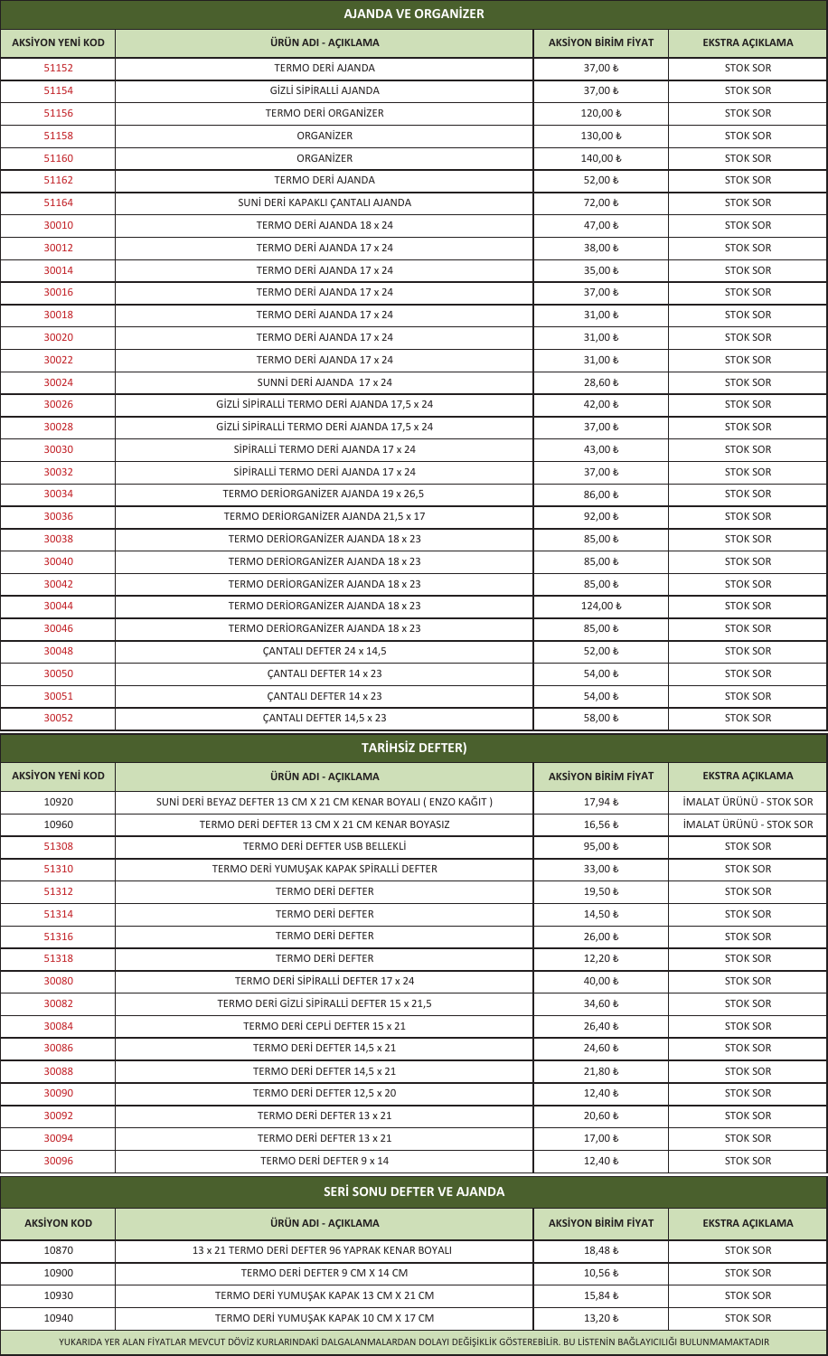## AJANDA VE ORGANİZER

| AKSİYON YENİ KOD | ÜRÜN ADI - AÇIKLAMA | AKSİYON BİRİM FİYAT | EKSTRA AÇIKLAMA |
|---|---|---|---|
| 51152 | TERMO DERİ AJANDA | 37,00 ₺ | STOK SOR |
| 51154 | GİZLİ SİPİRALLİ AJANDA | 37,00 ₺ | STOK SOR |
| 51156 | TERMO DERİ ORGANİZER | 120,00 ₺ | STOK SOR |
| 51158 | ORGANİZER | 130,00 ₺ | STOK SOR |
| 51160 | ORGANİZER | 140,00 ₺ | STOK SOR |
| 51162 | TERMO DERİ AJANDA | 52,00 ₺ | STOK SOR |
| 51164 | SUNİ DERİ KAPAKLI ÇANTALI AJANDA | 72,00 ₺ | STOK SOR |
| 30010 | TERMO DERİ AJANDA 18 x 24 | 47,00 ₺ | STOK SOR |
| 30012 | TERMO DERİ AJANDA 17 x 24 | 38,00 ₺ | STOK SOR |
| 30014 | TERMO DERİ AJANDA 17 x 24 | 35,00 ₺ | STOK SOR |
| 30016 | TERMO DERİ AJANDA 17 x 24 | 37,00 ₺ | STOK SOR |
| 30018 | TERMO DERİ AJANDA 17 x 24 | 31,00 ₺ | STOK SOR |
| 30020 | TERMO DERİ AJANDA 17 x 24 | 31,00 ₺ | STOK SOR |
| 30022 | TERMO DERİ AJANDA 17 x 24 | 31,00 ₺ | STOK SOR |
| 30024 | SUNNİ DERİ AJANDA 17 x 24 | 28,60 ₺ | STOK SOR |
| 30026 | GİZLİ SİPİRALLİ TERMO DERİ AJANDA 17,5 x 24 | 42,00 ₺ | STOK SOR |
| 30028 | GİZLİ SİPİRALLİ TERMO DERİ AJANDA 17,5 x 24 | 37,00 ₺ | STOK SOR |
| 30030 | SİPİRALLİ TERMO DERİ AJANDA 17 x 24 | 43,00 ₺ | STOK SOR |
| 30032 | SİPİRALLİ TERMO DERİ AJANDA 17 x 24 | 37,00 ₺ | STOK SOR |
| 30034 | TERMO DERİORGANİZER AJANDA 19 x 26,5 | 86,00 ₺ | STOK SOR |
| 30036 | TERMO DERİORGANİZER AJANDA 21,5 x 17 | 92,00 ₺ | STOK SOR |
| 30038 | TERMO DERİORGANİZER AJANDA 18 x 23 | 85,00 ₺ | STOK SOR |
| 30040 | TERMO DERİORGANİZER AJANDA 18 x 23 | 85,00 ₺ | STOK SOR |
| 30042 | TERMO DERİORGANİZER AJANDA 18 x 23 | 85,00 ₺ | STOK SOR |
| 30044 | TERMO DERİORGANİZER AJANDA 18 x 23 | 124,00 ₺ | STOK SOR |
| 30046 | TERMO DERİORGANİZER AJANDA 18 x 23 | 85,00 ₺ | STOK SOR |
| 30048 | ÇANTALI DEFTER 24 x 14,5 | 52,00 ₺ | STOK SOR |
| 30050 | ÇANTALI DEFTER 14 x 23 | 54,00 ₺ | STOK SOR |
| 30051 | ÇANTALI DEFTER 14 x 23 | 54,00 ₺ | STOK SOR |
| 30052 | ÇANTALI DEFTER 14,5 x 23 | 58,00 ₺ | STOK SOR |

## TARİHSİZ DEFTER)

| AKSİYON YENİ KOD | ÜRÜN ADI - AÇIKLAMA | AKSİYON BİRİM FİYAT | EKSTRA AÇIKLAMA |
|---|---|---|---|
| 10920 | SUNİ DERİ BEYAZ DEFTER 13 CM X 21 CM KENAR BOYALI ( ENZO KAĞIT ) | 17,94 ₺ | İMALAT ÜRÜNÜ - STOK SOR |
| 10960 | TERMO DERİ DEFTER 13 CM X 21 CM KENAR BOYASIZ | 16,56 ₺ | İMALAT ÜRÜNÜ - STOK SOR |
| 51308 | TERMO DERİ DEFTER USB BELLEKLİ | 95,00 ₺ | STOK SOR |
| 51310 | TERMO DERİ YUMUŞAK KAPAK SPİRALLİ DEFTER | 33,00 ₺ | STOK SOR |
| 51312 | TERMO DERİ DEFTER | 19,50 ₺ | STOK SOR |
| 51314 | TERMO DERİ DEFTER | 14,50 ₺ | STOK SOR |
| 51316 | TERMO DERİ DEFTER | 26,00 ₺ | STOK SOR |
| 51318 | TERMO DERİ DEFTER | 12,20 ₺ | STOK SOR |
| 30080 | TERMO DERİ SİPİRALLİ DEFTER 17 x 24 | 40,00 ₺ | STOK SOR |
| 30082 | TERMO DERİ GİZLİ SİPİRALLİ DEFTER 15 x 21,5 | 34,60 ₺ | STOK SOR |
| 30084 | TERMO DERİ CEPLİ DEFTER 15 x 21 | 26,40 ₺ | STOK SOR |
| 30086 | TERMO DERİ DEFTER 14,5 x 21 | 24,60 ₺ | STOK SOR |
| 30088 | TERMO DERİ DEFTER 14,5 x 21 | 21,80 ₺ | STOK SOR |
| 30090 | TERMO DERİ DEFTER 12,5 x 20 | 12,40 ₺ | STOK SOR |
| 30092 | TERMO DERİ DEFTER 13 x 21 | 20,60 ₺ | STOK SOR |
| 30094 | TERMO DERİ DEFTER 13 x 21 | 17,00 ₺ | STOK SOR |
| 30096 | TERMO DERİ DEFTER 9 x 14 | 12,40 ₺ | STOK SOR |

## SERİ SONU DEFTER VE AJANDA

| AKSİYON KOD | ÜRÜN ADI - AÇIKLAMA | AKSİYON BİRİM FİYAT | EKSTRA AÇIKLAMA |
|---|---|---|---|
| 10870 | 13 x 21 TERMO DERİ DEFTER 96 YAPRAK KENAR BOYALI | 18,48 ₺ | STOK SOR |
| 10900 | TERMO DERİ DEFTER 9 CM X 14 CM | 10,56 ₺ | STOK SOR |
| 10930 | TERMO DERİ YUMUŞAK KAPAK 13 CM X 21 CM | 15,84 ₺ | STOK SOR |
| 10940 | TERMO DERİ YUMUŞAK KAPAK 10 CM X 17 CM | 13,20 ₺ | STOK SOR |

YUKARIDA YER ALAN FİYATLAR MEVCUT DÖVİZ KURLARINDAKİ DALGALANMALARDAN DOLAYI DEĞİŞİKLİK GÖSTEREBİLİR. BU LİSTENİN BAĞLAYICILIĞI BULUNMAMAKTADIR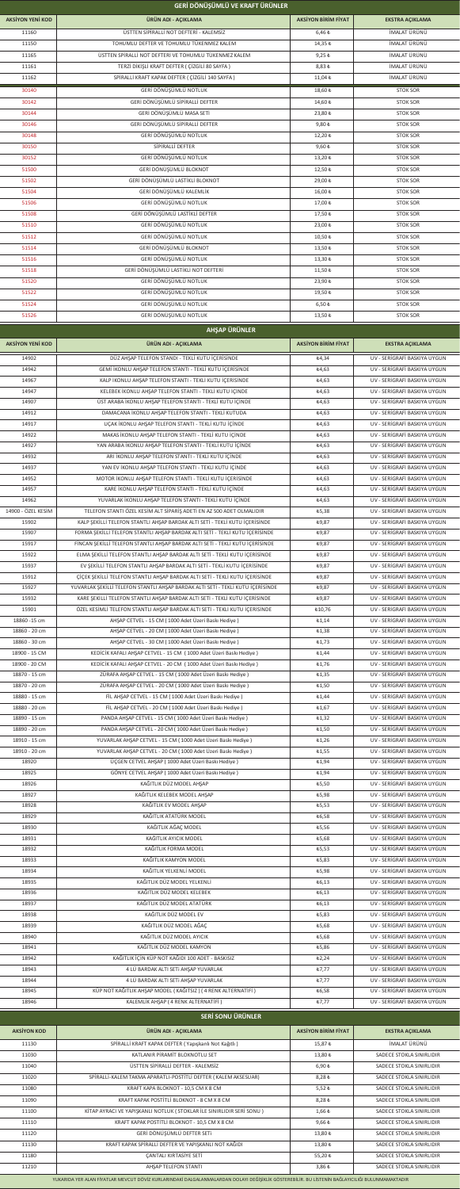## GERİ DÖNÜŞÜMLÜ VE KRAFT ÜRÜNLER

| AKSİYON YENİ KOD | ÜRÜN ADI - AÇIKLAMA | AKSİYON BİRİM FİYAT | EKSTRA AÇIKLAMA |
|---|---|---|---|
| 11160 | ÜSTTEN SPİRALLİ NOT DEFTERİ - KALEMSİZ | 6,46 ₺ | İMALAT ÜRÜNÜ |
| 11150 | TOHUMLU DEFTER VE TOHUMLU TÜKENMEZ KALEM | 14,35 ₺ | İMALAT ÜRÜNÜ |
| 11165 | ÜSTTEN SPİRALLİ NOT DEFTERİ VE TOHUMLU TÜKENMEZ KALEM | 9,25 ₺ | İMALAT ÜRÜNÜ |
| 11161 | TERZİ DİKİŞLİ KRAFT DEFTER ( ÇİZGİLİ 80 SAYFA ) | 8,83 ₺ | İMALAT ÜRÜNÜ |
| 11162 | SPİRALLİ KRAFT KAPAK DEFTER ( ÇİZGİLİ 140 SAYFA ) | 11,04 ₺ | İMALAT ÜRÜNÜ |
| 30140 | GERİ DÖNÜŞÜMLÜ NOTLUK | 18,60 ₺ | STOK SOR |
| 30142 | GERİ DÖNÜŞÜMLÜ SPİRALLİ DEFTER | 14,60 ₺ | STOK SOR |
| 30144 | GERİ DÖNÜŞÜMLÜ MASA SETİ | 23,80 ₺ | STOK SOR |
| 30146 | GERİ DÖNÜŞÜMLÜ SPİRALLİ DEFTER | 9,80 ₺ | STOK SOR |
| 30148 | GERİ DÖNÜŞÜMLÜ NOTLUK | 12,20 ₺ | STOK SOR |
| 30150 | SPİRALLİ DEFTER | 9,60 ₺ | STOK SOR |
| 30152 | GERİ DÖNÜŞÜMLÜ NOTLUK | 13,20 ₺ | STOK SOR |
| 51500 | GERİ DÖNÜŞÜMLÜ BLOKNOT | 12,50 ₺ | STOK SOR |
| 51502 | GERİ DÖNÜŞÜMLÜ LASTİKLİ BLOKNOT | 29,00 ₺ | STOK SOR |
| 51504 | GERİ DÖNÜŞÜMLÜ KALEMLİK | 16,00 ₺ | STOK SOR |
| 51506 | GERİ DÖNÜŞÜMLÜ NOTLUK | 17,00 ₺ | STOK SOR |
| 51508 | GERİ DÖNÜŞÜMLÜ LASTİKLİ DEFTER | 17,50 ₺ | STOK SOR |
| 51510 | GERİ DÖNÜŞÜMLÜ NOTLUK | 23,00 ₺ | STOK SOR |
| 51512 | GERİ DÖNÜŞÜMLÜ NOTLUK | 10,50 ₺ | STOK SOR |
| 51514 | GERİ DÖNÜŞÜMLÜ BLOKNOT | 13,50 ₺ | STOK SOR |
| 51516 | GERİ DÖNÜŞÜMLÜ NOTLUK | 13,30 ₺ | STOK SOR |
| 51518 | GERİ DÖNÜŞÜMLÜ LASTİKLİ NOT DEFTERİ | 11,50 ₺ | STOK SOR |
| 51520 | GERİ DÖNÜŞÜMLÜ NOTLUK | 23,90 ₺ | STOK SOR |
| 51522 | GERİ DÖNÜŞÜMLÜ NOTLUK | 19,50 ₺ | STOK SOR |
| 51524 | GERİ DÖNÜŞÜMLÜ NOTLUK | 6,50 ₺ | STOK SOR |
| 51526 | GERİ DÖNÜŞÜMLÜ NOTLUK | 13,50 ₺ | STOK SOR |

## AHŞAP ÜRÜNLER

| AKSİYON YENİ KOD | ÜRÜN ADI - AÇIKLAMA | AKSİYON BİRİM FİYAT | EKSTRA AÇIKLAMA |
|---|---|---|---|
| 14902 | DÜZ AHŞAP TELEFON STANDI - TEKLİ KUTU İÇERİSİNDE | ₺4,34 | UV - SERİGRAFİ BASKIYA UYGUN |
| 14942 | GEMİ İKONLU AHŞAP TELEFON STANTI - TEKLİ KUTU İÇERİSİNDE | ₺4,63 | UV - SERİGRAFİ BASKIYA UYGUN |
| 14967 | KALP İKONLU AHŞAP TELEFON STANTI - TEKLİ KUTU İÇERİSİNDE | ₺4,63 | UV - SERİGRAFİ BASKIYA UYGUN |
| 14947 | KELEBEK İKONLU AHŞAP TELEFON STANTI - TEKLİ KUTU İÇİNDE | ₺4,63 | UV - SERİGRAFİ BASKIYA UYGUN |
| 14907 | ÜST ARABA İKONLU AHŞAP TELEFON STANTI - TEKLİ KUTU İÇİNDE | ₺4,63 | UV - SERİGRAFİ BASKIYA UYGUN |
| 14912 | DAMACANA İKONLU AHŞAP TELEFON STANTI - TEKLİ KUTUDA | ₺4,63 | UV - SERİGRAFİ BASKIYA UYGUN |
| 14917 | UÇAK İKONLU AHŞAP TELEFON STANTI - TEKLİ KUTU İÇİNDE | ₺4,63 | UV - SERİGRAFİ BASKIYA UYGUN |
| 14922 | MAKAS İKONLU AHŞAP TELEFON STANTI - TEKLİ KUTU İÇİNDE | ₺4,63 | UV - SERİGRAFİ BASKIYA UYGUN |
| 14927 | YAN ARABA İKONLU AHŞAP TELEFON STANTI - TEKLİ KUTU İÇİNDE | ₺4,63 | UV - SERİGRAFİ BASKIYA UYGUN |
| 14932 | ARI İKONLU AHŞAP TELEFON STANTI - TEKLİ KUTU İÇİNDE | ₺4,63 | UV - SERİGRAFİ BASKIYA UYGUN |
| 14937 | YAN EV İKONLU AHŞAP TELEFON STANTI - TEKLİ KUTU İÇİNDE | ₺4,63 | UV - SERİGRAFİ BASKIYA UYGUN |
| 14952 | MOTOR İKONLU AHŞAP TELEFON STANTI - TEKLİ KUTU İÇERİSİNDE | ₺4,63 | UV - SERİGRAFİ BASKIYA UYGUN |
| 14957 | KARE İKONLU AHŞAP TELEFON STANTI - TEKLİ KUTU İÇİNDE | ₺4,63 | UV - SERİGRAFİ BASKIYA UYGUN |
| 14962 | YUVARLAK İKONLU AHŞAP TELEFON STANTI - TEKLİ KUTU İÇİNDE | ₺4,63 | UV - SERİGRAFİ BASKIYA UYGUN |
| 14900 - ÖZEL KESİM | TELEFON STANTI ÖZEL KESİM ALT SİPARİŞ ADETİ EN AZ 500 ADET OLMALIDIR | ₺5,38 | UV - SERİGRAFİ BASKIYA UYGUN |
| 15902 | KALP ŞEKİLLİ TELEFON STANTLI AHŞAP BARDAK ALTI SETİ - TEKLİ KUTU İÇERİSİNDE | ₺9,87 | UV - SERİGRAFİ BASKIYA UYGUN |
| 15907 | FORMA ŞEKİLLİ TELEFON STANTLI AHŞAP BARDAK ALTI SETİ - TEKLİ KUTU İÇERİSİNDE | ₺9,87 | UV - SERİGRAFİ BASKIYA UYGUN |
| 15917 | FİNCAN ŞEKİLLİ TELEFON STANTLI AHŞAP BARDAK ALTI SETİ - TEKLİ KUTU İÇERİSİNDE | ₺9,87 | UV - SERİGRAFİ BASKIYA UYGUN |
| 15922 | ELMA ŞEKİLLİ TELEFON STANTLI AHŞAP BARDAK ALTI SETİ - TEKLİ KUTU İÇERİSİNDE | ₺9,87 | UV - SERİGRAFİ BASKIYA UYGUN |
| 15937 | EV ŞEKİLLİ TELEFON STANTLI AHŞAP BARDAK ALTI SETİ - TEKLİ KUTU İÇERİSİNDE | ₺9,87 | UV - SERİGRAFİ BASKIYA UYGUN |
| 15912 | ÇİÇEK ŞEKİLLİ TELEFON STANTLI AHŞAP BARDAK ALTI SETİ - TEKLİ KUTU İÇERİSİNDE | ₺9,87 | UV - SERİGRAFİ BASKIYA UYGUN |
| 15927 | YUVARLAK ŞEKİLLİ TELEFON STANTLI AHŞAP BARDAK ALTI SETİ - TEKLİ KUTU İÇERİSİNDE | ₺9,87 | UV - SERİGRAFİ BASKIYA UYGUN |
| 15932 | KARE ŞEKİLLİ TELEFON STANTLI AHŞAP BARDAK ALTI SETİ - TEKLİ KUTU İÇERİSİNDE | ₺9,87 | UV - SERİGRAFİ BASKIYA UYGUN |
| 15901 | ÖZEL KESİMLİ TELEFON STANTLI AHŞAP BARDAK ALTI SETİ - TEKLİ KUTU İÇERİSİNDE | ₺10,76 | UV - SERİGRAFİ BASKIYA UYGUN |
| 18860 - 15 cm | AHŞAP CETVEL - 15 CM ( 1000 Adet Üzeri Baskı Hediye ) | ₺1,14 | UV - SERİGRAFİ BASKIYA UYGUN |
| 18860 - 20 cm | AHŞAP CETVEL - 20 CM ( 1000 Adet Üzeri Baskı Hediye ) | ₺1,38 | UV - SERİGRAFİ BASKIYA UYGUN |
| 18860 - 30 cm | AHŞAP CETVEL - 30 CM ( 1000 Adet Üzeri Baskı Hediye ) | ₺1,73 | UV - SERİGRAFİ BASKIYA UYGUN |
| 18900 - 15 CM | KEDİCİK KAFALI AHŞAP CETVEL - 15 CM ( 1000 Adet Üzeri Baskı Hediye ) | ₺1,44 | UV - SERİGRAFİ BASKIYA UYGUN |
| 18900 - 20 CM | KEDİCİK KAFALI AHŞAP CETVEL - 20 CM ( 1000 Adet Üzeri Baskı Hediye ) | ₺1,76 | UV - SERİGRAFİ BASKIYA UYGUN |
| 18870 - 15 cm | ZÜRAFA AHŞAP CETVEL - 15 CM ( 1000 Adet Üzeri Baskı Hediye ) | ₺1,35 | UV - SERİGRAFİ BASKIYA UYGUN |
| 18870 - 20 cm | ZÜRAFA AHŞAP CETVEL - 20 CM ( 1000 Adet Üzeri Baskı Hediye ) | ₺1,50 | UV - SERİGRAFİ BASKIYA UYGUN |
| 18880 - 15 cm | FİL AHŞAP CETVEL - 15 CM ( 1000 Adet Üzeri Baskı Hediye ) | ₺1,44 | UV - SERİGRAFİ BASKIYA UYGUN |
| 18880 - 20 cm | FİL AHŞAP CETVEL - 20 CM ( 1000 Adet Üzeri Baskı Hediye ) | ₺1,67 | UV - SERİGRAFİ BASKIYA UYGUN |
| 18890 - 15 cm | PANDA AHŞAP CETVEL - 15 CM ( 1000 Adet Üzeri Baskı Hediye ) | ₺1,32 | UV - SERİGRAFİ BASKIYA UYGUN |
| 18890 - 20 cm | PANDA AHŞAP CETVEL - 20 CM ( 1000 Adet Üzeri Baskı Hediye ) | ₺1,50 | UV - SERİGRAFİ BASKIYA UYGUN |
| 18910 - 15 cm | YUVARLAK AHŞAP CETVEL - 15 CM ( 1000 Adet Üzeri Baskı Hediye ) | ₺1,26 | UV - SERİGRAFİ BASKIYA UYGUN |
| 18910 - 20 cm | YUVARLAK AHŞAP CETVEL - 20 CM ( 1000 Adet Üzeri Baskı Hediye ) | ₺1,55 | UV - SERİGRAFİ BASKIYA UYGUN |
| 18920 | ÜÇGEN CETVEL AHŞAP ( 1000 Adet Üzeri Baskı Hediye ) | ₺1,94 | UV - SERİGRAFİ BASKIYA UYGUN |
| 18925 | GÖNYE CETVEL AHŞAP ( 1000 Adet Üzeri Baskı Hediye ) | ₺1,94 | UV - SERİGRAFİ BASKIYA UYGUN |
| 18926 | KAĞITLIK DÜZ MODEL AHŞAP | ₺5,50 | UV - SERİGRAFİ BASKIYA UYGUN |
| 18927 | KAĞITLIK KELEBEK MODEL AHŞAP | ₺5,98 | UV - SERİGRAFİ BASKIYA UYGUN |
| 18928 | KAĞITLIK EV MODEL AHŞAP | ₺5,53 | UV - SERİGRAFİ BASKIYA UYGUN |
| 18929 | KAĞITLIK ATATÜRK MODEL | ₺6,58 | UV - SERİGRAFİ BASKIYA UYGUN |
| 18930 | KAĞITLIK AĞAÇ MODEL | ₺5,56 | UV - SERİGRAFİ BASKIYA UYGUN |
| 18931 | KAĞITLIK AYICIK MODEL | ₺5,68 | UV - SERİGRAFİ BASKIYA UYGUN |
| 18932 | KAĞITLIK FORMA MODEL | ₺5,53 | UV - SERİGRAFİ BASKIYA UYGUN |
| 18933 | KAĞITLIK KAMYON MODEL | ₺5,83 | UV - SERİGRAFİ BASKIYA UYGUN |
| 18934 | KAĞITLIK YELKENLİ MODEL | ₺5,98 | UV - SERİGRAFİ BASKIYA UYGUN |
| 18935 | KAĞITLIK DÜZ MODEL YELKENLİ | ₺6,13 | UV - SERİGRAFİ BASKIYA UYGUN |
| 18936 | KAĞITLIK DÜZ MODEL KELEBEK | ₺6,13 | UV - SERİGRAFİ BASKIYA UYGUN |
| 18937 | KAĞITLIK DÜZ MODEL ATATÜRK | ₺6,13 | UV - SERİGRAFİ BASKIYA UYGUN |
| 18938 | KAĞITLIK DÜZ MODEL EV | ₺5,83 | UV - SERİGRAFİ BASKIYA UYGUN |
| 18939 | KAĞITLIK DÜZ MODEL AĞAÇ | ₺5,68 | UV - SERİGRAFİ BASKIYA UYGUN |
| 18940 | KAĞITLIK DÜZ MODEL AYICIK | ₺5,68 | UV - SERİGRAFİ BASKIYA UYGUN |
| 18941 | KAĞITLIK DÜZ MODEL KAMYON | ₺5,86 | UV - SERİGRAFİ BASKIYA UYGUN |
| 18942 | KAĞITLIK İÇİN KÜP NOT KAĞIDI 100 ADET - BASKISIZ | ₺2,24 | UV - SERİGRAFİ BASKIYA UYGUN |
| 18943 | 4 LÜ BARDAK ALTI SETİ AHŞAP YUVARLAK | ₺7,77 | UV - SERİGRAFİ BASKIYA UYGUN |
| 18944 | 4 LÜ BARDAK ALTI SETİ AHŞAP YUVARLAK | ₺7,77 | UV - SERİGRAFİ BASKIYA UYGUN |
| 18945 | KÜP NOT KAĞITLIK AHŞAP MODEL ( KAĞITSIZ ) ( 4 RENK ALTERNATİFİ ) | ₺6,58 | UV - SERİGRAFİ BASKIYA UYGUN |
| 18946 | KALEMLİK AHŞAP ( 4 RENK ALTERNATİFİ ) | ₺7,77 | UV - SERİGRAFİ BASKIYA UYGUN |

## SERİ SONU ÜRÜNLER

| AKSİYON KOD | ÜRÜN ADI - AÇIKLAMA | AKSİYON BİRİM FİYAT | EKSTRA AÇIKLAMA |
|---|---|---|---|
| 11130 | SPİRALLİ KRAFT KAPAK DEFTER ( Yapışkanlı Not Kağıtlı ) | 15,87 ₺ | İMALAT ÜRÜNÜ |
| 11030 | KATLANIR PİRAMİT BLOKNOTLU SET | 13,80 ₺ | SADECE STOKLA SINIRLIDIR |
| 11040 | ÜSTTEN SPİRALLİ DEFTER - KALEMSİZ | 6,90 ₺ | SADECE STOKLA SINIRLIDIR |
| 11020 | SPİRALLİ-KALEM TAKMA APARATLI-POSTİTLİ DEFTER ( KALEM AKSESUAR) | 8,28 ₺ | SADECE STOKLA SINIRLIDIR |
| 11080 | KRAFT KAPA BLOKNOT - 10,5 CM X 8 CM | 5,52 ₺ | SADECE STOKLA SINIRLIDIR |
| 11090 | KRAFT KAPAK POSTİTLİ BLOKNOT - 8 CM X 8 CM | 8,28 ₺ | SADECE STOKLA SINIRLIDIR |
| 11100 | KİTAP AYRACI VE YAPIŞKANLI NOTLUK ( STOKLAR İLE SINIRLIDIR SERİ SONU ) | 1,66 ₺ | SADECE STOKLA SINIRLIDIR |
| 11110 | KRAFT KAPAK POSTİTLİ BLOKNOT - 10,5 CM X 8 CM | 9,66 ₺ | SADECE STOKLA SINIRLIDIR |
| 11120 | GERİ DÖNÜŞÜMLÜ DEFTER SETİ | 13,80 ₺ | SADECE STOKLA SINIRLIDIR |
| 11130 | KRAFT KAPAK SPİRALLİ DEFTER VE YAPIŞKANLI NOT KAĞIDI | 13,80 ₺ | SADECE STOKLA SINIRLIDIR |
| 11180 | ÇANTALI KIRTASİYE SETİ | 55,20 ₺ | SADECE STOKLA SINIRLIDIR |
| 11210 | AHŞAP TELEFON STANTI | 3,86 ₺ | SADECE STOKLA SINIRLIDIR |

YUKARIDA YER ALAN FİYATLAR MEVCUT DÖVİZ KURLARINDAKİ DALGALANMALARDAN DOLAYI DEĞİŞİKLİK GÖSTEREBİLİR. BU LİSTENİN BAĞLAYICILIĞI BULUNMAMAKTADIR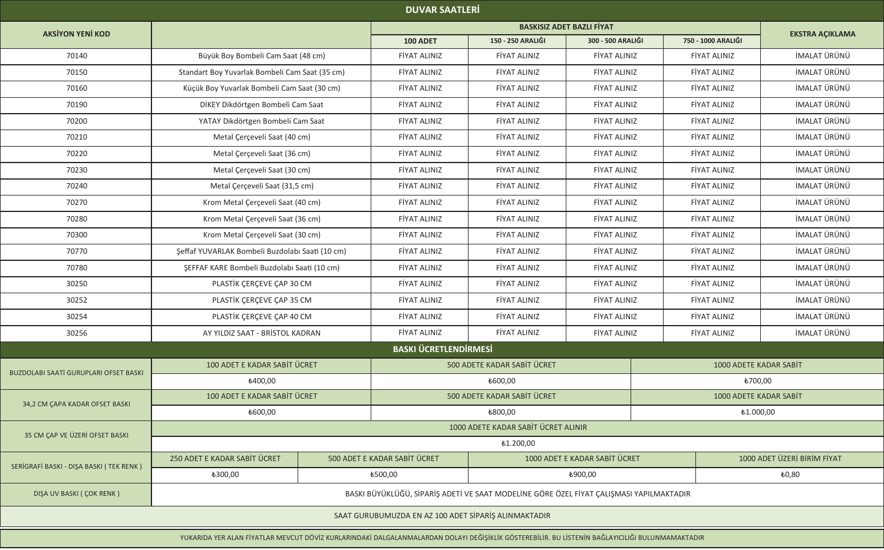## DUVAR SAATLERİ

| AKSİYON YENİ KOD | | BASKISIZ ADET BAZLI FİYAT | | | | EKSTRA AÇIKLAMA |
|---|---|---|---|---|---|---|
| | | 100 ADET | 150 - 250 ARALIĞI | 300 - 500 ARALIĞI | 750 - 1000 ARALIĞI | |
| 70140 | Büyük Boy Bombeli Cam Saat (48 cm) | FİYAT ALINIZ | FİYAT ALINIZ | FİYAT ALINIZ | FİYAT ALINIZ | İMALAT ÜRÜNÜ |
| 70150 | Standart Boy Yuvarlak Bombeli Cam Saat (35 cm) | FİYAT ALINIZ | FİYAT ALINIZ | FİYAT ALINIZ | FİYAT ALINIZ | İMALAT ÜRÜNÜ |
| 70160 | Küçük Boy Yuvarlak Bombeli Cam Saat (30 cm) | FİYAT ALINIZ | FİYAT ALINIZ | FİYAT ALINIZ | FİYAT ALINIZ | İMALAT ÜRÜNÜ |
| 70190 | DİKEY Dikdörtgen Bombeli Cam Saat | FİYAT ALINIZ | FİYAT ALINIZ | FİYAT ALINIZ | FİYAT ALINIZ | İMALAT ÜRÜNÜ |
| 70200 | YATAY Dikdörtgen Bombeli Cam Saat | FİYAT ALINIZ | FİYAT ALINIZ | FİYAT ALINIZ | FİYAT ALINIZ | İMALAT ÜRÜNÜ |
| 70210 | Metal Çerçeveli Saat (40 cm) | FİYAT ALINIZ | FİYAT ALINIZ | FİYAT ALINIZ | FİYAT ALINIZ | İMALAT ÜRÜNÜ |
| 70220 | Metal Çerçeveli Saat (36 cm) | FİYAT ALINIZ | FİYAT ALINIZ | FİYAT ALINIZ | FİYAT ALINIZ | İMALAT ÜRÜNÜ |
| 70230 | Metal Çerçeveli Saat (30 cm) | FİYAT ALINIZ | FİYAT ALINIZ | FİYAT ALINIZ | FİYAT ALINIZ | İMALAT ÜRÜNÜ |
| 70240 | Metal Çerçeveli Saat (31,5 cm) | FİYAT ALINIZ | FİYAT ALINIZ | FİYAT ALINIZ | FİYAT ALINIZ | İMALAT ÜRÜNÜ |
| 70270 | Krom Metal Çerçeveli Saat (40 cm) | FİYAT ALINIZ | FİYAT ALINIZ | FİYAT ALINIZ | FİYAT ALINIZ | İMALAT ÜRÜNÜ |
| 70280 | Krom Metal Çerçeveli Saat (36 cm) | FİYAT ALINIZ | FİYAT ALINIZ | FİYAT ALINIZ | FİYAT ALINIZ | İMALAT ÜRÜNÜ |
| 70300 | Krom Metal Çerçeveli Saat (30 cm) | FİYAT ALINIZ | FİYAT ALINIZ | FİYAT ALINIZ | FİYAT ALINIZ | İMALAT ÜRÜNÜ |
| 70770 | Şeffaf YUVARLAK Bombeli Buzdolabı Saati (10 cm) | FİYAT ALINIZ | FİYAT ALINIZ | FİYAT ALINIZ | FİYAT ALINIZ | İMALAT ÜRÜNÜ |
| 70780 | ŞEFFAF KARE Bombeli Buzdolabı Saati (10 cm) | FİYAT ALINIZ | FİYAT ALINIZ | FİYAT ALINIZ | FİYAT ALINIZ | İMALAT ÜRÜNÜ |
| 30250 | PLASTİK ÇERÇEVE ÇAP 30 CM | FİYAT ALINIZ | FİYAT ALINIZ | FİYAT ALINIZ | FİYAT ALINIZ | İMALAT ÜRÜNÜ |
| 30252 | PLASTİK ÇERÇEVE ÇAP 35 CM | FİYAT ALINIZ | FİYAT ALINIZ | FİYAT ALINIZ | FİYAT ALINIZ | İMALAT ÜRÜNÜ |
| 30254 | PLASTİK ÇERÇEVE ÇAP 40 CM | FİYAT ALINIZ | FİYAT ALINIZ | FİYAT ALINIZ | FİYAT ALINIZ | İMALAT ÜRÜNÜ |
| 30256 | AY YILDIZ SAAT - BRİSTOL KADRAN | FİYAT ALINIZ | FİYAT ALINIZ | FİYAT ALINIZ | FİYAT ALINIZ | İMALAT ÜRÜNÜ |

## BASKI ÜCRETLENDİRMESİ

| | | | | |
|---|---|---|---|---|
| BUZDOLABI SAATİ GURUPLARI OFSET BASKI | 100 ADET E KADAR SABİT ÜCRET | | 500 ADETE KADAR SABİT ÜCRET | 1000 ADETE KADAR SABİT |
| | ₺400,00 | | ₺600,00 | ₺700,00 |
| 34,2 CM ÇAPA KADAR OFSET BASKI | 100 ADET E KADAR SABİT ÜCRET | | 500 ADETE KADAR SABİT ÜCRET | 1000 ADETE KADAR SABİT |
| | ₺600,00 | | ₺800,00 | ₺1.000,00 |
| 35 CM ÇAP VE ÜZERİ OFSET BASKI | 1000 ADETE KADAR SABİT ÜCRET ALINIR | | | |
| | ₺1.200,00 | | | |
| SERİGRAFİ BASKI - DIŞA BASKI ( TEK RENK ) | 250 ADET E KADAR SABİT ÜCRET | 500 ADET E KADAR SABİT ÜCRET | 1000 ADET E KADAR SABİT ÜCRET | 1000 ADET ÜZERİ BİRİM FİYAT |
| | ₺300,00 | ₺500,00 | ₺900,00 | ₺0,80 |
| DIŞA UV BASKI ( ÇOK RENK ) | BASKI BÜYÜKLÜĞÜ, SİPARİŞ ADETİ VE SAAT MODELİNE GÖRE ÖZEL FİYAT ÇALIŞMASI YAPILMAKTADIR | | | |

SAAT GURUBUMUZDA EN AZ 100 ADET SİPARİŞ ALINMAKTADIR

YUKARIDA YER ALAN FİYATLAR MEVCUT DÖVİZ KURLARINDAKİ DALGALANMALARDAN DOLAYI DEĞİŞİKLİK GÖSTEREBİLİR. BU LİSTENİN BAĞLAYICILIĞI BULUNMAMAKTADIR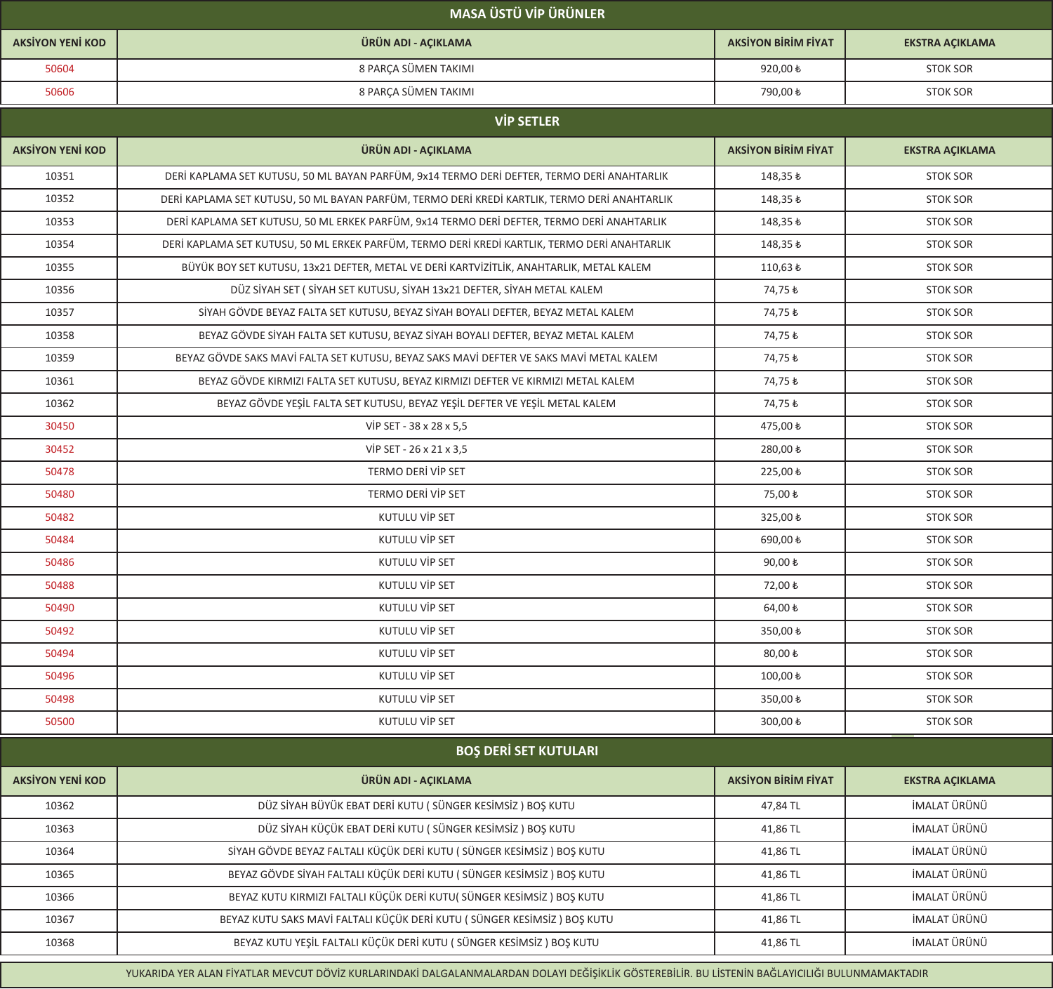## MASA ÜSTÜ VİP ÜRÜNLER

| AKSİYON YENİ KOD | ÜRÜN ADI - AÇIKLAMA | AKSİYON BİRİM FİYAT | EKSTRA AÇIKLAMA |
|---|---|---|---|
| 50604 | 8 PARÇA SÜMEN TAKIMI | 920,00 ₺ | STOK SOR |
| 50606 | 8 PARÇA SÜMEN TAKIMI | 790,00 ₺ | STOK SOR |

## VİP SETLER

| AKSİYON YENİ KOD | ÜRÜN ADI - AÇIKLAMA | AKSİYON BİRİM FİYAT | EKSTRA AÇIKLAMA |
|---|---|---|---|
| 10351 | DERİ KAPLAMA SET KUTUSU, 50 ML BAYAN PARFÜM, 9x14 TERMO DERİ DEFTER, TERMO DERİ ANAHTARLIK | 148,35 ₺ | STOK SOR |
| 10352 | DERİ KAPLAMA SET KUTUSU, 50 ML BAYAN PARFÜM, TERMO DERİ KREDİ KARTLIK, TERMO DERİ ANAHTARLIK | 148,35 ₺ | STOK SOR |
| 10353 | DERİ KAPLAMA SET KUTUSU, 50 ML ERKEK PARFÜM, 9x14 TERMO DERİ DEFTER, TERMO DERİ ANAHTARLIK | 148,35 ₺ | STOK SOR |
| 10354 | DERİ KAPLAMA SET KUTUSU, 50 ML ERKEK PARFÜM, TERMO DERİ KREDİ KARTLIK, TERMO DERİ ANAHTARLIK | 148,35 ₺ | STOK SOR |
| 10355 | BÜYÜK BOY SET KUTUSU, 13x21 DEFTER, METAL VE DERİ KARTVİZİTLİK, ANAHTARLIK, METAL KALEM | 110,63 ₺ | STOK SOR |
| 10356 | DÜZ SİYAH SET ( SİYAH SET KUTUSU, SİYAH 13x21 DEFTER, SİYAH METAL KALEM | 74,75 ₺ | STOK SOR |
| 10357 | SİYAH GÖVDE BEYAZ FALTA SET KUTUSU, BEYAZ SİYAH BOYALI DEFTER, BEYAZ METAL KALEM | 74,75 ₺ | STOK SOR |
| 10358 | BEYAZ GÖVDE SİYAH FALTA SET KUTUSU, BEYAZ SİYAH BOYALI DEFTER, BEYAZ METAL KALEM | 74,75 ₺ | STOK SOR |
| 10359 | BEYAZ GÖVDE SAKS MAVİ FALTA SET KUTUSU, BEYAZ SAKS MAVİ DEFTER VE SAKS MAVİ METAL KALEM | 74,75 ₺ | STOK SOR |
| 10361 | BEYAZ GÖVDE KIRMIZI FALTA SET KUTUSU, BEYAZ KIRMIZI DEFTER VE KIRMIZI METAL KALEM | 74,75 ₺ | STOK SOR |
| 10362 | BEYAZ GÖVDE YEŞİL FALTA SET KUTUSU, BEYAZ YEŞİL DEFTER VE YEŞİL METAL KALEM | 74,75 ₺ | STOK SOR |
| 30450 | VİP SET - 38 x 28 x 5,5 | 475,00 ₺ | STOK SOR |
| 30452 | VİP SET - 26 x 21 x 3,5 | 280,00 ₺ | STOK SOR |
| 50478 | TERMO DERİ VİP SET | 225,00 ₺ | STOK SOR |
| 50480 | TERMO DERİ VİP SET | 75,00 ₺ | STOK SOR |
| 50482 | KUTULU VİP SET | 325,00 ₺ | STOK SOR |
| 50484 | KUTULU VİP SET | 690,00 ₺ | STOK SOR |
| 50486 | KUTULU VİP SET | 90,00 ₺ | STOK SOR |
| 50488 | KUTULU VİP SET | 72,00 ₺ | STOK SOR |
| 50490 | KUTULU VİP SET | 64,00 ₺ | STOK SOR |
| 50492 | KUTULU VİP SET | 350,00 ₺ | STOK SOR |
| 50494 | KUTULU VİP SET | 80,00 ₺ | STOK SOR |
| 50496 | KUTULU VİP SET | 100,00 ₺ | STOK SOR |
| 50498 | KUTULU VİP SET | 350,00 ₺ | STOK SOR |
| 50500 | KUTULU VİP SET | 300,00 ₺ | STOK SOR |

## BOŞ DERİ SET KUTULARI

| AKSİYON YENİ KOD | ÜRÜN ADI - AÇIKLAMA | AKSİYON BİRİM FİYAT | EKSTRA AÇIKLAMA |
|---|---|---|---|
| 10362 | DÜZ SİYAH BÜYÜK EBAT DERİ KUTU ( SÜNGER KESİMSİZ ) BOŞ KUTU | 47,84 TL | İMALAT ÜRÜNÜ |
| 10363 | DÜZ SİYAH KÜÇÜK EBAT DERİ KUTU ( SÜNGER KESİMSİZ ) BOŞ KUTU | 41,86 TL | İMALAT ÜRÜNÜ |
| 10364 | SİYAH GÖVDE BEYAZ FALTALI KÜÇÜK DERİ KUTU ( SÜNGER KESİMSİZ ) BOŞ KUTU | 41,86 TL | İMALAT ÜRÜNÜ |
| 10365 | BEYAZ GÖVDE SİYAH FALTALI KÜÇÜK DERİ KUTU ( SÜNGER KESİMSİZ ) BOŞ KUTU | 41,86 TL | İMALAT ÜRÜNÜ |
| 10366 | BEYAZ KUTU KIRMIZI FALTALI KÜÇÜK DERİ KUTU( SÜNGER KESİMSİZ ) BOŞ KUTU | 41,86 TL | İMALAT ÜRÜNÜ |
| 10367 | BEYAZ KUTU SAKS MAVİ FALTALI KÜÇÜK DERİ KUTU ( SÜNGER KESİMSİZ ) BOŞ KUTU | 41,86 TL | İMALAT ÜRÜNÜ |
| 10368 | BEYAZ KUTU YEŞİL FALTALI KÜÇÜK DERİ KUTU ( SÜNGER KESİMSİZ ) BOŞ KUTU | 41,86 TL | İMALAT ÜRÜNÜ |

YUKARIDA YER ALAN FİYATLAR MEVCUT DÖVİZ KURLARINDAKİ DALGALANMALARDAN DOLAYI DEĞİŞİKLİK GÖSTEREBİLİR. BU LİSTENİN BAĞLAYICILIĞI BULUNMAMAKTADIR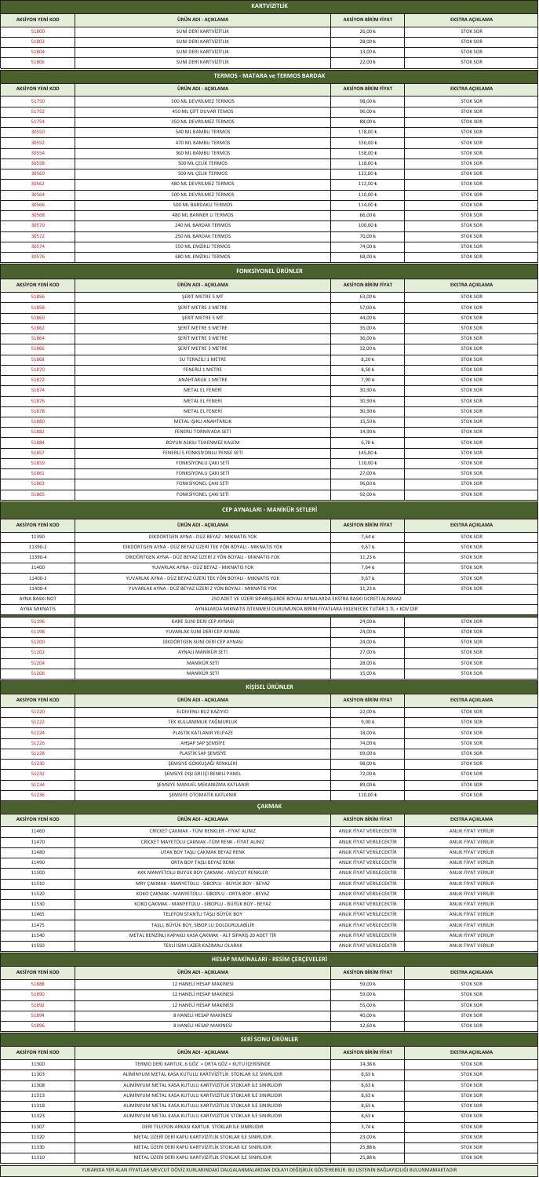## KARTVİZİTLİK

| AKSİYON YENİ KOD | ÜRÜN ADI - AÇIKLAMA | AKSİYON BİRİM FİYAT | EKSTRA AÇIKLAMA |
|---|---|---|---|
| 51800 | SUNİ DERİ KARTVİZİTLİK | 26,00 ₺ | STOK SOR |
| 51802 | SUNİ DERİ KARTVİZİTLİK | 28,00 ₺ | STOK SOR |
| 51804 | SUNİ DERİ KARTVİZİTLİK | 13,00 ₺ | STOK SOR |
| 51806 | SUNİ DERİ KARTVİZİTLİK | 22,00 ₺ | STOK SOR |

## TERMOS - MATARA ve TERMOS BARDAK

| AKSİYON YENİ KOD | ÜRÜN ADI - AÇIKLAMA | AKSİYON BİRİM FİYAT | EKSTRA AÇIKLAMA |
|---|---|---|---|
| 51750 | 500 ML DEVRİLMEZ TERMOS | 98,00 ₺ | STOK SOR |
| 51752 | 450 ML ÇİFT DUVAR TERMOS | 96,00 ₺ | STOK SOR |
| 51754 | 350 ML DEVRİLMEZ TERMOS | 88,00 ₺ | STOK SOR |
| 30550 | 540 ML BAMBU TERMOS | 178,00 ₺ | STOK SOR |
| 30552 | 470 ML BAMBU TERMOS | 150,00 ₺ | STOK SOR |
| 30554 | 360 ML BAMBU TERMOS | 158,00 ₺ | STOK SOR |
| 30558 | 500 ML ÇELİK TERMOS | 118,00 ₺ | STOK SOR |
| 30560 | 500 ML ÇELİK TERMOS | 122,00 ₺ | STOK SOR |
| 30562 | 480 ML DEVRİLMEZ TERMOS | 112,00 ₺ | STOK SOR |
| 30564 | 500 ML DEVRİLMEZ TERMOS | 110,00 ₺ | STOK SOR |
| 30566 | 500 ML BARDAKLI TERMOS | 114,00 ₺ | STOK SOR |
| 30568 | 480 ML BANNER LI TERMOS | 66,00 ₺ | STOK SOR |
| 30570 | 240 ML BARDAK TERMOS | 100,00 ₺ | STOK SOR |
| 30572 | 250 ML BARDAK TERMOS | 70,00 ₺ | STOK SOR |
| 30574 | 550 ML EMZİKLİ TERMOS | 74,00 ₺ | STOK SOR |
| 30576 | 680 ML EMZİKLİ TERMOS | 68,00 ₺ | STOK SOR |

## FONKSİYONEL ÜRÜNLER

| AKSİYON YENİ KOD | ÜRÜN ADI - AÇIKLAMA | AKSİYON BİRİM FİYAT | EKSTRA AÇIKLAMA |
|---|---|---|---|
| 51856 | ŞERİT METRE 5 MT | 63,00 ₺ | STOK SOR |
| 51858 | ŞERİT METRE 3 METRE | 57,00 ₺ | STOK SOR |
| 51860 | ŞERİT METRE 5 MT | 44,00 ₺ | STOK SOR |
| 51862 | ŞERİT METRE 3 METRE | 35,00 ₺ | STOK SOR |
| 51864 | ŞERİT METRE 3 METRE | 36,00 ₺ | STOK SOR |
| 51866 | ŞERİT METRE 3 METRE | 32,00 ₺ | STOK SOR |
| 51868 | SU TERAZİLİ 1 METRE | 8,20 ₺ | STOK SOR |
| 51870 | FENERLİ 1 METRE | 8,50 ₺ | STOK SOR |
| 51872 | ANAHTARLIK 1 METRE | 7,90 ₺ | STOK SOR |
| 51874 | METAL EL FENERİ | 30,90 ₺ | STOK SOR |
| 51876 | METAL EL FENERİ | 30,90 ₺ | STOK SOR |
| 51878 | METAL EL FENERİ | 30,90 ₺ | STOK SOR |
| 51880 | METAL IŞIKLI ANAHTARLIK | 15,50 ₺ | STOK SOR |
| 51882 | FENERLİ TORNAVIDA SETİ | 14,90 ₺ | STOK SOR |
| 51884 | BOYUN ASKILI TÜKENMEZ KALEM | 6,70 ₺ | STOK SOR |
| 51857 | FENERLİ 5 FONKSİYONLU PENSE SETİ | 145,00 ₺ | STOK SOR |
| 51859 | FONKSİYONLU ÇAKI SETİ | 110,00 ₺ | STOK SOR |
| 51861 | FONKSİYONLU ÇAKI SETİ | 27,00 ₺ | STOK SOR |
| 51863 | FONKSİYONEL ÇAKI SETİ | 96,00 ₺ | STOK SOR |
| 51865 | FONKSİYONEL ÇAKI SETİ | 92,00 ₺ | STOK SOR |

## CEP AYNALARI - MANİKÜR SETLERİ

| AKSİYON YENİ KOD | ÜRÜN ADI - AÇIKLAMA | AKSİYON BİRİM FİYAT | EKSTRA AÇIKLAMA |
|---|---|---|---|
| 11390 | DİKDÖRTGEN AYNA - DÜZ BEYAZ - MIKNATIS YOK | 7,64 ₺ | STOK SOR |
| 11390-2 | DİKDÖRTGEN AYNA - DÜZ BEYAZ ÜZERİ TEK YÖN BOYALI - MIKNATIS YOK | 9,67 ₺ | STOK SOR |
| 11390-4 | DİKDÖRTGEN AYNA - DÜZ BEYAZ ÜZERİ 2 YÖN BOYALI - MIKNATIS YOK | 11,23 ₺ | STOK SOR |
| 11400 | YUVARLAK AYNA - DÜZ BEYAZ - MIKNATIS YOK | 7,64 ₺ | STOK SOR |
| 11400-2 | YUVARLAK AYNA - DÜZ BEYAZ ÜZERİ TEK YÖN BOYALI - MIKNATIS YOK | 9,67 ₺ | STOK SOR |
| 11400-4 | YUVARLAK AYNA - DÜZ BEYAZ ÜZERİ 2 YÖN BOYALI - MIKNATIS YOK | 11,23 ₺ | STOK SOR |
| AYNA BASKI NOT | 250 ADET VE ÜZERİ SİPARİŞLERDE BOYALI AYNALARDA EKSTRA BASKI ÜCRETİ ALINMAZ | | |
| AYNA MIKNATIS | AYNALARDA MIKNATIS İSTENMESİ DURUMUNDA BİRİM FİYATLARA EKLENECEK TUTAR 1 TL + KDV DİR | | |
| 51196 | KARE SUNİ DERİ CEP AYNASI | 24,00 ₺ | STOK SOR |
| 51198 | YUVARLAK SUNİ DERİ CEP AYNASI | 24,00 ₺ | STOK SOR |
| 51200 | DİKDÖRTGEN SUNİ DERİ CEP AYNASI | 24,00 ₺ | STOK SOR |
| 51202 | AYNALI MANİKÜR SETİ | 27,00 ₺ | STOK SOR |
| 51204 | MANİKÜR SETİ | 28,00 ₺ | STOK SOR |
| 51206 | MANİKÜR SETİ | 15,00 ₺ | STOK SOR |

## KİŞİSEL ÜRÜNLER

| AKSİYON YENİ KOD | ÜRÜN ADI - AÇIKLAMA | AKSİYON BİRİM FİYAT | EKSTRA AÇIKLAMA |
|---|---|---|---|
| 51220 | ELDİVENLİ BUZ KAZIYICI | 22,00 ₺ | STOK SOR |
| 51222 | TEK KULLANIMLIK YAĞMURLUK | 9,00 ₺ | STOK SOR |
| 51224 | PLASTİK KATLANIR YELPAZE | 18,00 ₺ | STOK SOR |
| 51226 | AHŞAP SAP ŞEMSİYE | 74,00 ₺ | STOK SOR |
| 51228 | PLASTİK SAP ŞEMSİYE | 69,00 ₺ | STOK SOR |
| 51230 | ŞEMSİYE GÖKKUŞAĞI RENKLERİ | 98,00 ₺ | STOK SOR |
| 51232 | ŞEMSİYE DIŞI GRİ İÇİ RENKLİ PANEL | 72,00 ₺ | STOK SOR |
| 51234 | ŞEMSİYE MANUEL MEKANİZMA KATLANIR | 89,00 ₺ | STOK SOR |
| 51236 | ŞEMSİYE OTOMATİK KATLANIR | 110,00 ₺ | STOK SOR |

## ÇAKMAK

| AKSİYON YENİ KOD | ÜRÜN ADI - AÇIKLAMA | AKSİYON BİRİM FİYAT | EKSTRA AÇIKLAMA |
|---|---|---|---|
| 11460 | CRİCKET ÇAKMAK - TÜM RENKLER - FİYAT ALINIZ | ANLIK FİYAT VERİLECEKTİR | ANLIK FİYAT VERİLİR |
| 11470 | CRİCKET MAYETOLU ÇAKMAK -TÜM RENK - FİYAT ALINIZ | ANLIK FİYAT VERİLECEKTİR | ANLIK FİYAT VERİLİR |
| 11480 | UFAK BOY TAŞLI ÇAKMAK BEYAZ RENK | ANLIK FİYAT VERİLECEKTİR | ANLIK FİYAT VERİLİR |
| 11490 | ORTA BOY TAŞLI BEYAZ RENK | ANLIK FİYAT VERİLECEKTİR | ANLIK FİYAT VERİLİR |
| 11500 | KKK MANYETOLU BÜYÜK BOY ÇAKMAK - MEVCUT RENKLER | ANLIK FİYAT VERİLECEKTİR | ANLIK FİYAT VERİLİR |
| 11510 | MRY ÇAKMAK - MANYETOLU - SİBOPLU - BÜYÜK BOY - BEYAZ | ANLIK FİYAT VERİLECEKTİR | ANLIK FİYAT VERİLİR |
| 11520 | KOKO ÇAKMAK - MANYETOLU - SİBOPLU - ORTA BOY - BEYAZ | ANLIK FİYAT VERİLECEKTİR | ANLIK FİYAT VERİLİR |
| 11530 | KOKO ÇAKMAK - MANYETOLU - SİBOPLU - BÜYÜK BOY - BEYAZ | ANLIK FİYAT VERİLECEKTİR | ANLIK FİYAT VERİLİR |
| 11465 | TELEFON STANTLI TAŞLI BÜYÜK BOY | ANLIK FİYAT VERİLECEKTİR | ANLIK FİYAT VERİLİR |
| 11475 | TAŞLI, BÜYÜK BOY, SİBOP LU DOLDURULABİLİR | ANLIK FİYAT VERİLECEKTİR | ANLIK FİYAT VERİLİR |
| 11540 | METAL BENZİNLİ KAPAKLI KASA ÇAKMAK - ALT SİPARİŞ 20 ADET TİR | ANLIK FİYAT VERİLECEKTİR | ANLIK FİYAT VERİLİR |
| 11550 | TEKLİ İSİM LAZER KAZIMALI OLARAK | ANLIK FİYAT VERİLECEKTİR | ANLIK FİYAT VERİLİR |

## HESAP MAKİNALARI - RESİM ÇERÇEVELERİ

| AKSİYON YENİ KOD | ÜRÜN ADI - AÇIKLAMA | AKSİYON BİRİM FİYAT | EKSTRA AÇIKLAMA |
|---|---|---|---|
| 51888 | 12 HANELİ HESAP MAKİNESİ | 59,00 ₺ | STOK SOR |
| 51890 | 12 HANELİ HESAP MAKİNESİ | 59,00 ₺ | STOK SOR |
| 51892 | 12 HANELİ HESAP MAKİNESİ | 55,00 ₺ | STOK SOR |
| 51894 | 8 HANELİ HESAP MAKİNESİ | 40,00 ₺ | STOK SOR |
| 51896 | 8 HANELİ HESAP MAKİNESİ | 12,60 ₺ | STOK SOR |

## SERİ SONU ÜRÜNLER

| AKSİYON YENİ KOD | ÜRÜN ADI - AÇIKLAMA | AKSİYON BİRİM FİYAT | EKSTRA AÇIKLAMA |
|---|---|---|---|
| 11300 | TERMO DERİ KARTLIK, 6 GÖZ + ORTA GÖZ + KUTU İÇERİSİNDE | 14,38 ₺ | STOK SOR |
| 11303 | ALİMİNYUM METAL KASA KUTULU KARTVİZİTLİK STOKLAR İLE SINIRLIDIR | 8,63 ₺ | STOK SOR |
| 11308 | ALİMİNYUM METAL KASA KUTULU KARTVİZİTLİK STOKLAR İLE SINIRLIDIR | 8,63 ₺ | STOK SOR |
| 11313 | ALİMİNYUM METAL KASA KUTULU KARTVİZİTLİK STOKLAR İLE SINIRLIDIR | 8,63 ₺ | STOK SOR |
| 11318 | ALİMİNYUM METAL KASA KUTULU KARTVİZİTLİK STOKLAR İLE SINIRLIDIR | 8,63 ₺ | STOK SOR |
| 11323 | ALİMİNYUM METAL KASA KUTULU KARTVİZİTLİK STOKLAR İLE SINIRLIDIR | 8,63 ₺ | STOK SOR |
| 11307 | DERİ TELEFON ARKASI KARTLIK STOKLAR İLE SINIRLIDIR | 3,74 ₺ | STOK SOR |
| 11320 | METAL ÜZERİ DERİ KAPLI KARTVİZİTLİK STOKLAR İLE SINIRLIDIR | 23,00 ₺ | STOK SOR |
| 11330 | METAL ÜZERİ DERİ KAPLI KARTVİZİTLİK STOKLAR İLE SINIRLIDIR | 25,88 ₺ | STOK SOR |
| 11310 | METAL ÜZERİ DERİ KAPLI KARTVİZİTLİK STOKLAR İLE SINIRLIDIR | 25,88 ₺ | STOK SOR |

YUKARIDA YER ALAN FİYATLAR MEVCUT DÖVİZ KURLARINDAKİ DALGALANMALARDAN DOLAYI DEĞİŞKLİK GÖSTEREBİLİR. BU LİSTENİN BAĞLAYICILIĞI BULUNMAMAKTADIR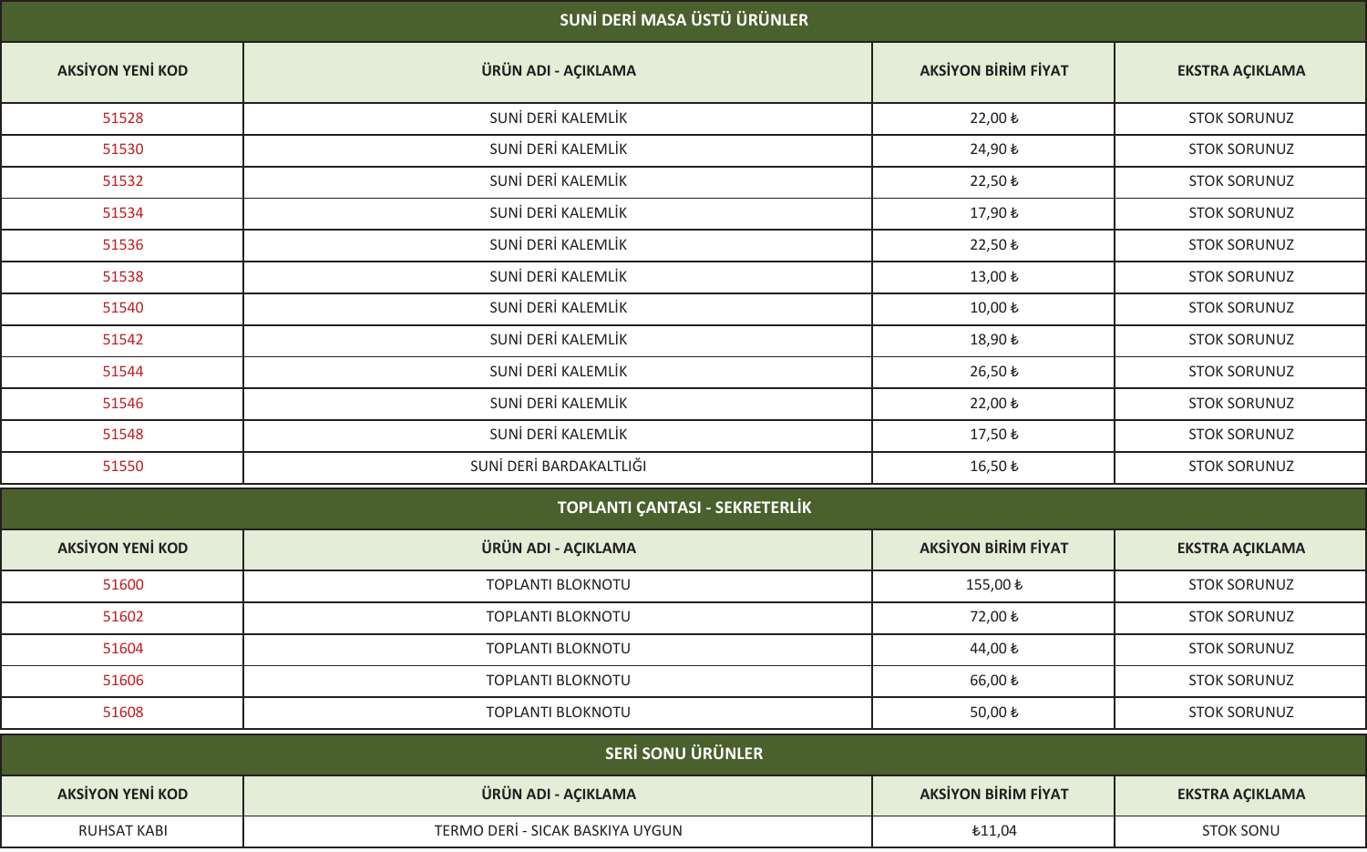## SUNİ DERİ MASA ÜSTÜ ÜRÜNLER

| AKSİYON YENİ KOD | ÜRÜN ADI - AÇIKLAMA | AKSİYON BİRİM FİYAT | EKSTRA AÇIKLAMA |
|---|---|---|---|
| 51528 | SUNİ DERİ KALEMLİK | 22,00 ₺ | STOK SORUNUZ |
| 51530 | SUNİ DERİ KALEMLİK | 24,90 ₺ | STOK SORUNUZ |
| 51532 | SUNİ DERİ KALEMLİK | 22,50 ₺ | STOK SORUNUZ |
| 51534 | SUNİ DERİ KALEMLİK | 17,90 ₺ | STOK SORUNUZ |
| 51536 | SUNİ DERİ KALEMLİK | 22,50 ₺ | STOK SORUNUZ |
| 51538 | SUNİ DERİ KALEMLİK | 13,00 ₺ | STOK SORUNUZ |
| 51540 | SUNİ DERİ KALEMLİK | 10,00 ₺ | STOK SORUNUZ |
| 51542 | SUNİ DERİ KALEMLİK | 18,90 ₺ | STOK SORUNUZ |
| 51544 | SUNİ DERİ KALEMLİK | 26,50 ₺ | STOK SORUNUZ |
| 51546 | SUNİ DERİ KALEMLİK | 22,00 ₺ | STOK SORUNUZ |
| 51548 | SUNİ DERİ KALEMLİK | 17,50 ₺ | STOK SORUNUZ |
| 51550 | SUNİ DERİ BARDAKALTLIĞI | 16,50 ₺ | STOK SORUNUZ |

## TOPLANTI ÇANTASI - SEKRETERLİK

| AKSİYON YENİ KOD | ÜRÜN ADI - AÇIKLAMA | AKSİYON BİRİM FİYAT | EKSTRA AÇIKLAMA |
|---|---|---|---|
| 51600 | TOPLANTI BLOKNOTU | 155,00 ₺ | STOK SORUNUZ |
| 51602 | TOPLANTI BLOKNOTU | 72,00 ₺ | STOK SORUNUZ |
| 51604 | TOPLANTI BLOKNOTU | 44,00 ₺ | STOK SORUNUZ |
| 51606 | TOPLANTI BLOKNOTU | 66,00 ₺ | STOK SORUNUZ |
| 51608 | TOPLANTI BLOKNOTU | 50,00 ₺ | STOK SORUNUZ |

## SERİ SONU ÜRÜNLER

| AKSİYON YENİ KOD | ÜRÜN ADI - AÇIKLAMA | AKSİYON BİRİM FİYAT | EKSTRA AÇIKLAMA |
|---|---|---|---|
| RUHSAT KABI | TERMO DERİ - SICAK BASKIYA UYGUN | ₺11,04 | STOK SONU |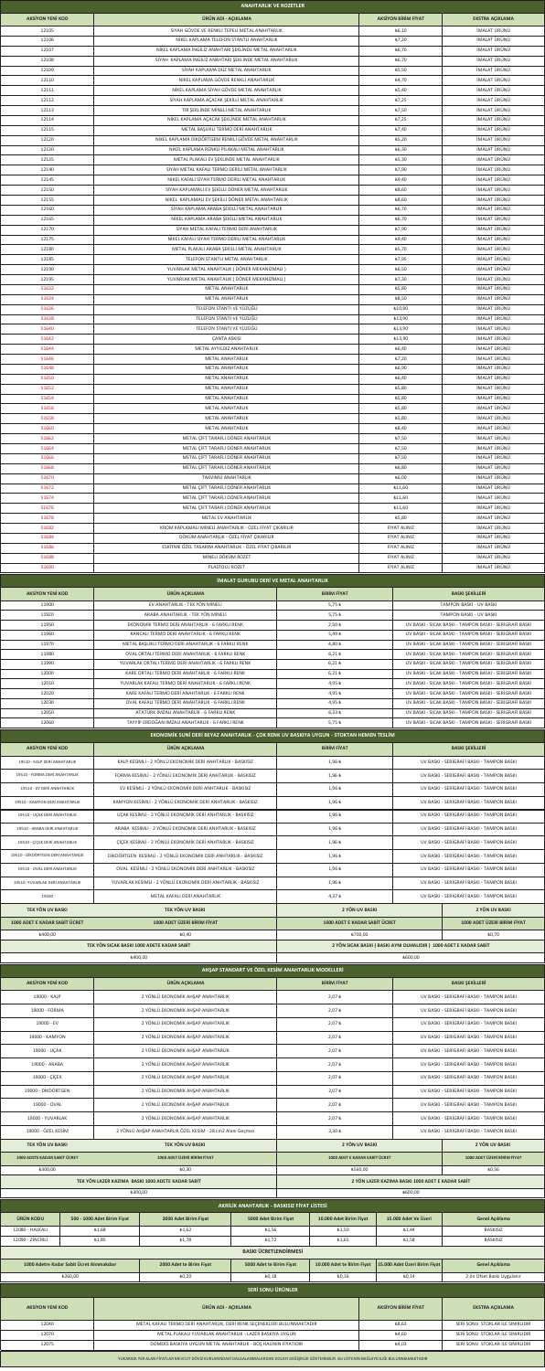## ANAHTARLIK VE ROZETLER

| AKSİYON YENİ KOD | ÜRÜN ADI - AÇIKLAMA | AKSİYON BİRİM FİYAT | EKSTRA AÇIKLAMA |
|---|---|---|---|
| 12105 | SİYAH GÖVDE VE RENKLİ TEPELİ METAL ANAHTARLIK | ₺6,10 | İMALAT ÜRÜNÜ |
| 12106 | NİKEL KAPLAMA TELEFON STANTLI ANAHTARLIK | ₺7,20 | İMALAT ÜRÜNÜ |
| 12107 | NİKEL KAPLAMA İNGİLİZ ANAHTARI ŞEKLİNDE METAL ANAHTARLIK | ₺6,70 | İMALAT ÜRÜNÜ |
| 12108 | SİYAH KAPLAMA İNGİLİZ ANAHTARI ŞEKLİNDE METAL ANAHTARLIK | ₺6,70 | İMALAT ÜRÜNÜ |
| 12109 | SİYAH KAPLAMA DÜZ METAL ANAHTARLIK | ₺5,50 | İMALAT ÜRÜNÜ |
| 12110 | NİKEL KAPLAMA GÖVDE RENKLİ ANAHTARLIK | ₺4,70 | İMALAT ÜRÜNÜ |
| 12111 | NİKEL KAPLAMA SİYAH GÖVDE METAL ANAHTARLIK | ₺5,40 | İMALAT ÜRÜNÜ |
| 12112 | SİYAH KAPLAMA AÇACAK ŞEKİLLİ METAL ANAHTARLIK | ₺7,25 | İMALAT ÜRÜNÜ |
| 12113 | TIR ŞEKLİNDE MİNELİ METAL ANAHTARLIK | ₺7,50 | İMALAT ÜRÜNÜ |
| 12114 | NİKEL KAPLAMA AÇACAK ŞEKLİNDE METAL ANAHTARLIK | ₺7,25 | İMALAT ÜRÜNÜ |
| 12115 | METAL BAŞLIKLI TERMO DERİ ANAHTARLIK | ₺7,40 | İMALAT ÜRÜNÜ |
| 12120 | NİKEL KAPLAMA DİKDÖRTGEN RENKLİ GÖVDE METAL ANAHTARLIK | ₺5,20 | İMALAT ÜRÜNÜ |
| 12130 | NİKEL KAPLAMA RENKLİ PLAKALI METAL ANAHTARLIK | ₺6,30 | İMALAT ÜRÜNÜ |
| 12135 | METAL PLAKALI EV ŞEKLİNDE METAL ANAHTARLIK | ₺5,30 | İMALAT ÜRÜNÜ |
| 12140 | SİYAH METAL KAFALI TERMO DERİLİ METAL ANAHTARLIK | ₺7,90 | İMALAT ÜRÜNÜ |
| 12145 | NİKEL KAFALI SİYAH TERMO DERİLİ METAL ANAHTARLIK | ₺9,40 | İMALAT ÜRÜNÜ |
| 12150 | SİYAH KAPLAMALI EV ŞEKİLLİ DÖNER METAL ANAHTARLIK | ₺8,60 | İMALAT ÜRÜNÜ |
| 12155 | NİKEL KAPLAMALI EV ŞEKİLLİ DÖNER METAL ANAHTARLIK | ₺8,60 | İMALAT ÜRÜNÜ |
| 12160 | SİYAH KAPLAMA ARABA ŞEKİLLİ METAL ANAHTARLIK | ₺6,70 | İMALAT ÜRÜNÜ |
| 12165 | NİKEL KAPLAMA ARABA ŞEKİLLİ METAL ANAHTARLIK | ₺6,70 | İMALAT ÜRÜNÜ |
| 12170 | SİYAH METAL KAFALI TERMO DERİ ANAHTARLIK | ₺7,90 | İMALAT ÜRÜNÜ |
| 12175 | NİKEL KAFALI SİYAH TERMO DERİLİ METAL ANAHTARLIK | ₺9,40 | İMALAT ÜRÜNÜ |
| 12180 | METAL PLAKALI ARABA ŞEKİLLİ METAL ANAHTARLIK | ₺5,70 | İMALAT ÜRÜNÜ |
| 12185 | TELEFON STANTLI METAL ANAHTARLIK | ₺7,95 | İMALAT ÜRÜNÜ |
| 12190 | YUVARLAK METAL ANAHTALIK ( DÖNER MEKANİZMALI ) | ₺6,50 | İMALAT ÜRÜNÜ |
| 12195 | YUVARLAK METAL ANAHTARLIK ( DÖNER MEKANİZMALI ) | ₺7,30 | İMALAT ÜRÜNÜ |
| 51632 | METAL ANAHTARLIK | ₺5,80 | İMALAT ÜRÜNÜ |
| 51634 | METAL ANAHTARLIK | ₺8,50 | İMALAT ÜRÜNÜ |
| 51636 | TELEFON STANTI VE YÜZÜĞÜ | ₺10,90 | İMALAT ÜRÜNÜ |
| 51638 | TELEFON STANTI VE YÜZÜĞÜ | ₺13,90 | İMALAT ÜRÜNÜ |
| 51640 | TELEFON STANTI VE YÜZÜĞÜ | ₺13,90 | İMALAT ÜRÜNÜ |
| 51642 | ÇANTA ASKISI | ₺13,90 | İMALAT ÜRÜNÜ |
| 51644 | METAL AYILDIZ ANAHTARLIK | ₺6,40 | İMALAT ÜRÜNÜ |
| 51646 | METAL ANAHTARLIK | ₺7,20 | İMALAT ÜRÜNÜ |
| 51648 | METAL ANAHTARLIK | ₺6,90 | İMALAT ÜRÜNÜ |
| 51650 | METAL ANAHTARLIK | ₺6,40 | İMALAT ÜRÜNÜ |
| 51652 | METAL ANAHTARLIK | ₺5,80 | İMALAT ÜRÜNÜ |
| 51654 | METAL ANAHTARLIK | ₺5,80 | İMALAT ÜRÜNÜ |
| 51656 | METAL ANAHTARLIK | ₺5,80 | İMALAT ÜRÜNÜ |
| 51658 | METAL ANAHTARLIK | ₺5,80 | İMALAT ÜRÜNÜ |
| 51660 | METAL ANAHTARLIK | ₺8,40 | İMALAT ÜRÜNÜ |
| 51662 | METAL ÇİFT TARAFLI DÖNER ANAHTARLIK | ₺7,50 | İMALAT ÜRÜNÜ |
| 51664 | METAL ÇİFT TARAFLI DÖNER ANAHTARLIK | ₺7,50 | İMALAT ÜRÜNÜ |
| 51666 | METAL ÇİFT TARAFLI DÖNER ANAHTARLIK | ₺7,50 | İMALAT ÜRÜNÜ |
| 51668 | METAL ÇİFT TARAFLI DÖNER ANAHTARLIK | ₺6,80 | İMALAT ÜRÜNÜ |
| 51670 | TAKVİMLİ ANAHTARLIK | ₺6,00 | İMALAT ÜRÜNÜ |
| 51672 | METAL ÇİFT TARAFLI DÖNER ANAHTARLIK | ₺11,60 | İMALAT ÜRÜNÜ |
| 51674 | METAL ÇİFT TARAFLI DÖNER ANAHTARLIK | ₺11,60 | İMALAT ÜRÜNÜ |
| 51676 | METAL ÇİFT TARAFLI DÖNER ANAHTARLIK | ₺11,60 | İMALAT ÜRÜNÜ |
| 51678 | METAL EV ANAHTARLIK | ₺5,80 | İMALAT ÜRÜNÜ |
| 51682 | KROM KAPLAMALI MİNELİ ANAHTARLIK - ÖZEL FİYAT ÇIKARILIR | FİYAT ALINIZ | İMALAT ÜRÜNÜ |
| 51684 | DÖKÜM ANAHTARLIK - ÖZEL FİYAT ÇIKARILIR | FİYAT ALINIZ | İMALAT ÜRÜNÜ |
| 51686 | ESKİTME ÖZEL TASARIM ANAHTARLIK - ÖZEL FİYAT ÇIKARILIR | FİYAT ALINIZ | İMALAT ÜRÜNÜ |
| 51688 | MİNELİ DÖKÜM ROZET | FİYAT ALINIZ | İMALAT ÜRÜNÜ |
| 51690 | PLASTOLU ROZET | FİYAT ALINIZ | İMALAT ÜRÜNÜ |

## İMALAT GURUBU DERİ VE METAL ANAHTARLIK

| AKSİYON YENİ KOD | ÜRÜN AÇIKLAMA | BİRİM FİYAT | BASKI ŞEKİLLERİ |
|---|---|---|---|
| 11900 | EV ANAHTARLIK - TEK YÖN MİNELİ | 5,75 ₺ | TAMPON BASKI - UV BASKI |
| 11920 | ARABA ANAHTARLIK - TEK YÖN MİNELİ | 5,75 ₺ | TAMPON BASKI - UV BASKI |
| 11950 | EKONOMİK TERMO DERİ ANAHTARLIK - 6 FARKLI RENK | 2,50 ₺ | UV BASKI - SICAK BASKI - TAMPON BASKI - SERİGRAFİ BASKI |
| 11960 | KANCALI TERMO DERİ ANAHTARLIK - 6 FARKLI RENK | 5,49 ₺ | UV BASKI - SICAK BASKI - TAMPON BASKI - SERİGRAFİ BASKI |
| 11970 | METAL BAŞLIKLI TERMO DERİ ANAHTARLIK - 6 FARKLI RENK | 4,80 ₺ | UV BASKI - SICAK BASKI - TAMPON BASKI - SERİGRAFİ BASKI |
| 11980 | OVAL ORTALI TERMO DERİ ANAHTARLIK - 6 FARKLI RENK | 6,21 ₺ | UV BASKI - SICAK BASKI - TAMPON BASKI - SERİGRAFİ BASKI |
| 11990 | YUVARLAK ORTALI TERMO DERİ ANAHTARLIK - 6 FARKLI RENK | 6,21 ₺ | UV BASKI - SICAK BASKI - TAMPON BASKI - SERİGRAFİ BASKI |
| 12000 | KARE ORTALI TERMO DERİ ANAHTARLIK - 6 FARKLI RENK | 6,21 ₺ | UV BASKI - SICAK BASKI - TAMPON BASKI - SERİGRAFİ BASKI |
| 12010 | YUVARLAK KAFALI TERMO DERİ ANAHTARLIK - 6 FARKLI RENK | 4,95 ₺ | UV BASKI - SICAK BASKI - TAMPON BASKI - SERİGRAFİ BASKI |
| 12020 | KARE KAFALI TERMO DERİ ANAHTARLIK - 6 FARKLI RENK | 4,95 ₺ | UV BASKI - SICAK BASKI - TAMPON BASKI - SERİGRAFİ BASKI |
| 12030 | OVAL KAFALI TERMO DERİ ANAHTARLIK - 6 FARKLI RENK | 4,95 ₺ | UV BASKI - SICAK BASKI - TAMPON BASKI - SERİGRAFİ BASKI |
| 12050 | ATATÜRK İMZALI ANAHTARLIK - 6 FARKLI RENK | 6,33 ₺ | UV BASKI - SICAK BASKI - TAMPON BASKI - SERİGRAFİ BASKI |
| 12060 | TAYYİP ERDOĞAN İMZALI ANAHTARLIK - 6 FARKLI RENK | 5,75 ₺ | UV BASKI - SICAK BASKI - TAMPON BASKI - SERİGRAFİ BASKI |

## EKONOMİK SUNİ DERİ BEYAZ ANAHTARLIK - ÇOK RENK UV BASKIYA UYGUN - STOKTAN HEMEN TESLİM

| AKSİYON YENİ KOD | ÜRÜN AÇIKLAMA | BİRİM FİYAT | BASKI ŞEKİLLERİ |
|---|---|---|---|
| 19510 - KALP DERİ ANAHTARLIK | KALP KESİMLİ - 2 YÖNLÜ EKONOMİK DERİ ANHTARLIK - BASKISIZ | 1,96 ₺ | UV BASKI - SERİGRAFİ BASKI - TAMPON BASKI |
| 19510 - FORMA DERİ ANAHTARLIK | FORMA KESİMLİ - 2 YÖNLÜ EKONOMİK DERİ ANHTARLIK - BASKISIZ | 1,96 ₺ | UV BASKI - SERİGRAFİ BASKI - TAMPON BASKI |
| 19510 - EV DERİ ANAHTARLIK | EV KESİMLİ - 2 YÖNLÜ EKONOMİK DERİ ANHTARLIK - BASKISIZ | 1,96 ₺ | UV BASKI - SERİGRAFİ BASKI - TAMPON BASKI |
| 19510 - KAMYON DERİ ANAHTARLIK | KAMYON KESİMLİ - 2 YÖNLÜ EKONOMİK DERİ ANHTARLIK - BASKISIZ | 1,96 ₺ | UV BASKI - SERİGRAFİ BASKI - TAMPON BASKI |
| 19510 - UÇAK DERİ ANAHTARLIK | UÇAK KESİMLİ - 2 YÖNLÜ EKONOMİK DERİ ANHTARLIK - BASKISIZ | 1,96 ₺ | UV BASKI - SERİGRAFİ BASKI - TAMPON BASKI |
| 19510 - ARABA DERİ ANAHTARLIK | ARABA KESİMLİ - 2 YÖNLÜ EKONOMİK DERİ ANHTARLIK - BASKISIZ | 1,96 ₺ | UV BASKI - SERİGRAFİ BASKI - TAMPON BASKI |
| 19510 - ÇİÇEK DERİ ANAHTARLIK | ÇİÇEK KESİMLİ - 2 YÖNLÜ EKONOMİK DERİ ANHTARLIK - BASKISIZ | 1,96 ₺ | UV BASKI - SERİGRAFİ BASKI - TAMPON BASKI |
| 19510 - DİKDÖRTGEN DERİ ANAHTARLIK | DİKDÖRTGEN KESİMLİ - 2 YÖNLÜ EKONOMİK DERİ ANHTARLIK - BASKISIZ | 1,96 ₺ | UV BASKI - SERİGRAFİ BASKI - TAMPON BASKI |
| 19510 - OVAL DERİ ANAHTARLIK | OVAL KESİMLİ - 2 YÖNLÜ EKONOMİK DERİ ANHTARLIK - BASKISIZ | 1,96 ₺ | UV BASKI - SERİGRAFİ BASKI - TAMPON BASKI |
| 19510 -YUVARLAK DERİ ANAHTARLIK | YUVARLAK KESİMLİ - 2 YÖNLÜ EKONOMİK DERİ ANHTARLIK - BASKISIZ | 1,96 ₺ | UV BASKI - SERİGRAFİ BASKI - TAMPON BASKI |
| 19500 | METAL KAFALI DERİ ANAHTARLIK | 4,37 ₺ | UV BASKI - SERİGRAFİ BASKI - TAMPON BASKI |

| TEK YÖN UV BASKI | TEK YÖN UV BASKI | 2 YÖN UV BASKI | 2 YÖN UV BASKI |
|---|---|---|---|
| 1000 ADET E KADAR SABİT ÜCRET | 1000 ADET ÜZERİ BİRİM FİYAT | 1000 ADET E KADAR SABİT ÜCRET | 1000 ADET ÜZERİ BİRİM FİYAT |
| ₺400,00 | ₺0,40 | ₺700,00 | ₺0,70 |
| TEK YÖN SICAK BASKI 1000 ADETE KADAR SABİT | | 2 YÖN SICAK BASKI ( BASKI AYNI OLMALIDIR ) 1000 ADET E KADAR SABİT | |
| ₺400,00 | | ₺600,00 | |

## AHŞAP STANDART VE ÖZEL KESİM ANAHTARLIK MODELLERİ

| AKSİYON YENİ KOD | ÜRÜN AÇIKLAMA | BİRİM FİYAT | BASKI ŞEKİLLERİ |
|---|---|---|---|
| 19000 - KALP | 2 YÖNLÜ EKONOMİK AHŞAP ANAHTARLIK | 2,07 ₺ | UV BASKI - SERİGRAFİ BASKI - TAMPON BASKI |
| 19000 - FORMA | 2 YÖNLÜ EKONOMİK AHŞAP ANAHTARLIK | 2,07 ₺ | UV BASKI - SERİGRAFİ BASKI - TAMPON BASKI |
| 19000 - EV | 2 YÖNLÜ EKONOMİK AHŞAP ANAHTARLIK | 2,07 ₺ | UV BASKI - SERİGRAFİ BASKI - TAMPON BASKI |
| 19000 - KAMYON | 2 YÖNLÜ EKONOMİK AHŞAP ANAHTARLIK | 2,07 ₺ | UV BASKI - SERİGRAFİ BASKI - TAMPON BASKI |
| 19000 - UÇAK | 2 YÖNLÜ EKONOMİK AHŞAP ANAHTARLIK | 2,07 ₺ | UV BASKI - SERİGRAFİ BASKI - TAMPON BASKI |
| 19000 - ARABA | 2 YÖNLÜ EKONOMİK AHŞAP ANAHTARLIK | 2,07 ₺ | UV BASKI - SERİGRAFİ BASKI - TAMPON BASKI |
| 19000 - ÇİÇEK | 2 YÖNLÜ EKONOMİK AHŞAP ANAHTARLIK | 2,07 ₺ | UV BASKI - SERİGRAFİ BASKI - TAMPON BASKI |
| 19000 - DİKDÖRTGEN | 2 YÖNLÜ EKONOMİK AHŞAP ANAHTARLIK | 2,07 ₺ | UV BASKI - SERİGRAFİ BASKI - TAMPON BASKI |
| 19000 - OVAL | 2 YÖNLÜ EKONOMİK AHŞAP ANAHTARLIK | 2,07 ₺ | UV BASKI - SERİGRAFİ BASKI - TAMPON BASKI |
| 19000 - YUVARLAK | 2 YÖNLÜ EKONOMİK AHŞAP ANAHTARLIK | 2,07 ₺ | UV BASKI - SERİGRAFİ BASKI - TAMPON BASKI |
| 39000 - ÖZEL KESİM | 2 YÖNLÜ AHŞAP ANAHTARLIK ÖZEL KESİM - 28 cm2 Alanı Geçmez | 2,30 ₺ | UV BASKI - SERİGRAFİ BASKI - TAMPON BASKI |

| TEK YÖN UV BASKI | TEK YÖN UV BASKI | 2 YÖN UV BASKI | 2 YÖN UV BASKI |
|---|---|---|---|
| 1000 ADETE KADAR SABİT ÜCRET | 1000 ADET ÜZERİ BİRİM FİYAT | 1000 ADET E KADAR SABİT ÜCRET | 1000 ADET ÜZERİ BİRİM FİYAT |
| ₺300,00 | ₺0,30 | ₺560,00 | ₺0,56 |
| TEK YÖN LAZER KAZIMA BASKI 1000 ADETE KADAR SABİT | | 2 YÖN LAZER KAZIMA BASKI 1000 ADET E KADAR SABİT | |
| ₺300,00 | | ₺600,00 | |

## AKRİLİK ANAHTARLIK - BASKISIZ FİYAT LİSTESİ

| ÜRÜN KODU | 500 - 1000 Adet Birim Fiyat | 2000 Adet Birim Fiyat | 5000 Adet Birim Fiyat | 10.000 Adet Birim Fiyat | 15.000 Adet Ve Üzeri | Genel Açıklama |
|---|---|---|---|---|---|---|
| 12080 - HALKALI | ₺1,68 | ₺1,62 | ₺1,56 | ₺1,50 | ₺1,44 | BASKISIZ |
| 12090 - ZİNCİRLİ | ₺1,85 | ₺1,78 | ₺1,72 | ₺1,65 | ₺1,58 | BASKISIZ |

### BASKI ÜCRETLENDİRMESİ

| 1000 Adetre Kadar Sabit Ücret Alınmaktadır | 2000 Adet te Birim Fiyat | 5000 Adet te Birim Fiyat | 10.000 Adet te Birim Fiyat | 15.000 Adet Üzeri Birim Fiyat | Genel Açıklama |
|---|---|---|---|---|---|
| ₺260,00 | ₺0,20 | ₺0,18 | ₺0,16 | ₺0,14 | 2 ön Ofset Baskı Uygulanır |

## SERİ SONU ÜRÜNLER

| AKSİYON YENİ KOD | ÜRÜN ADI - AÇIKLAMA | AKSİYON BİRİM FİYAT | EKSTRA AÇIKLAMA |
|---|---|---|---|
| 12040 | METAL KAFALI TERMO DERİ ANAHTARLIK, DERİ RENK SEÇENEKLERİ BULUNMAKTADIR | ₺8,63 | SERİ SONU STOKLAR İLE SINIRLIDIR |
| 12070 | METAL PLAKALI YUVARLAK ANAHTARLIK - LAZER BASKIYA UYGUN | ₺4,60 | SERİ SONU STOKLAR İLE SINIRLIDIR |
| 12075 | DOMİNİS BASKIYA UYGUN METAL ANAHTARLIK - BOŞ HALİNİN FİYATIDIR | ₺4,03 | SERİ SONU STOKLAR İLE SINIRLIDIR |

YUKARIDA YER ALAN FİYATLAR MEVCUT DÖVİZ KURLARINDAKİ DALGALANMALARDAN DOLAYI DEĞİŞİKLİK GÖSTEREBİLİR. BU LİSTENİN BAĞLAYICILIĞI BULUNMAMAKTADIR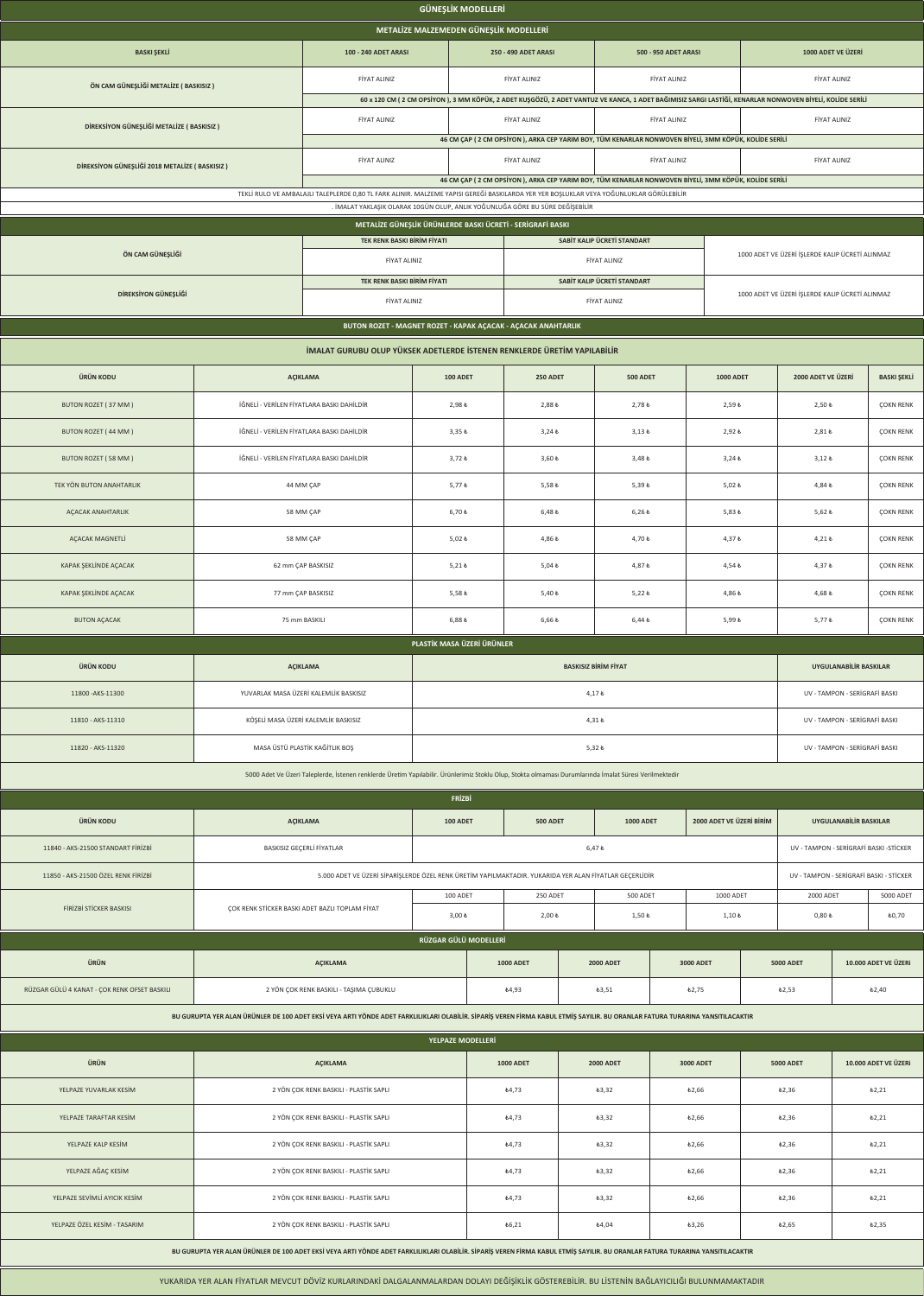# GÜNEŞLİK MODELLERİ

## METALİZE MALZEMEDEN GÜNEŞLİK MODELLERİ

| BASKI ŞEKLİ | 100 - 240 ADET ARASI | 250 - 490 ADET ARASI | 500 - 950 ADET ARASI | 1000 ADET VE ÜZERİ |
|---|---|---|---|---|
| ÖN CAM GÜNEŞLİĞİ METALİZE ( BASKISIZ ) | FİYAT ALINIZ | FİYAT ALINIZ | FİYAT ALINIZ | FİYAT ALINIZ |
| | 60 x 120 CM ( 2 CM OPSİYON ), 3 MM KÖPÜK, 2 ADET KUŞGÖZÜ, 2 ADET VANTUZ VE KANCA, 1 ADET BAĞIMSIZ SARGI LASTİĞİ, KENARLAR NONWOVEN BİYELİ, KOLİDE SERİLİ | | | |
| DİREKSİYON GÜNEŞLİĞİ METALİZE ( BASKISIZ ) | FİYAT ALINIZ | FİYAT ALINIZ | FİYAT ALINIZ | FİYAT ALINIZ |
| | 46 CM ÇAP ( 2 CM OPSİYON ), ARKA CEP YARIM BOY, TÜM KENARLAR NONWOVEN BİYELİ, 3MM KÖPÜK, KOLİDE SERİLİ | | | |
| DİREKSİYON GÜNEŞLİĞİ 2018 METALİZE ( BASKISIZ ) | FİYAT ALINIZ | FİYAT ALINIZ | FİYAT ALINIZ | FİYAT ALINIZ |
| | 46 CM ÇAP ( 2 CM OPSİYON ), ARKA CEP YARIM BOY, TÜM KENARLAR NONWOVEN BİYELİ, 3MM KÖPÜK, KOLİDE SERİLİ | | | |

TEKLİ RULO VE AMBALAJLI TALEPLERDE 0,80 TL FARK ALINIR. MALZEME YAPISI GEREĞİ BASKILARDA YER YER BOŞLUKLAR VEYA YOĞUNLUKLAR GÖRÜLEBİLİR

. İMALAT YAKLAŞIK OLARAK 10GÜN OLUP, ANLIK YOĞUNLUĞA GÖRE BU SÜRE DEĞİŞEBİLİR

## METALİZE GÜNEŞLİK ÜRÜNLERDE BASKI ÜCRETİ - SERİGRAFİ BASKI

| | TEK RENK BASKI BİRİM FİYATI | SABİT KALIP ÜCRETİ STANDART | |
|---|---|---|---|
| ÖN CAM GÜNEŞLİĞİ | FİYAT ALINIZ | FİYAT ALINIZ | 1000 ADET VE ÜZERİ İŞLERDE KALIP ÜCRETİ ALINMAZ |
| DİREKSİYON GÜNEŞLİĞİ | FİYAT ALINIZ | FİYAT ALINIZ | 1000 ADET VE ÜZERİ İŞLERDE KALIP ÜCRETİ ALINMAZ |

## BUTON ROZET - MAGNET ROZET - KAPAK AÇACAK - AÇACAK ANAHTARLIK

İMALAT GURUBU OLUP YÜKSEK ADETLERDE İSTENEN RENKLERDE ÜRETİM YAPILABİLİR

| ÜRÜN KODU | AÇIKLAMA | 100 ADET | 250 ADET | 500 ADET | 1000 ADET | 2000 ADET VE ÜZERİ | BASKI ŞEKLİ |
|---|---|---|---|---|---|---|---|
| BUTON ROZET ( 37 MM ) | İĞNELİ - VERİLEN FİYATLARA BASKI DAHİLDİR | 2,98 ₺ | 2,88 ₺ | 2,78 ₺ | 2,59 ₺ | 2,50 ₺ | ÇOKN RENK |
| BUTON ROZET ( 44 MM ) | İĞNELİ - VERİLEN FİYATLARA BASKI DAHİLDİR | 3,35 ₺ | 3,24 ₺ | 3,13 ₺ | 2,92 ₺ | 2,81 ₺ | ÇOKN RENK |
| BUTON ROZET ( 58 MM ) | İĞNELİ - VERİLEN FİYATLARA BASKI DAHİLDİR | 3,72 ₺ | 3,60 ₺ | 3,48 ₺ | 3,24 ₺ | 3,12 ₺ | ÇOKN RENK |
| TEK YÖN BUTON ANAHTARLIK | 44 MM ÇAP | 5,77 ₺ | 5,58 ₺ | 5,39 ₺ | 5,02 ₺ | 4,84 ₺ | ÇOKN RENK |
| AÇACAK ANAHTARLIK | 58 MM ÇAP | 6,70 ₺ | 6,48 ₺ | 6,26 ₺ | 5,83 ₺ | 5,62 ₺ | ÇOKN RENK |
| AÇACAK MAGNETLİ | 58 MM ÇAP | 5,02 ₺ | 4,86 ₺ | 4,70 ₺ | 4,37 ₺ | 4,21 ₺ | ÇOKN RENK |
| KAPAK ŞEKLİNDE AÇACAK | 62 mm ÇAP BASKISIZ | 5,21 ₺ | 5,04 ₺ | 4,87 ₺ | 4,54 ₺ | 4,37 ₺ | ÇOKN RENK |
| KAPAK ŞEKLİNDE AÇACAK | 77 mm ÇAP BASKISIZ | 5,58 ₺ | 5,40 ₺ | 5,22 ₺ | 4,86 ₺ | 4,68 ₺ | ÇOKN RENK |
| BUTON AÇACAK | 75 mm BASKILI | 6,88 ₺ | 6,66 ₺ | 6,44 ₺ | 5,99 ₺ | 5,77 ₺ | ÇOKN RENK |

## PLASTİK MASA ÜZERİ ÜRÜNLER

| ÜRÜN KODU | AÇIKLAMA | BASKISIZ BİRİM FİYAT | UYGULANABİLİR BASKILAR |
|---|---|---|---|
| 11800 -AKS-11300 | YUVARLAK MASA ÜZERİ KALEMLİK BASKISIZ | 4,17 ₺ | UV - TAMPON - SERİGRAFİ BASKI |
| 11810 - AKS-11310 | KÖŞELİ MASA ÜZERİ KALEMLİK BASKISIZ | 4,31 ₺ | UV - TAMPON - SERİGRAFİ BASKI |
| 11820 - AKS-11320 | MASA ÜSTÜ PLASTİK KAĞITLIK BOŞ | 5,32 ₺ | UV - TAMPON - SERİGRAFİ BASKI |

5000 Adet Ve Üzeri Taleplerde, İstenen renklerde Üretim Yapılabilir. Ürünlerimiz Stoklu Olup, Stokta olmaması Durumlarında İmalat Süresi Verilmektedir

## FRİZBİ

| ÜRÜN KODU | AÇIKLAMA | 100 ADET | 250 ADET | 500 ADET | 1000 ADET | 2000 ADET VE ÜZERİ BİRİM | UYGULANABİLİR BASKILAR |
|---|---|---|---|---|---|---|---|
| 11840 - AKS-21500 STANDART FİRİZBİ | BASKISIZ GEÇERLİ FİYATLAR | 6,47 ₺ | | | | | UV - TAMPON - SERİGRAFİ BASKI -STİCKER |
| 11850 - AKS-21500 ÖZEL RENK FİRİZBİ | 5.000 ADET VE ÜZERİ SİPARİŞLERDE ÖZEL RENK ÜRETİM YAPILMAKTADIR. YUKARIDA YER ALAN FİYATLAR GEÇERLİDİR | | | | | | UV - TAMPON - SERİGRAFİ BASKI - STİCKER |
| FİRİZBİ STİCKER BASKISI | ÇOK RENK STİCKER BASKI ADET BAZLI TOPLAM FİYAT | 100 ADET | 250 ADET | 500 ADET | 1000 ADET | 2000 ADET | 5000 ADET |
| | | 3,00 ₺ | 2,00 ₺ | 1,50 ₺ | 1,10 ₺ | 0,80 ₺ | ₺0,70 |

## RÜZGAR GÜLÜ MODELLERİ

| ÜRÜN | AÇIKLAMA | 1000 ADET | 2000 ADET | 3000 ADET | 5000 ADET | 10.000 ADET VE ÜZERİ |
|---|---|---|---|---|---|---|
| RÜZGAR GÜLÜ 4 KANAT - ÇOK RENK OFSET BASKILI | 2 YÖN ÇOK RENK BASKILI - TAŞIMA ÇUBUKLU | ₺4,93 | ₺3,51 | ₺2,75 | ₺2,53 | ₺2,40 |

BU GURUPTA YER ALAN ÜRÜNLER DE 100 ADET EKSİ VEYA ARTI YÖNDE ADET FARKLILIKLARI OLABİLİR. SİPARİŞ VEREN FİRMA KABUL ETMİŞ SAYILIR. BU ORANLAR FATURA TURARINA YANSITILACAKTIR

## YELPAZE MODELLERİ

| ÜRÜN | AÇIKLAMA | 1000 ADET | 2000 ADET | 3000 ADET | 5000 ADET | 10.000 ADET VE ÜZERİ |
|---|---|---|---|---|---|---|
| YELPAZE YUVARLAK KESİM | 2 YÖN ÇOK RENK BASKILI - PLASTİK SAPLI | ₺4,73 | ₺3,32 | ₺2,66 | ₺2,36 | ₺2,21 |
| YELPAZE TARAFTAR KESİM | 2 YÖN ÇOK RENK BASKILI - PLASTİK SAPLI | ₺4,73 | ₺3,32 | ₺2,66 | ₺2,36 | ₺2,21 |
| YELPAZE KALP KESİM | 2 YÖN ÇOK RENK BASKILI - PLASTİK SAPLI | ₺4,73 | ₺3,32 | ₺2,66 | ₺2,36 | ₺2,21 |
| YELPAZE AĞAÇ KESİM | 2 YÖN ÇOK RENK BASKILI - PLASTİK SAPLI | ₺4,73 | ₺3,32 | ₺2,66 | ₺2,36 | ₺2,21 |
| YELPAZE SEVİMLİ AYICIK KESİM | 2 YÖN ÇOK RENK BASKILI - PLASTİK SAPLI | ₺4,73 | ₺3,32 | ₺2,66 | ₺2,36 | ₺2,21 |
| YELPAZE ÖZEL KESİM - TASARIM | 2 YÖN ÇOK RENK BASKILI - PLASTİK SAPLI | ₺6,21 | ₺4,04 | ₺3,26 | ₺2,65 | ₺2,35 |

BU GURUPTA YER ALAN ÜRÜNLER DE 100 ADET EKSİ VEYA ARTI YÖNDE ADET FARKLILIKLARI OLABİLİR. SİPARİŞ VEREN FİRMA KABUL ETMİŞ SAYILIR. BU ORANLAR FATURA TURARINA YANSITILACAKTIR

YUKARIDA YER ALAN FİYATLAR MEVCUT DÖVİZ KURLARINDAKİ DALGALANMALARDAN DOLAYI DEĞİŞİKLİK GÖSTEREBİLİR. BU LİSTENİN BAĞLAYICILIĞI BULUNMAMAKTADIR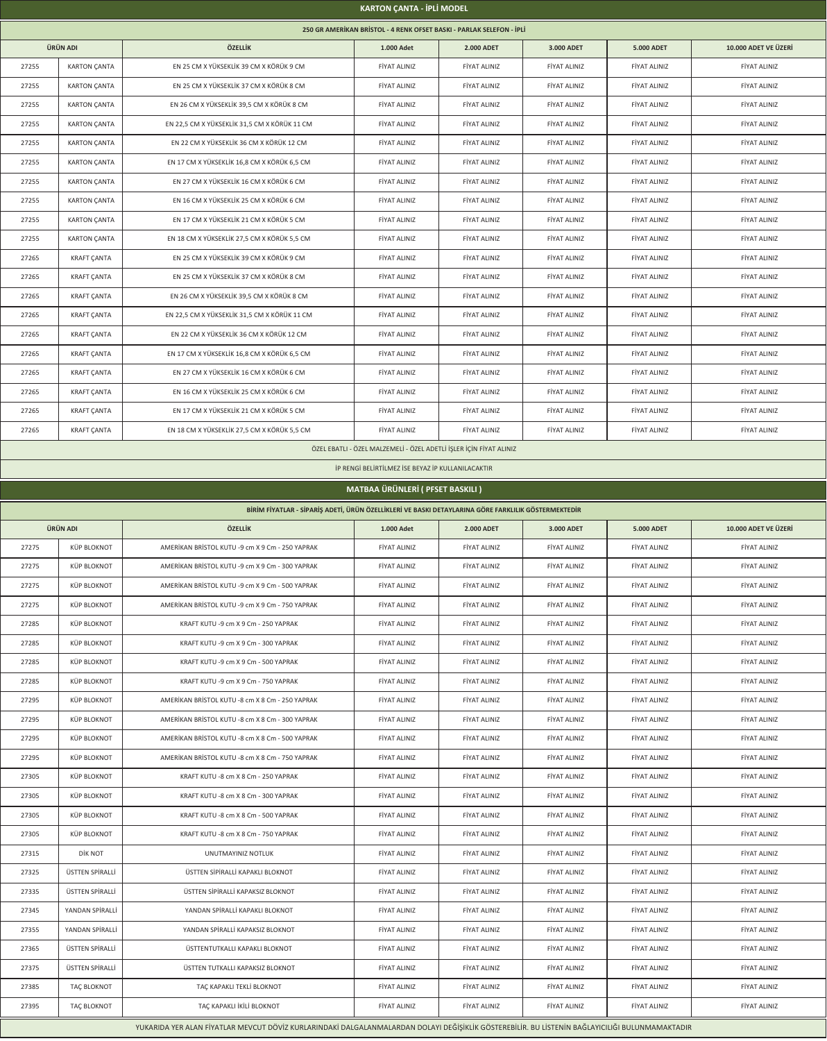## KARTON ÇANTA - İPLİ MODEL

| 250 GR AMERİKAN BRİSTOL - 4 RENK OFSET BASKI - PARLAK SELEFON - İPLİ | | | | | | | |
|---|---|---|---|---|---|---|---|
| ÜRÜN ADI | | ÖZELLİK | 1.000 Adet | 2.000 ADET | 3.000 ADET | 5.000 ADET | 10.000 ADET VE ÜZERİ |
| 27255 | KARTON ÇANTA | EN 25 CM X YÜKSEKLİK 39 CM X KÖRÜK 9 CM | FİYAT ALINIZ | FİYAT ALINIZ | FİYAT ALINIZ | FİYAT ALINIZ | FİYAT ALINIZ |
| 27255 | KARTON ÇANTA | EN 25 CM X YÜKSEKLİK 37 CM X KÖRÜK 8 CM | FİYAT ALINIZ | FİYAT ALINIZ | FİYAT ALINIZ | FİYAT ALINIZ | FİYAT ALINIZ |
| 27255 | KARTON ÇANTA | EN 26 CM X YÜKSEKLİK 39,5 CM X KÖRÜK 8 CM | FİYAT ALINIZ | FİYAT ALINIZ | FİYAT ALINIZ | FİYAT ALINIZ | FİYAT ALINIZ |
| 27255 | KARTON ÇANTA | EN 22,5 CM X YÜKSEKLİK 31,5 CM X KÖRÜK 11 CM | FİYAT ALINIZ | FİYAT ALINIZ | FİYAT ALINIZ | FİYAT ALINIZ | FİYAT ALINIZ |
| 27255 | KARTON ÇANTA | EN 22 CM X YÜKSEKLİK 36 CM X KÖRÜK 12 CM | FİYAT ALINIZ | FİYAT ALINIZ | FİYAT ALINIZ | FİYAT ALINIZ | FİYAT ALINIZ |
| 27255 | KARTON ÇANTA | EN 17 CM X YÜKSEKLİK 16,8 CM X KÖRÜK 6,5 CM | FİYAT ALINIZ | FİYAT ALINIZ | FİYAT ALINIZ | FİYAT ALINIZ | FİYAT ALINIZ |
| 27255 | KARTON ÇANTA | EN 27 CM X YÜKSEKLİK 16 CM X KÖRÜK 6 CM | FİYAT ALINIZ | FİYAT ALINIZ | FİYAT ALINIZ | FİYAT ALINIZ | FİYAT ALINIZ |
| 27255 | KARTON ÇANTA | EN 16 CM X YÜKSEKLİK 25 CM X KÖRÜK 6 CM | FİYAT ALINIZ | FİYAT ALINIZ | FİYAT ALINIZ | FİYAT ALINIZ | FİYAT ALINIZ |
| 27255 | KARTON ÇANTA | EN 17 CM X YÜKSEKLİK 21 CM X KÖRÜK 5 CM | FİYAT ALINIZ | FİYAT ALINIZ | FİYAT ALINIZ | FİYAT ALINIZ | FİYAT ALINIZ |
| 27255 | KARTON ÇANTA | EN 18 CM X YÜKSEKLİK 27,5 CM X KÖRÜK 5,5 CM | FİYAT ALINIZ | FİYAT ALINIZ | FİYAT ALINIZ | FİYAT ALINIZ | FİYAT ALINIZ |
| 27265 | KRAFT ÇANTA | EN 25 CM X YÜKSEKLİK 39 CM X KÖRÜK 9 CM | FİYAT ALINIZ | FİYAT ALINIZ | FİYAT ALINIZ | FİYAT ALINIZ | FİYAT ALINIZ |
| 27265 | KRAFT ÇANTA | EN 25 CM X YÜKSEKLİK 37 CM X KÖRÜK 8 CM | FİYAT ALINIZ | FİYAT ALINIZ | FİYAT ALINIZ | FİYAT ALINIZ | FİYAT ALINIZ |
| 27265 | KRAFT ÇANTA | EN 26 CM X YÜKSEKLİK 39,5 CM X KÖRÜK 8 CM | FİYAT ALINIZ | FİYAT ALINIZ | FİYAT ALINIZ | FİYAT ALINIZ | FİYAT ALINIZ |
| 27265 | KRAFT ÇANTA | EN 22,5 CM X YÜKSEKLİK 31,5 CM X KÖRÜK 11 CM | FİYAT ALINIZ | FİYAT ALINIZ | FİYAT ALINIZ | FİYAT ALINIZ | FİYAT ALINIZ |
| 27265 | KRAFT ÇANTA | EN 22 CM X YÜKSEKLİK 36 CM X KÖRÜK 12 CM | FİYAT ALINIZ | FİYAT ALINIZ | FİYAT ALINIZ | FİYAT ALINIZ | FİYAT ALINIZ |
| 27265 | KRAFT ÇANTA | EN 17 CM X YÜKSEKLİK 16,8 CM X KÖRÜK 6,5 CM | FİYAT ALINIZ | FİYAT ALINIZ | FİYAT ALINIZ | FİYAT ALINIZ | FİYAT ALINIZ |
| 27265 | KRAFT ÇANTA | EN 27 CM X YÜKSEKLİK 16 CM X KÖRÜK 6 CM | FİYAT ALINIZ | FİYAT ALINIZ | FİYAT ALINIZ | FİYAT ALINIZ | FİYAT ALINIZ |
| 27265 | KRAFT ÇANTA | EN 16 CM X YÜKSEKLİK 25 CM X KÖRÜK 6 CM | FİYAT ALINIZ | FİYAT ALINIZ | FİYAT ALINIZ | FİYAT ALINIZ | FİYAT ALINIZ |
| 27265 | KRAFT ÇANTA | EN 17 CM X YÜKSEKLİK 21 CM X KÖRÜK 5 CM | FİYAT ALINIZ | FİYAT ALINIZ | FİYAT ALINIZ | FİYAT ALINIZ | FİYAT ALINIZ |
| 27265 | KRAFT ÇANTA | EN 18 CM X YÜKSEKLİK 27,5 CM X KÖRÜK 5,5 CM | FİYAT ALINIZ | FİYAT ALINIZ | FİYAT ALINIZ | FİYAT ALINIZ | FİYAT ALINIZ |

ÖZEL EBATLI - ÖZEL MALZEMELİ - ÖZEL ADETLİ İŞLER İÇİN FİYAT ALINIZ

İP RENGİ BELİRTİLMEZ İSE BEYAZ İP KULLANILACAKTIR

## MATBAA ÜRÜNLERİ ( PFSET BASKILI )

| BİRİM FİYATLAR - SİPARİŞ ADETİ, ÜRÜN ÖZELLİKLERİ VE BASKI DETAYLARINA GÖRE FARKLILIK GÖSTERMEKTEDİR | | | | | | | |
|---|---|---|---|---|---|---|---|
| ÜRÜN ADI | | ÖZELLİK | 1.000 Adet | 2.000 ADET | 3.000 ADET | 5.000 ADET | 10.000 ADET VE ÜZERİ |
| 27275 | KÜP BLOKNOT | AMERİKAN BRİSTOL KUTU -9 cm X 9 Cm - 250 YAPRAK | FİYAT ALINIZ | FİYAT ALINIZ | FİYAT ALINIZ | FİYAT ALINIZ | FİYAT ALINIZ |
| 27275 | KÜP BLOKNOT | AMERİKAN BRİSTOL KUTU -9 cm X 9 Cm - 300 YAPRAK | FİYAT ALINIZ | FİYAT ALINIZ | FİYAT ALINIZ | FİYAT ALINIZ | FİYAT ALINIZ |
| 27275 | KÜP BLOKNOT | AMERİKAN BRİSTOL KUTU -9 cm X 9 Cm - 500 YAPRAK | FİYAT ALINIZ | FİYAT ALINIZ | FİYAT ALINIZ | FİYAT ALINIZ | FİYAT ALINIZ |
| 27275 | KÜP BLOKNOT | AMERİKAN BRİSTOL KUTU -9 cm X 9 Cm - 750 YAPRAK | FİYAT ALINIZ | FİYAT ALINIZ | FİYAT ALINIZ | FİYAT ALINIZ | FİYAT ALINIZ |
| 27285 | KÜP BLOKNOT | KRAFT KUTU -9 cm X 9 Cm - 250 YAPRAK | FİYAT ALINIZ | FİYAT ALINIZ | FİYAT ALINIZ | FİYAT ALINIZ | FİYAT ALINIZ |
| 27285 | KÜP BLOKNOT | KRAFT KUTU -9 cm X 9 Cm - 300 YAPRAK | FİYAT ALINIZ | FİYAT ALINIZ | FİYAT ALINIZ | FİYAT ALINIZ | FİYAT ALINIZ |
| 27285 | KÜP BLOKNOT | KRAFT KUTU -9 cm X 9 Cm - 500 YAPRAK | FİYAT ALINIZ | FİYAT ALINIZ | FİYAT ALINIZ | FİYAT ALINIZ | FİYAT ALINIZ |
| 27285 | KÜP BLOKNOT | KRAFT KUTU -9 cm X 9 Cm - 750 YAPRAK | FİYAT ALINIZ | FİYAT ALINIZ | FİYAT ALINIZ | FİYAT ALINIZ | FİYAT ALINIZ |
| 27295 | KÜP BLOKNOT | AMERİKAN BRİSTOL KUTU -8 cm X 8 Cm - 250 YAPRAK | FİYAT ALINIZ | FİYAT ALINIZ | FİYAT ALINIZ | FİYAT ALINIZ | FİYAT ALINIZ |
| 27295 | KÜP BLOKNOT | AMERİKAN BRİSTOL KUTU -8 cm X 8 Cm - 300 YAPRAK | FİYAT ALINIZ | FİYAT ALINIZ | FİYAT ALINIZ | FİYAT ALINIZ | FİYAT ALINIZ |
| 27295 | KÜP BLOKNOT | AMERİKAN BRİSTOL KUTU -8 cm X 8 Cm - 500 YAPRAK | FİYAT ALINIZ | FİYAT ALINIZ | FİYAT ALINIZ | FİYAT ALINIZ | FİYAT ALINIZ |
| 27295 | KÜP BLOKNOT | AMERİKAN BRİSTOL KUTU -8 cm X 8 Cm - 750 YAPRAK | FİYAT ALINIZ | FİYAT ALINIZ | FİYAT ALINIZ | FİYAT ALINIZ | FİYAT ALINIZ |
| 27305 | KÜP BLOKNOT | KRAFT KUTU -8 cm X 8 Cm - 250 YAPRAK | FİYAT ALINIZ | FİYAT ALINIZ | FİYAT ALINIZ | FİYAT ALINIZ | FİYAT ALINIZ |
| 27305 | KÜP BLOKNOT | KRAFT KUTU -8 cm X 8 Cm - 300 YAPRAK | FİYAT ALINIZ | FİYAT ALINIZ | FİYAT ALINIZ | FİYAT ALINIZ | FİYAT ALINIZ |
| 27305 | KÜP BLOKNOT | KRAFT KUTU -8 cm X 8 Cm - 500 YAPRAK | FİYAT ALINIZ | FİYAT ALINIZ | FİYAT ALINIZ | FİYAT ALINIZ | FİYAT ALINIZ |
| 27305 | KÜP BLOKNOT | KRAFT KUTU -8 cm X 8 Cm - 750 YAPRAK | FİYAT ALINIZ | FİYAT ALINIZ | FİYAT ALINIZ | FİYAT ALINIZ | FİYAT ALINIZ |
| 27315 | DİK NOT | UNUTMAYINIZ NOTLUK | FİYAT ALINIZ | FİYAT ALINIZ | FİYAT ALINIZ | FİYAT ALINIZ | FİYAT ALINIZ |
| 27325 | ÜSTTEN SPİRALLİ | ÜSTTEN SİPİRALLİ KAPAKLI BLOKNOT | FİYAT ALINIZ | FİYAT ALINIZ | FİYAT ALINIZ | FİYAT ALINIZ | FİYAT ALINIZ |
| 27335 | ÜSTTEN SPİRALLİ | ÜSTTEN SİPİRALLİ KAPAKSIZ BLOKNOT | FİYAT ALINIZ | FİYAT ALINIZ | FİYAT ALINIZ | FİYAT ALINIZ | FİYAT ALINIZ |
| 27345 | YANDAN SPİRALLİ | YANDAN SPİRALLİ KAPAKLI BLOKNOT | FİYAT ALINIZ | FİYAT ALINIZ | FİYAT ALINIZ | FİYAT ALINIZ | FİYAT ALINIZ |
| 27355 | YANDAN SPİRALLİ | YANDAN SPİRALLİ KAPAKSIZ BLOKNOT | FİYAT ALINIZ | FİYAT ALINIZ | FİYAT ALINIZ | FİYAT ALINIZ | FİYAT ALINIZ |
| 27365 | ÜSTTEN SPİRALLİ | ÜSTTENTUTKALLI KAPAKLI BLOKNOT | FİYAT ALINIZ | FİYAT ALINIZ | FİYAT ALINIZ | FİYAT ALINIZ | FİYAT ALINIZ |
| 27375 | ÜSTTEN SPİRALLİ | ÜSTTEN TUTKALLI KAPAKSIZ BLOKNOT | FİYAT ALINIZ | FİYAT ALINIZ | FİYAT ALINIZ | FİYAT ALINIZ | FİYAT ALINIZ |
| 27385 | TAÇ BLOKNOT | TAÇ KAPAKLI TEKLİ BLOKNOT | FİYAT ALINIZ | FİYAT ALINIZ | FİYAT ALINIZ | FİYAT ALINIZ | FİYAT ALINIZ |
| 27395 | TAÇ BLOKNOT | TAÇ KAPAKLI İKİLİ BLOKNOT | FİYAT ALINIZ | FİYAT ALINIZ | FİYAT ALINIZ | FİYAT ALINIZ | FİYAT ALINIZ |

YUKARIDA YER ALAN FİYATLAR MEVCUT DÖVİZ KURLARINDAKİ DALGALANMALARDAN DOLAYI DEĞİŞİKLİK GÖSTEREBİLİR. BU LİSTENİN BAĞLAYICILIĞI BULUNMAMAKTADIR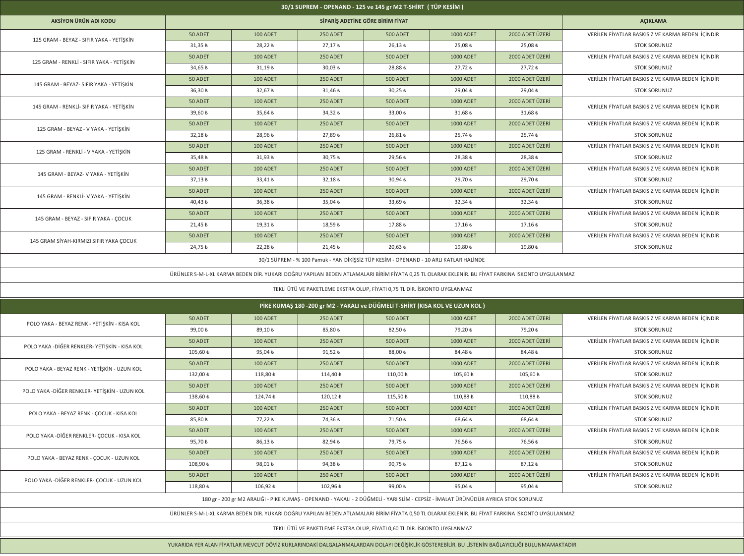## 30/1 SUPREM - OPENAND - 125 ve 145 gr M2 T-SHİRT ( TÜP KESİM )

| AKSİYON ÜRÜN ADI KODU | SİPARİŞ ADETİNE GÖRE BİRİM FİYAT | | | | | | AÇIKLAMA |
|---|---|---|---|---|---|---|---|
| 125 GRAM - BEYAZ - SIFIR YAKA - YETİŞKİN | 50 ADET | 100 ADET | 250 ADET | 500 ADET | 1000 ADET | 2000 ADET ÜZERİ | VERİLEN FİYATLAR BASKISIZ VE KARMA BEDEN İÇİNDİR |
| | 31,35 ₺ | 28,22 ₺ | 27,17 ₺ | 26,13 ₺ | 25,08 ₺ | 25,08 ₺ | STOK SORUNUZ |
| 125 GRAM - RENKLİ - SIFIR YAKA - YETİŞKİN | 50 ADET | 100 ADET | 250 ADET | 500 ADET | 1000 ADET | 2000 ADET ÜZERİ | VERİLEN FİYATLAR BASKISIZ VE KARMA BEDEN İÇİNDİR |
| | 34,65 ₺ | 31,19 ₺ | 30,03 ₺ | 28,88 ₺ | 27,72 ₺ | 27,72 ₺ | STOK SORUNUZ |
| 145 GRAM - BEYAZ- SIFIR YAKA - YETİŞKİN | 50 ADET | 100 ADET | 250 ADET | 500 ADET | 1000 ADET | 2000 ADET ÜZERİ | VERİLEN FİYATLAR BASKISIZ VE KARMA BEDEN İÇİNDİR |
| | 36,30 ₺ | 32,67 ₺ | 31,46 ₺ | 30,25 ₺ | 29,04 ₺ | 29,04 ₺ | STOK SORUNUZ |
| 145 GRAM - RENKLİ- SIFIR YAKA - YETİŞKİN | 50 ADET | 100 ADET | 250 ADET | 500 ADET | 1000 ADET | 2000 ADET ÜZERİ | VERİLEN FİYATLAR BASKISIZ VE KARMA BEDEN İÇİNDİR |
| | 39,60 ₺ | 35,64 ₺ | 34,32 ₺ | 33,00 ₺ | 31,68 ₺ | 31,68 ₺ | |
| 125 GRAM - BEYAZ - V YAKA - YETİŞKİN | 50 ADET | 100 ADET | 250 ADET | 500 ADET | 1000 ADET | 2000 ADET ÜZERİ | VERİLEN FİYATLAR BASKISIZ VE KARMA BEDEN İÇİNDİR |
| | 32,18 ₺ | 28,96 ₺ | 27,89 ₺ | 26,81 ₺ | 25,74 ₺ | 25,74 ₺ | STOK SORUNUZ |
| 125 GRAM - RENKLİ - V YAKA - YETİŞKİN | 50 ADET | 100 ADET | 250 ADET | 500 ADET | 1000 ADET | 2000 ADET ÜZERİ | VERİLEN FİYATLAR BASKISIZ VE KARMA BEDEN İÇİNDİR |
| | 35,48 ₺ | 31,93 ₺ | 30,75 ₺ | 29,56 ₺ | 28,38 ₺ | 28,38 ₺ | STOK SORUNUZ |
| 145 GRAM - BEYAZ- V YAKA - YETİŞKİN | 50 ADET | 100 ADET | 250 ADET | 500 ADET | 1000 ADET | 2000 ADET ÜZERİ | VERİLEN FİYATLAR BASKISIZ VE KARMA BEDEN İÇİNDİR |
| | 37,13 ₺ | 33,41 ₺ | 32,18 ₺ | 30,94 ₺ | 29,70 ₺ | 29,70 ₺ | STOK SORUNUZ |
| 145 GRAM - RENKLİ- V YAKA - YETİŞKİN | 50 ADET | 100 ADET | 250 ADET | 500 ADET | 1000 ADET | 2000 ADET ÜZERİ | VERİLEN FİYATLAR BASKISIZ VE KARMA BEDEN İÇİNDİR |
| | 40,43 ₺ | 36,38 ₺ | 35,04 ₺ | 33,69 ₺ | 32,34 ₺ | 32,34 ₺ | STOK SORUNUZ |
| 145 GRAM - BEYAZ - SIFIR YAKA - ÇOCUK | 50 ADET | 100 ADET | 250 ADET | 500 ADET | 1000 ADET | 2000 ADET ÜZERİ | VERİLEN FİYATLAR BASKISIZ VE KARMA BEDEN İÇİNDİR |
| | 21,45 ₺ | 19,31 ₺ | 18,59 ₺ | 17,88 ₺ | 17,16 ₺ | 17,16 ₺ | STOK SORUNUZ |
| 145 GRAM SİYAH-KIRMIZI SIFIR YAKA ÇOCUK | 50 ADET | 100 ADET | 250 ADET | 500 ADET | 1000 ADET | 2000 ADET ÜZERİ | VERİLEN FİYATLAR BASKISIZ VE KARMA BEDEN İÇİNDİR |
| | 24,75 ₺ | 22,28 ₺ | 21,45 ₺ | 20,63 ₺ | 19,80 ₺ | 19,80 ₺ | STOK SORUNUZ |

30/1 SÜPREM - % 100 Pamuk - YAN DİKİŞSİZ TÜP KESİM - OPENAND - 10 ARLI KATLAR HALİNDE

ÜRÜNLER S-M-L-XL KARMA BEDEN DİR. YUKARI DOĞRU YAPILAN BEDEN ATLAMALARI BİRİM FİYATA 0,25 TL OLARAK EKLENİR. BU FİYAT FARKINA İSKONTO UYGULANMAZ

TEKLİ ÜTÜ VE PAKETLEME EKSTRA OLUP, FİYATI 0,75 TL DİR. İSKONTO UYGLANMAZ

## PİKE KUMAŞ 180 -200 gr M2 - YAKALI ve DÜĞMELİ T-SHİRT (KISA KOL VE UZUN KOL )

| AKSİYON ÜRÜN ADI KODU | SİPARİŞ ADETİNE GÖRE BİRİM FİYAT | | | | | | AÇIKLAMA |
|---|---|---|---|---|---|---|---|
| POLO YAKA - BEYAZ RENK - YETİŞKİN - KISA KOL | 50 ADET | 100 ADET | 250 ADET | 500 ADET | 1000 ADET | 2000 ADET ÜZERİ | VERİLEN FİYATLAR BASKISIZ VE KARMA BEDEN İÇİNDİR |
| | 99,00 ₺ | 89,10 ₺ | 85,80 ₺ | 82,50 ₺ | 79,20 ₺ | 79,20 ₺ | STOK SORUNUZ |
| POLO YAKA -DİĞER RENKLER- YETİŞKİN - KISA KOL | 50 ADET | 100 ADET | 250 ADET | 500 ADET | 1000 ADET | 2000 ADET ÜZERİ | VERİLEN FİYATLAR BASKISIZ VE KARMA BEDEN İÇİNDİR |
| | 105,60 ₺ | 95,04 ₺ | 91,52 ₺ | 88,00 ₺ | 84,48 ₺ | 84,48 ₺ | STOK SORUNUZ |
| POLO YAKA - BEYAZ RENK - YETİŞKİN - UZUN KOL | 50 ADET | 100 ADET | 250 ADET | 500 ADET | 1000 ADET | 2000 ADET ÜZERİ | VERİLEN FİYATLAR BASKISIZ VE KARMA BEDEN İÇİNDİR |
| | 132,00 ₺ | 118,80 ₺ | 114,40 ₺ | 110,00 ₺ | 105,60 ₺ | 105,60 ₺ | STOK SORUNUZ |
| POLO YAKA -DİĞER RENKLER- YETİŞKİN - UZUN KOL | 50 ADET | 100 ADET | 250 ADET | 500 ADET | 1000 ADET | 2000 ADET ÜZERİ | VERİLEN FİYATLAR BASKISIZ VE KARMA BEDEN İÇİNDİR |
| | 138,60 ₺ | 124,74 ₺ | 120,12 ₺ | 115,50 ₺ | 110,88 ₺ | 110,88 ₺ | STOK SORUNUZ |
| POLO YAKA - BEYAZ RENK - ÇOCUK - KISA KOL | 50 ADET | 100 ADET | 250 ADET | 500 ADET | 1000 ADET | 2000 ADET ÜZERİ | VERİLEN FİYATLAR BASKISIZ VE KARMA BEDEN İÇİNDİR |
| | 85,80 ₺ | 77,22 ₺ | 74,36 ₺ | 71,50 ₺ | 68,64 ₺ | 68,64 ₺ | STOK SORUNUZ |
| POLO YAKA -DİĞER RENKLER- ÇOCUK - KISA KOL | 50 ADET | 100 ADET | 250 ADET | 500 ADET | 1000 ADET | 2000 ADET ÜZERİ | VERİLEN FİYATLAR BASKISIZ VE KARMA BEDEN İÇİNDİR |
| | 95,70 ₺ | 86,13 ₺ | 82,94 ₺ | 79,75 ₺ | 76,56 ₺ | 76,56 ₺ | STOK SORUNUZ |
| POLO YAKA - BEYAZ RENK - ÇOCUK - UZUN KOL | 50 ADET | 100 ADET | 250 ADET | 500 ADET | 1000 ADET | 2000 ADET ÜZERİ | VERİLEN FİYATLAR BASKISIZ VE KARMA BEDEN İÇİNDİR |
| | 108,90 ₺ | 98,01 ₺ | 94,38 ₺ | 90,75 ₺ | 87,12 ₺ | 87,12 ₺ | STOK SORUNUZ |
| POLO YAKA -DİĞER RENKLER- ÇOCUK - UZUN KOL | 50 ADET | 100 ADET | 250 ADET | 500 ADET | 1000 ADET | 2000 ADET ÜZERİ | VERİLEN FİYATLAR BASKISIZ VE KARMA BEDEN İÇİNDİR |
| | 118,80 ₺ | 106,92 ₺ | 102,96 ₺ | 99,00 ₺ | 95,04 ₺ | 95,04 ₺ | STOK SORUNUZ |

180 gr - 200 gr M2 ARALIĞI - PİKE KUMAŞ - OPENAND - YAKALI - 2 DÜĞMELİ - YARI SLİM - CEPSİZ - İMALAT ÜRÜNÜDÜR AYRICA STOK SORUNUZ

ÜRÜNLER S-M-L-XL KARMA BEDEN DİR. YUKARI DOĞRU YAPILAN BEDEN ATLAMALARI BİRİM FİYATA 0,50 TL OLARAK EKLENİR. BU FİYAT FARKINA İSKONTO UYGULANMAZ

TEKLİ ÜTÜ VE PAKETLEME EKSTRA OLUP, FİYATI 0,60 TL DİR. İSKONTO UYGLANMAZ

YUKARIDA YER ALAN FİYATLAR MEVCUT DÖVİZ KURLARINDAKİ DALGALANMALARDAN DOLAYI DEĞİŞİKLİK GÖSTEREBİLİR. BU LİSTENİN BAĞLAYICILIĞI BULUNMAMAKTADIR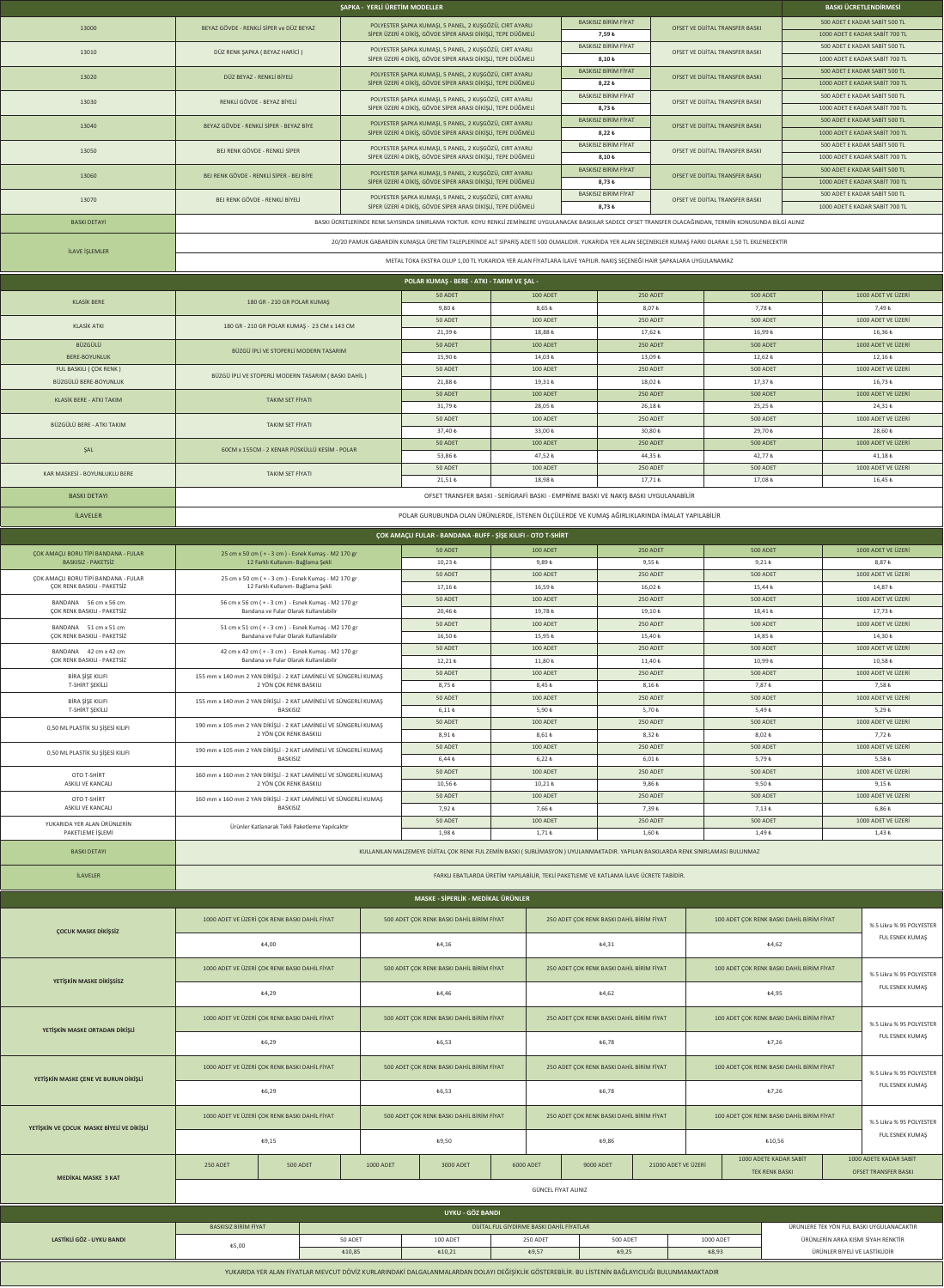## ŞAPKA - YERLİ ÜRETİM MODELLER

| Kod | Model | Açıklama | Baskısız Birim Fiyat | Baskı | Baskı Ücretlendirmesi |
|---|---|---|---|---|---|
| 13000 | BEYAZ GÖVDE - RENKLİ SİPER ve DÜZ BEYAZ | POLYESTER ŞAPKA KUMAŞI, 5 PANEL, 2 KUŞGÖZÜ, CIRT AYARLI SİPER ÜZERİ 4 DİKİŞ, GÖVDE SİPER ARASI DİKİŞLİ, TEPE DÜĞMELİ | 7,59 ₺ | OFSET VE DİJİTAL TRANSFER BASKI | 500 ADET E KADAR SABİT 500 TL / 1000 ADET E KADAR SABİT 700 TL |
| 13010 | DÜZ RENK ŞAPKA ( BEYAZ HARİCİ ) | POLYESTER ŞAPKA KUMAŞI, 5 PANEL, 2 KUŞGÖZÜ, CIRT AYARLI SİPER ÜZERİ 4 DİKİŞ, GÖVDE SİPER ARASI DİKİŞLİ, TEPE DÜĞMELİ | 8,10 ₺ | OFSET VE DİJİTAL TRANSFER BASKI | 500 ADET E KADAR SABİT 500 TL / 1000 ADET E KADAR SABİT 700 TL |
| 13020 | DÜZ BEYAZ - RENKLİ BİYELİ | POLYESTER ŞAPKA KUMAŞI, 5 PANEL, 2 KUŞGÖZÜ, CIRT AYARLI SİPER ÜZERİ 4 DİKİŞ, GÖVDE SİPER ARASI DİKİŞLİ, TEPE DÜĞMELİ | 8,22 ₺ | OFSET VE DİJİTAL TRANSFER BASKI | 500 ADET E KADAR SABİT 500 TL / 1000 ADET E KADAR SABİT 700 TL |
| 13030 | RENKLİ GÖVDE - BEYAZ BİYELİ | POLYESTER ŞAPKA KUMAŞI, 5 PANEL, 2 KUŞGÖZÜ, CIRT AYARLI SİPER ÜZERİ 4 DİKİŞ, GÖVDE SİPER ARASI DİKİŞLİ, TEPE DÜĞMELİ | 8,73 ₺ | OFSET VE DİJİTAL TRANSFER BASKI | 500 ADET E KADAR SABİT 500 TL / 1000 ADET E KADAR SABİT 700 TL |
| 13040 | BEYAZ GÖVDE - RENKLİ SİPER - BEYAZ BİYE | POLYESTER ŞAPKA KUMAŞI, 5 PANEL, 2 KUŞGÖZÜ, CIRT AYARLI SİPER ÜZERİ 4 DİKİŞ, GÖVDE SİPER ARASI DİKİŞLİ, TEPE DÜĞMELİ | 8,22 ₺ | OFSET VE DİJİTAL TRANSFER BASKI | 500 ADET E KADAR SABİT 500 TL / 1000 ADET E KADAR SABİT 700 TL |
| 13050 | BEJ RENK GÖVDE - RENKLİ SİPER | POLYESTER ŞAPKA KUMAŞI, 5 PANEL, 2 KUŞGÖZÜ, CIRT AYARLI SİPER ÜZERİ 4 DİKİŞ, GÖVDE SİPER ARASI DİKİŞLİ, TEPE DÜĞMELİ | 8,10 ₺ | OFSET VE DİJİTAL TRANSFER BASKI | 500 ADET E KADAR SABİT 500 TL / 1000 ADET E KADAR SABİT 700 TL |
| 13060 | BEJ RENK GÖVDE - RENKLİ SİPER - BEJ BİYE | POLYESTER ŞAPKA KUMAŞI, 5 PANEL, 2 KUŞGÖZÜ, CIRT AYARLI SİPER ÜZERİ 4 DİKİŞ, GÖVDE SİPER ARASI DİKİŞLİ, TEPE DÜĞMELİ | 8,73 ₺ | OFSET VE DİJİTAL TRANSFER BASKI | 500 ADET E KADAR SABİT 500 TL / 1000 ADET E KADAR SABİT 700 TL |
| 13070 | BEJ RENK GÖVDE - RENKLİ BİYELİ | POLYESTER ŞAPKA KUMAŞI, 5 PANEL, 2 KUŞGÖZÜ, CIRT AYARLI SİPER ÜZERİ 4 DİKİŞ, GÖVDE SİPER ARASI DİKİŞLİ, TEPE DÜĞMELİ | 8,73 ₺ | OFSET VE DİJİTAL TRANSFER BASKI | 500 ADET E KADAR SABİT 500 TL / 1000 ADET E KADAR SABİT 700 TL |

**BASKI DETAYI:** BASKI ÜCRETLERİNDE RENK SAYISINDA SINIRLAMA YOKTUR. KOYU RENKLİ ZEMİNLERE UYGULANACAK BASKILAR SADECE OFSET TRANSFER OLACAĞINDAN, TERMİN KONUSUNDA BİLGİ ALINIZ

**İLAVE İŞLEMLER:**
20/20 PAMUK GABARDİN KUMAŞLA ÜRETİM TALEPLERİNDE ALT SİPARİŞ ADETİ 500 OLMALIDIR. YUKARIDA YER ALAN SEÇENEKLER KUMAŞ FARKI OLARAK 1,50 TL EKLENECEKTİR
METAL TOKA EKSTRA OLUP 1,00 TL YUKARIDA YER ALAN FİYATLARA İLAVE YAPILIR. NAKIŞ SEÇENEĞİ HAİR ŞAPKALARA UYGULANAMAZ

## POLAR KUMAŞ - BERE - ATKI - TAKIM VE ŞAL -

| Ürün | Açıklama | 50 ADET | 100 ADET | 250 ADET | 500 ADET | 1000 ADET VE ÜZERİ |
|---|---|---|---|---|---|---|
| KLASİK BERE | 180 GR - 210 GR POLAR KUMAŞ | 9,80 ₺ | 8,65 ₺ | 8,07 ₺ | 7,78 ₺ | 7,49 ₺ |
| KLASİK ATKI | 180 GR - 210 GR POLAR KUMAŞ - 23 CM x 143 CM | 21,39 ₺ | 18,88 ₺ | 17,62 ₺ | 16,99 ₺ | 16,36 ₺ |
| BÜZGÜLÜ BERE-BOYUNLUK | BÜZGÜ İPLİ VE STOPERLİ MODERN TASARIM | 15,90 ₺ | 14,03 ₺ | 13,09 ₺ | 12,62 ₺ | 12,16 ₺ |
| FUL BASKILI ( ÇOK RENK ) BÜZGÜLÜ BERE-BOYUNLUK | BÜZGÜ İPLİ VE STOPERLİ MODERN TASARIM ( BASKI DAHİL ) | 21,88 ₺ | 19,31 ₺ | 18,02 ₺ | 17,37 ₺ | 16,73 ₺ |
| KLASİK BERE - ATKI TAKIM | TAKIM SET FİYATI | 31,79 ₺ | 28,05 ₺ | 26,18 ₺ | 25,25 ₺ | 24,31 ₺ |
| BÜZGÜLÜ BERE - ATKI TAKIM | TAKIM SET FİYATI | 37,40 ₺ | 33,00 ₺ | 30,80 ₺ | 29,70 ₺ | 28,60 ₺ |
| ŞAL | 60CM x 155CM - 2 KENAR PÜSKÜLLÜ KESİM - POLAR | 53,86 ₺ | 47,52 ₺ | 44,35 ₺ | 42,77 ₺ | 41,18 ₺ |
| KAR MASKESİ - BOYUNLUKLU BERE | TAKIM SET FİYATI | 21,51 ₺ | 18,98 ₺ | 17,71 ₺ | 17,08 ₺ | 16,45 ₺ |

**BASKI DETAYI:** OFSET TRANSFER BASKI - SERİGRAFİ BASKI - EMPRİME BASKI VE NAKIŞ BASKI UYGULANABİLİR

**İLAVELER:** POLAR GURUBUNDA OLAN ÜRÜNLERDE, İSTENEN ÖLÇÜLERDE VE KUMAŞ AĞIRLIKLARINDA İMALAT YAPILABİLİR

## ÇOK AMAÇLI FULAR - BANDANA -BUFF - ŞİŞE KILIFI - OTO T-SHİRT

| Ürün | Açıklama | 50 ADET | 100 ADET | 250 ADET | 500 ADET | 1000 ADET VE ÜZERİ |
|---|---|---|---|---|---|---|
| ÇOK AMAÇLI BORU TİPİ BANDANA - FULAR BASKISIZ - PAKETSİZ | 25 cm x 50 cm ( + - 3 cm ) - Esnek Kumaş - M2 170 gr 12 Farklı Kullanım- Bağlama Şekli | 10,23 ₺ | 9,89 ₺ | 9,55 ₺ | 9,21 ₺ | 8,87 ₺ |
| ÇOK AMAÇLI BORU TİPİ BANDANA - FULAR ÇOK RENK BASKILI - PAKETSİZ | 25 cm x 50 cm ( + - 3 cm ) - Esnek Kumaş - M2 170 gr 12 Farklı Kullanım- Bağlama Şekli | 17,16 ₺ | 16,59 ₺ | 16,02 ₺ | 15,44 ₺ | 14,87 ₺ |
| BANDANA 56 cm x 56 cm ÇOK RENK BASKILI - PAKETSİZ | 56 cm x 56 cm ( + - 3 cm ) - Esnek Kumaş - M2 170 gr Bandana ve Fular Olarak Kullanılabilir | 20,46 ₺ | 19,78 ₺ | 19,10 ₺ | 18,41 ₺ | 17,73 ₺ |
| BANDANA 51 cm x 51 cm ÇOK RENK BASKILI - PAKETSİZ | 51 cm x 51 cm ( + - 3 cm ) - Esnek Kumaş - M2 170 gr Bandana ve Fular Olarak Kullanılabilir | 16,50 ₺ | 15,95 ₺ | 15,40 ₺ | 14,85 ₺ | 14,30 ₺ |
| BANDANA 42 cm x 42 cm ÇOK RENK BASKILI - PAKETSİZ | 42 cm x 42 cm ( + - 3 cm ) - Esnek Kumaş - M2 170 gr Bandana ve Fular Olarak Kullanılabilir | 12,21 ₺ | 11,80 ₺ | 11,40 ₺ | 10,99 ₺ | 10,58 ₺ |
| BİRA ŞİŞE KILIFI T-SHİRT ŞEKİLLİ | 155 mm x 140 mm 2 YAN DİKİŞLİ - 2 KAT LAMİNELİ VE SÜNGERLİ KUMAŞ 2 YÖN ÇOK RENK BASKILI | 8,75 ₺ | 8,45 ₺ | 8,16 ₺ | 7,87 ₺ | 7,58 ₺ |
| BİRA ŞİŞE KILIFI T-SHİRT ŞEKİLLİ | 155 mm x 140 mm 2 YAN DİKİŞLİ - 2 KAT LAMİNELİ VE SÜNGERLİ KUMAŞ BASKISIZ | 6,11 ₺ | 5,90 ₺ | 5,70 ₺ | 5,49 ₺ | 5,29 ₺ |
| 0,50 ML PLASTİK SU ŞİŞESİ KILIFI | 190 mm x 105 mm 2 YAN DİKİŞLİ - 2 KAT LAMİNELİ VE SÜNGERLİ KUMAŞ 2 YÖN ÇOK RENK BASKILI | 8,91 ₺ | 8,61 ₺ | 8,32 ₺ | 8,02 ₺ | 7,72 ₺ |
| 0,50 ML PLASTİK SU ŞİŞESİ KILIFI | 190 mm x 105 mm 2 YAN DİKİŞLİ - 2 KAT LAMİNELİ VE SÜNGERLİ KUMAŞ BASKISIZ | 6,44 ₺ | 6,22 ₺ | 6,01 ₺ | 5,79 ₺ | 5,58 ₺ |
| OTO T-SHİRT ASKILI VE KANCALI | 160 mm x 160 mm 2 YAN DİKİŞLİ - 2 KAT LAMİNELİ VE SÜNGERLİ KUMAŞ 2 YÖN ÇOK RENK BASKILI | 10,56 ₺ | 10,21 ₺ | 9,86 ₺ | 9,50 ₺ | 9,15 ₺ |
| OTO T-SHİRT ASKILI VE KANCALI | 160 mm x 160 mm 2 YAN DİKİŞLİ - 2 KAT LAMİNELİ VE SÜNGERLİ KUMAŞ BASKISIZ | 7,92 ₺ | 7,66 ₺ | 7,39 ₺ | 7,13 ₺ | 6,86 ₺ |
| YUKARIDA YER ALAN ÜRÜNLERİN PAKETLEME İŞLEMİ | Ürünler Katlanarak Tekli Paketleme Yapılcaktır | 1,98 ₺ | 1,71 ₺ | 1,60 ₺ | 1,49 ₺ | 1,43 ₺ |

**BASKI DETAYI:** KULLANILAN MALZEMEYE DİJİTAL ÇOK RENK FUL ZEMİN BASKI ( SUBLİMASYON ) UYULANMAKTADIR. YAPILAN BASKILARDA RENK SINIRLAMASI BULUNMAMAKTADIR.

**İLAVELER:** FARKLI EBATLARDA ÜRETİM YAPILABİLİR, TEKLİ PAKETLEME VE KATLAMA İLAVE ÜCRETE TABİDİR.

## MASKE - SİPERLİK - MEDİKAL ÜRÜNLER

| Ürün | 1000 ADET VE ÜZERİ ÇOK RENK BASKI DAHİL FİYAT | 500 ADET ÇOK RENK BASKI DAHİL BİRİM FİYAT | 250 ADET ÇOK RENK BASKI DAHİL BİRİM FİYAT | 100 ADET ÇOK RENK BASKI DAHİL BİRİM FİYAT | Kumaş |
|---|---|---|---|---|---|
| ÇOCUK MASKE DİKİŞSİZ | ₺4,00 | ₺4,16 | ₺4,31 | ₺4,62 | % 5 Likra % 95 POLYESTER FUL ESNEK KUMAŞ |
| YETİŞKİN MASKE DİKİŞSİZ | ₺4,29 | ₺4,46 | ₺4,62 | ₺4,95 | % 5 Likra % 95 POLYESTER FUL ESNEK KUMAŞ |
| YETİŞKİN MASKE ORTADAN DİKİŞLİ | ₺6,29 | ₺6,53 | ₺6,78 | ₺7,26 | % 5 Likra % 95 POLYESTER FUL ESNEK KUMAŞ |
| YETİŞKİN MASKE ÇENE VE BURUN DİKİŞLİ | ₺6,29 | ₺6,53 | ₺6,78 | ₺7,26 | % 5 Likra % 95 POLYESTER FUL ESNEK KUMAŞ |
| YETİŞKİN VE ÇOCUK MASKE BİYELİ VE DİKİŞLİ | ₺9,15 | ₺9,50 | ₺9,86 | ₺10,56 | % 5 Likra % 95 POLYESTER FUL ESNEK KUMAŞ |

| Ürün | 250 ADET | 500 ADET | 1000 ADET | 3000 ADET | 6000 ADET | 9000 ADET | 21000 ADET VE ÜZERİ | 1000 ADETE KADAR SABİT TEK RENK BASKI | 1000 ADETE KADAR SABİT OFSET TRANSFER BASKI |
|---|---|---|---|---|---|---|---|---|---|
| MEDİKAL MASKE 3 KAT | GÜNCEL FİYAT ALINIZ | | | | | | | | |

## UYKU - GÖZ BANDI

| Ürün | BASKISIZ BİRİM FİYAT | DİJİTAL FUL GİYDİRME BASKI DAHİL FİYATLAR 50 ADET | 100 ADET | 250 ADET | 500 ADET | 1000 ADET | Not |
|---|---|---|---|---|---|---|---|
| LASTİKLİ GÖZ - UYKU BANDI | ₺5,00 | ₺10,85 | ₺10,21 | ₺9,57 | ₺9,25 | ₺8,93 | ÜRÜNLERE TEK YÖN FUL BASKI UYGULANACAKTIR ÜRÜNLERİN ARKA KISMI SİYAH RENKTİR ÜRÜNLER BİYELİ VE LASTİKLİDİR |

YUKARIDA YER ALAN FİYATLAR MEVCUT DÖVİZ KURLARINDAKİ DALGALANMALARDAN DOLAYI DEĞİŞİKLİK GÖSTEREBİLİR. BU LİSTENİN BAĞLAYICILIĞI BULUNMAMAKTADIR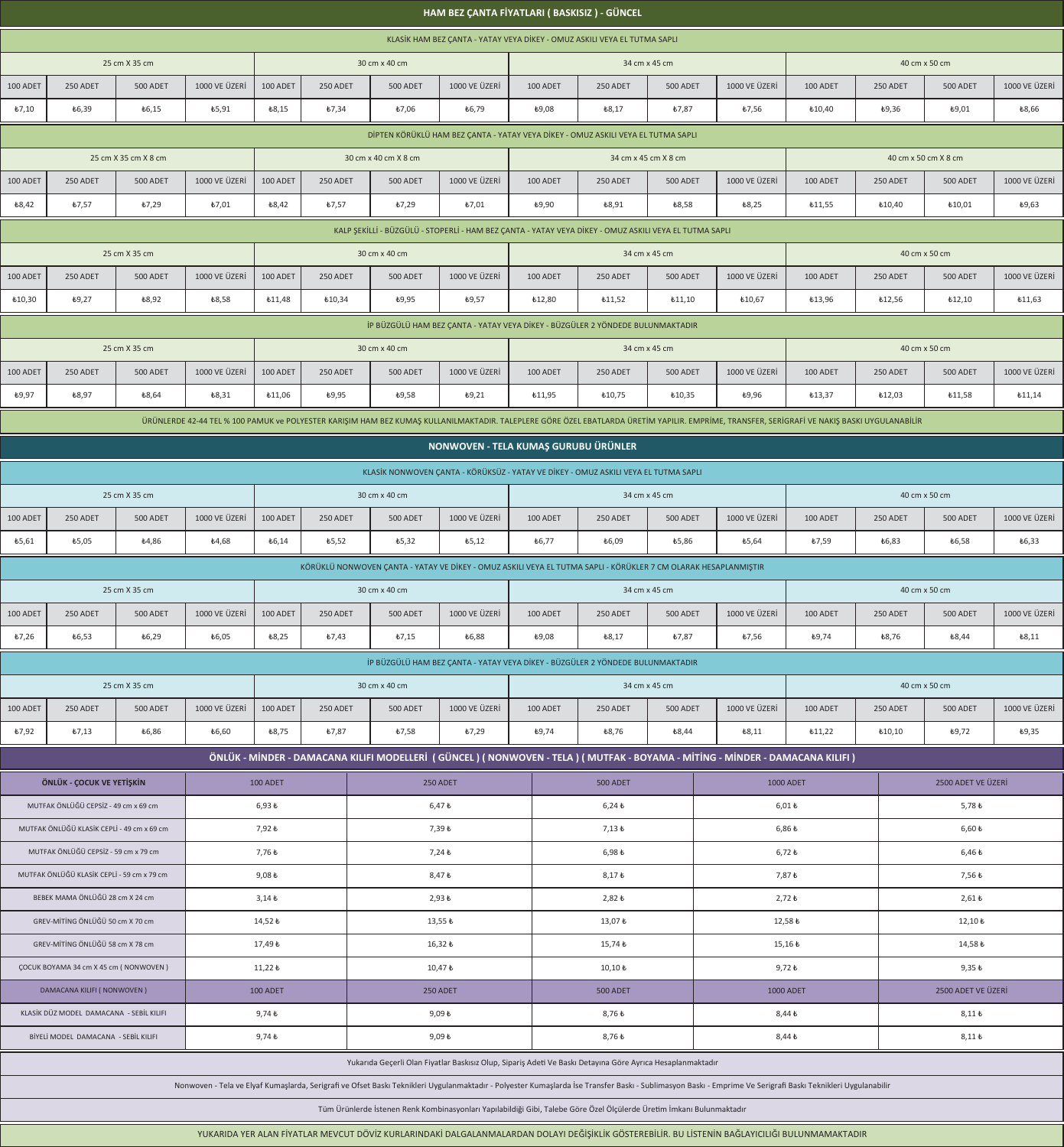# HAM BEZ ÇANTA FİYATLARI ( BASKISIZ ) - GÜNCEL

## KLASİK HAM BEZ ÇANTA - YATAY VEYA DİKEY - OMUZ ASKILI VEYA EL TUTMA SAPLI

| 25 cm X 35 cm | | | | 30 cm x 40 cm | | | | 34 cm x 45 cm | | | | 40 cm x 50 cm | | | |
|---|---|---|---|---|---|---|---|---|---|---|---|---|---|---|---|
| 100 ADET | 250 ADET | 500 ADET | 1000 VE ÜZERİ | 100 ADET | 250 ADET | 500 ADET | 1000 VE ÜZERİ | 100 ADET | 250 ADET | 500 ADET | 1000 VE ÜZERİ | 100 ADET | 250 ADET | 500 ADET | 1000 VE ÜZERİ |
| ₺7,10 | ₺6,39 | ₺6,15 | ₺5,91 | ₺8,15 | ₺7,34 | ₺7,06 | ₺6,79 | ₺9,08 | ₺8,17 | ₺7,87 | ₺7,56 | ₺10,40 | ₺9,36 | ₺9,01 | ₺8,66 |

## DİPTEN KÖRÜKLÜ HAM BEZ ÇANTA - YATAY VEYA DİKEY - OMUZ ASKILI VEYA EL TUTMA SAPLI

| 25 cm X 35 cm X 8 cm | | | | 30 cm x 40 cm X 8 cm | | | | 34 cm x 45 cm X 8 cm | | | | 40 cm x 50 cm X 8 cm | | | |
|---|---|---|---|---|---|---|---|---|---|---|---|---|---|---|---|
| 100 ADET | 250 ADET | 500 ADET | 1000 VE ÜZERİ | 100 ADET | 250 ADET | 500 ADET | 1000 VE ÜZERİ | 100 ADET | 250 ADET | 500 ADET | 1000 VE ÜZERİ | 100 ADET | 250 ADET | 500 ADET | 1000 VE ÜZERİ |
| ₺8,42 | ₺7,57 | ₺7,29 | ₺7,01 | ₺8,42 | ₺7,57 | ₺7,29 | ₺7,01 | ₺9,90 | ₺8,91 | ₺8,58 | ₺8,25 | ₺11,55 | ₺10,40 | ₺10,01 | ₺9,63 |

## KALP ŞEKİLLİ - BÜZGÜLÜ - STOPERLİ - HAM BEZ ÇANTA - YATAY VEYA DİKEY - OMUZ ASKILI VEYA EL TUTMA SAPLI

| 25 cm X 35 cm | | | | 30 cm x 40 cm | | | | 34 cm x 45 cm | | | | 40 cm x 50 cm | | | |
|---|---|---|---|---|---|---|---|---|---|---|---|---|---|---|---|
| 100 ADET | 250 ADET | 500 ADET | 1000 VE ÜZERİ | 100 ADET | 250 ADET | 500 ADET | 1000 VE ÜZERİ | 100 ADET | 250 ADET | 500 ADET | 1000 VE ÜZERİ | 100 ADET | 250 ADET | 500 ADET | 1000 VE ÜZERİ |
| ₺10,30 | ₺9,27 | ₺8,92 | ₺8,58 | ₺11,48 | ₺10,34 | ₺9,95 | ₺9,57 | ₺12,80 | ₺11,52 | ₺11,10 | ₺10,67 | ₺13,96 | ₺12,56 | ₺12,10 | ₺11,63 |

## İP BÜZGÜLÜ HAM BEZ ÇANTA - YATAY VEYA DİKEY - BÜZGÜLER 2 YÖNDEDE BULUNMAKTADIR

| 25 cm X 35 cm | | | | 30 cm x 40 cm | | | | 34 cm x 45 cm | | | | 40 cm x 50 cm | | | |
|---|---|---|---|---|---|---|---|---|---|---|---|---|---|---|---|
| 100 ADET | 250 ADET | 500 ADET | 1000 VE ÜZERİ | 100 ADET | 250 ADET | 500 ADET | 1000 VE ÜZERİ | 100 ADET | 250 ADET | 500 ADET | 1000 VE ÜZERİ | 100 ADET | 250 ADET | 500 ADET | 1000 VE ÜZERİ |
| ₺9,97 | ₺8,97 | ₺8,64 | ₺8,31 | ₺11,06 | ₺9,95 | ₺9,58 | ₺9,21 | ₺11,95 | ₺10,75 | ₺10,35 | ₺9,96 | ₺13,37 | ₺12,03 | ₺11,58 | ₺11,14 |

ÜRÜNLERDE 42-44 TEL % 100 PAMUK ve POLYESTER KARIŞIM HAM BEZ KUMAŞ KULLANILMAKTADIR. TALEPLERE GÖRE ÖZEL EBATLARDA ÜRETİM YAPILIR. EMPRİME, TRANSFER, SERİGRAFİ VE NAKIŞ BASKI UYGULANABİLİR

# NONWOVEN - TELA KUMAŞ GURUBU ÜRÜNLER

## KLASİK NONWOVEN ÇANTA - KÖRÜKSÜZ - YATAY VE DİKEY - OMUZ ASKILI VEYA EL TUTMA SAPLI

| 25 cm X 35 cm | | | | 30 cm x 40 cm | | | | 34 cm x 45 cm | | | | 40 cm x 50 cm | | | |
|---|---|---|---|---|---|---|---|---|---|---|---|---|---|---|---|
| 100 ADET | 250 ADET | 500 ADET | 1000 VE ÜZERİ | 100 ADET | 250 ADET | 500 ADET | 1000 VE ÜZERİ | 100 ADET | 250 ADET | 500 ADET | 1000 VE ÜZERİ | 100 ADET | 250 ADET | 500 ADET | 1000 VE ÜZERİ |
| ₺5,61 | ₺5,05 | ₺4,86 | ₺4,68 | ₺6,14 | ₺5,52 | ₺5,32 | ₺5,12 | ₺6,77 | ₺6,09 | ₺5,86 | ₺5,64 | ₺7,59 | ₺6,83 | ₺6,58 | ₺6,33 |

## KÖRÜKLÜ NONWOVEN ÇANTA - YATAY VE DİKEY - OMUZ ASKILI VEYA EL TUTMA SAPLI - KÖRÜKLER 7 CM OLARAK HESAPLANMIŞTIR

| 25 cm X 35 cm | | | | 30 cm x 40 cm | | | | 34 cm x 45 cm | | | | 40 cm x 50 cm | | | |
|---|---|---|---|---|---|---|---|---|---|---|---|---|---|---|---|
| 100 ADET | 250 ADET | 500 ADET | 1000 VE ÜZERİ | 100 ADET | 250 ADET | 500 ADET | 1000 VE ÜZERİ | 100 ADET | 250 ADET | 500 ADET | 1000 VE ÜZERİ | 100 ADET | 250 ADET | 500 ADET | 1000 VE ÜZERİ |
| ₺7,26 | ₺6,53 | ₺6,29 | ₺6,05 | ₺8,25 | ₺7,43 | ₺7,15 | ₺6,88 | ₺9,08 | ₺8,17 | ₺7,87 | ₺7,56 | ₺9,74 | ₺8,76 | ₺8,44 | ₺8,11 |

## İP BÜZGÜLÜ HAM BEZ ÇANTA - YATAY VEYA DİKEY - BÜZGÜLER 2 YÖNDEDE BULUNMAKTADIR

| 25 cm X 35 cm | | | | 30 cm x 40 cm | | | | 34 cm x 45 cm | | | | 40 cm x 50 cm | | | |
|---|---|---|---|---|---|---|---|---|---|---|---|---|---|---|---|
| 100 ADET | 250 ADET | 500 ADET | 1000 VE ÜZERİ | 100 ADET | 250 ADET | 500 ADET | 1000 VE ÜZERİ | 100 ADET | 250 ADET | 500 ADET | 1000 VE ÜZERİ | 100 ADET | 250 ADET | 500 ADET | 1000 VE ÜZERİ |
| ₺7,92 | ₺7,13 | ₺6,86 | ₺6,60 | ₺8,75 | ₺7,87 | ₺7,58 | ₺7,29 | ₺9,74 | ₺8,76 | ₺8,44 | ₺8,11 | ₺11,22 | ₺10,10 | ₺9,72 | ₺9,35 |

# ÖNLÜK - MİNDER - DAMACANA KILIFI MODELLERİ ( GÜNCEL ) ( NONWOVEN - TELA ) ( MUTFAK - BOYAMA - MİTİNG - MİNDER - DAMACANA KILIFI )

| ÖNLÜK - ÇOCUK VE YETİŞKİN | 100 ADET | 250 ADET | 500 ADET | 1000 ADET | 2500 ADET VE ÜZERİ |
|---|---|---|---|---|---|
| MUTFAK ÖNLÜĞÜ CEPSİZ - 49 cm x 69 cm | 6,93 ₺ | 6,47 ₺ | 6,24 ₺ | 6,01 ₺ | 5,78 ₺ |
| MUTFAK ÖNLÜĞÜ KLASİK CEPLİ - 49 cm x 69 cm | 7,92 ₺ | 7,39 ₺ | 7,13 ₺ | 6,86 ₺ | 6,60 ₺ |
| MUTFAK ÖNLÜĞÜ CEPSİZ - 59 cm x 79 cm | 7,76 ₺ | 7,24 ₺ | 6,98 ₺ | 6,72 ₺ | 6,46 ₺ |
| MUTFAK ÖNLÜĞÜ KLASİK CEPLİ - 59 cm x 79 cm | 9,08 ₺ | 8,47 ₺ | 8,17 ₺ | 7,87 ₺ | 7,56 ₺ |
| BEBEK MAMA ÖNLÜĞÜ 28 cm X 24 cm | 3,14 ₺ | 2,93 ₺ | 2,82 ₺ | 2,72 ₺ | 2,61 ₺ |
| GREV-MİTİNG ÖNLÜĞÜ 50 cm X 70 cm | 14,52 ₺ | 13,55 ₺ | 13,07 ₺ | 12,58 ₺ | 12,10 ₺ |
| GREV-MİTİNG ÖNLÜĞÜ 58 cm X 78 cm | 17,49 ₺ | 16,32 ₺ | 15,74 ₺ | 15,16 ₺ | 14,58 ₺ |
| ÇOCUK BOYAMA 34 cm X 45 cm ( NONWOVEN ) | 11,22 ₺ | 10,47 ₺ | 10,10 ₺ | 9,72 ₺ | 9,35 ₺ |
| DAMACANA KILIFI ( NONWOVEN ) | 100 ADET | 250 ADET | 500 ADET | 1000 ADET | 2500 ADET VE ÜZERİ |
| KLASİK DÜZ MODEL DAMACANA - SEBİL KILIFI | 9,74 ₺ | 9,09 ₺ | 8,76 ₺ | 8,44 ₺ | 8,11 ₺ |
| BİYELİ MODEL DAMACANA - SEBİL KILIFI | 9,74 ₺ | 9,09 ₺ | 8,76 ₺ | 8,44 ₺ | 8,11 ₺ |

Yukarıda Geçerli Olan Fiyatlar Baskısız Olup, Sipariş Adeti Ve Baskı Detayına Göre Ayrıca Hesaplanmaktadır

Nonwoven - Tela ve Elyaf Kumaşlarda, Serigrafi ve Ofset Baskı Teknikleri Uygulanmaktadır - Polyester Kumaşlarda İse Transfer Baskı - Sublimasyon Baskı - Emprime Ve Serigrafi Baskı Teknikleri Uygulanabilir

Tüm Ürünlerde İstenen Renk Kombinasyonları Yapılabildiği Gibi, Talebe Göre Özel Ölçülerde Üretim İmkanı Bulunmaktadır

YUKARIDA YER ALAN FİYATLAR MEVCUT DÖVİZ KURLARINDAKİ DALGALANMALARDAN DOLAYI DEĞİŞİKLİK GÖSTEREBİLİR. BU LİSTENİN BAĞLAYICILIĞI BULUNMAMAKTADIR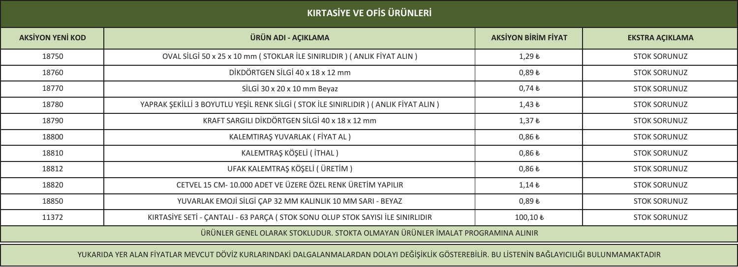# KIRTASİYE VE OFİS ÜRÜNLERİ

| AKSİYON YENİ KOD | ÜRÜN ADI - AÇIKLAMA | AKSİYON BİRİM FİYAT | EKSTRA AÇIKLAMA |
|---|---|---|---|
| 18750 | OVAL SİLGİ 50 x 25 x 10 mm ( STOKLAR İLE SINIRLIDIR ) ( ANLIK FİYAT ALIN ) | 1,29 ₺ | STOK SORUNUZ |
| 18760 | DİKDÖRTGEN SİLGİ 40 x 18 x 12 mm | 0,89 ₺ | STOK SORUNUZ |
| 18770 | SİLGİ 30 x 20 x 10 mm Beyaz | 0,74 ₺ | STOK SORUNUZ |
| 18780 | YAPRAK ŞEKİLLİ 3 BOYUTLU YEŞİL RENK SİLGİ ( STOK İLE SINIRLIDIR ) ( ANLIK FİYAT ALIN ) | 1,43 ₺ | STOK SORUNUZ |
| 18790 | KRAFT SARGILI DİKDÖRTGEN SİLGİ 40 x 18 x 12 mm | 1,37 ₺ | STOK SORUNUZ |
| 18800 | KALEMTIRAŞ YUVARLAK ( FİYAT AL ) | 0,86 ₺ | STOK SORUNUZ |
| 18810 | KALEMTRAŞ KÖŞELİ ( İTHAL ) | 0,86 ₺ | STOK SORUNUZ |
| 18812 | UFAK KALEMTRAŞ KÖŞELİ ( ÜRETİM ) | 0,86 ₺ | STOK SORUNUZ |
| 18820 | CETVEL 15 CM- 10.000 ADET VE ÜZERE ÖZEL RENK ÜRETİM YAPILIR | 1,14 ₺ | STOK SORUNUZ |
| 18850 | YUVARLAK EMOJİ SİLGİ ÇAP 32 MM KALINLIK 10 MM SARI - BEYAZ | 0,89 ₺ | STOK SORUNUZ |
| 11372 | KIRTASİYE SETİ - ÇANTALI - 63 PARÇA ( STOK SONU OLUP STOK SAYISI İLE SINIRLIDIR | 100,10 ₺ | STOK SORUNUZ |

ÜRÜNLER GENEL OLARAK STOKLUDUR. STOKTA OLMAYAN ÜRÜNLER İMALAT PROGRAMINA ALINIR

YUKARIDA YER ALAN FİYATLAR MEVCUT DÖVİZ KURLARINDAKİ DALGALANMALARDAN DOLAYI DEĞİŞİKLİK GÖSTEREBİLİR. BU LİSTENİN BAĞLAYICILIĞI BULUNMAMAKTADIR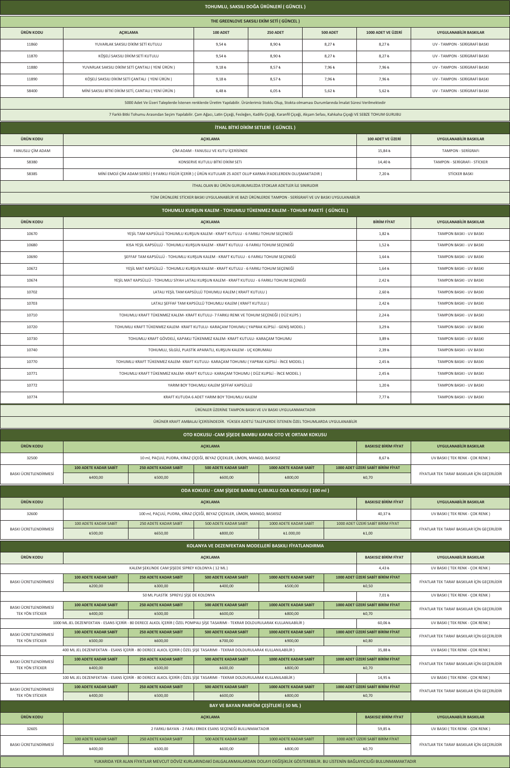# TOHUMLU, SAKSILI DOĞA ÜRÜNLERİ ( GÜNCEL )

## THE GREENLOVE SAKSILI EKİM SETİ ( GÜNCEL )

| ÜRÜN KODU | AÇIKLAMA | 100 ADET | 250 ADET | 500 ADET | 1000 ADET VE ÜZERİ | UYGULANABİLİR BASKILAR |
|---|---|---|---|---|---|---|
| 11860 | YUVARLAK SAKSILI DİKİM SETİ KUTULU | 9,54 ₺ | 8,90 ₺ | 8,27 ₺ | 8,27 ₺ | UV - TAMPON - SERİGRAFİ BASKI |
| 11870 | KÖŞELİ SAKSILI DİKİM SETİ KUTULU | 9,54 ₺ | 8,90 ₺ | 8,27 ₺ | 8,27 ₺ | UV - TAMPON - SERİGRAFİ BASKI |
| 11880 | YUVARLAK SAKSILI DİKİM SETİ ÇANTALI ( YENİ ÜRÜN ) | 9,18 ₺ | 8,57 ₺ | 7,96 ₺ | 7,96 ₺ | UV - TAMPON - SERİGRAFİ BASKI |
| 11890 | KÖŞELİ SAKSILI DİKİM SETİ ÇANTALI ( YENİ ÜRÜN ) | 9,18 ₺ | 8,57 ₺ | 7,96 ₺ | 7,96 ₺ | UV - TAMPON - SERİGRAFİ BASKI |
| 58400 | MİNİ SAKSILI BİTKİ DİKİM SETİ, ÇANTALI ( YENİ ÜRÜN ) | 6,48 ₺ | 6,05 ₺ | 5,62 ₺ | 5,62 ₺ | UV - TAMPON - SERİGRAFİ BASKI |

5000 Adet Ve Üzeri Taleplerde İstenen renklerde Üretim Yapılabilir. Ürünlerimiz Stoklu Olup, Stokta olmaması Durumlarında İmalat Süresi Verilmektedir

7 Farklı Bitki Tohumu Arasından Seçim Yapılabilir. Çam Ağacı, Latin Çiçeği, Fesleğen, Kadife Çiçeği, Karanfil Çiçeği, Akşam Sefası, Kahkaha Çiçeği VE SEBZE TOHUM GURUBU

## İTHAL BİTKİ DİKİM SETLERİ ( GÜNCEL )

| ÜRÜN KODU | AÇIKLAMA | 100 ADET VE ÜZERİ | UYGULANABİLİR BASKILAR |
|---|---|---|---|
| FANUSLU ÇİM ADAM | ÇİM ADAM - FANUSLU VE KUTU İÇERİSİNDE | 15,84 ₺ | TAMPON - SERİGRAFi |
| 58380 | KONSERVE KUTULU BİTKİ DİKİM SETİ | 14,40 ₺ | TAMPON - SERİGRAFi - STİCKER |
| 58385 | MİNİ EMOJİ ÇİM ADAM SERİSİ ( 9 FARKLI FİGÜR İÇERİR ) ( ÜRÜN KUTULARI 25 ADET OLUP KARMA İFADELERDEN OLUŞMAKTADIR ) | 7,20 ₺ | STİCKER BASKI |

İTHAL OLAN BU ÜRÜN GURUBUMUZDA STOKLAR ADETLER İLE SINIRLIDIR

TÜM ÜRÜNLERE STİCKER BASKI UYGULANABİLİR VE BAZI ÜRÜNLERDE TAMPON - SERİGRAFİ VE UV BASKI UYGULANABİLİR

## TOHUMLU KURŞUN KALEM - TOHUMLU TÜKENMEZ KALEM - TOHUM PAKETİ ( GÜNCEL )

| ÜRÜN KODU | AÇIKLAMA | BİRİM FİYAT | UYGULANABİLİR BASKILAR |
|---|---|---|---|
| 10670 | YEŞİL TAM KAPSÜLLÜ TOHUMLU KURŞUN KALEM - KRAFT KUTULU - 6 FARKLI TOHUM SEÇENEĞİ | 1,82 ₺ | TAMPON BASKI - UV BASKI |
| 10680 | KISA YEŞİL KAPSÜLLÜ - TOHUMLU KURŞUN KALEM - KRAFT KUTULU - 6 FARKLI TOHUM SEÇENEĞİ | 1,52 ₺ | TAMPON BASKI - UV BASKI |
| 10690 | ŞEFFAF TAM KAPSÜLLÜ - TOHUMLU KURŞUN KALEM - KRAFT KUTULU - 6 FARKLI TOHUM SEÇENEĞİ | 1,64 ₺ | TAMPON BASKI - UV BASKI |
| 10672 | YEŞİL MAT KAPSÜLLÜ - TOHUMLU KURŞUN KALEM - KRAFT KUTULU - 6 FARKLI TOHUM SEÇENEĞİ | 1,64 ₺ | TAMPON BASKI - UV BASKI |
| 10674 | YEŞİL MAT KAPSÜLLÜ - TOHUMLU SİYAH LATALI KURŞUN KALEM - KRAFT KUTULU - 6 FARKLI TOHUM SEÇENEĞİ | 2,42 ₺ | TAMPON BASKI - UV BASKI |
| 10702 | LATALI YEŞİL TAM KAPSÜLLÜ TOHUMLU KALEM ( KRAFT KUTULU ) | 2,60 ₺ | TAMPON BASKI - UV BASKI |
| 10703 | LATALI ŞEFFAF TAM KAPSÜLLÜ TOHUMLU KALEM ( KRAFT KUTULU ) | 2,42 ₺ | TAMPON BASKI - UV BASKI |
| 10710 | TOHUMLU KRAFT TÜKENMEZ KALEM- KRAFT KUTULU- 7 FARKLI RENK VE TOHUM SEÇENEĞİ ( DÜZ KLİPS ) | 2,24 ₺ | TAMPON BASKI - UV BASKI |
| 10720 | TOHUMLU KRAFT TÜKENMEZ KALEM- KRAFT KUTULU- KARAÇAM TOHUMU ( YAPRAK KLİPSLİ - GENİŞ MODEL ) | 3,29 ₺ | TAMPON BASKI - UV BASKI |
| 10730 | TOHUMLU KRAFT GÖVDELİ, KAPAKLI TÜKENMEZ KALEM- KRAFT KUTULU- KARAÇAM TOHUMU | 3,89 ₺ | TAMPON BASKI - UV BASKI |
| 10740 | TOHUMLU, SİLGİLİ, PLASTİK APARATLI, KURŞUN KALEM - UÇ KORUMALI | 2,39 ₺ | TAMPON BASKI - UV BASKI |
| 10770 | TOHUMLU KRAFT TÜKENMEZ KALEM- KRAFT KUTULU- KARAÇAM TOHUMU ( YAPRAK KLİPSLİ - İNCE MODEL ) | 2,45 ₺ | TAMPON BASKI - UV BASKI |
| 10771 | TOHUMLU KRAFT TÜKENMEZ KALEM- KRAFT KUTULU- KARAÇAM TOHUMU ( DÜZ KLİPSLİ - İNCE MODEL ) | 2,45 ₺ | TAMPON BASKI - UV BASKI |
| 10772 | YARIM BOY TOHUMLU KALEM ŞEFFAF KAPSÜLLÜ | 1,20 ₺ | TAMPON BASKI - UV BASKI |
| 10774 | KRAFT KUTUDA 6 ADET YARIM BOY TOHUMLU KALEM | 7,77 ₺ | TAMPON BASKI - UV BASKI |

ÜRÜNLER ÜZERİNE TAMPON BASKI VE UV BASKI UYGULANMAKTADIR

ÜRÜNER KRAFT AMBALAJ İÇERİSİNDEDİR. YÜKSEK ADETLİ TALEPLERDE İSTENEN ÖZEL TOHUMLARDA UYGULANABİLİR

## OTO KOKUSU -CAM ŞİŞEDE BAMBU KAPAK OTO VE ORTAM KOKUSU

| ÜRÜN KODU | AÇIKLAMA | | | | BASKISIZ BİRİM FİYAT | UYGULANABİLİR BASKILAR |
|---|---|---|---|---|---|---|
| 32500 | 10 ml, PAÇULİ, PUDRA, KİRAZ ÇİÇEĞİ, BEYAZ ÇİÇEKLER, LİMON, MANGO, BASKISIZ | | | | 8,67 ₺ | UV BASKI ( TEK RENK - ÇOK RENK ) |
| BASKI ÜCRETLENDİRMESİ | 100 ADETE KADAR SABİT | 250 ADETE KADAR SABİT | 500 ADETE KADAR SABİT | 1000 ADETE KADAR SABİT | 1000 ADET ÜZERİ SABİT BİRİM FİYAT | FİYATLAR TEK TARAF BASKILAR İÇİN GEÇERLİDİR |
| | ₺400,00 | ₺500,00 | ₺600,00 | ₺800,00 | ₺0,70 | |

## ODA KOKUSU - CAM ŞİŞEDE BAMBU ÇUBUKLU ODA KOKUSU ( 100 ml )

| ÜRÜN KODU | AÇIKLAMA | | | | BASKISIZ BİRİM FİYAT | UYGULANABİLİR BASKILAR |
|---|---|---|---|---|---|---|
| 32600 | 100 ml, PAÇULİ, PUDRA, KİRAZ ÇİÇEĞİ, BEYAZ ÇİÇEKLER, LİMON, MANGO, BASKISIZ | | | | 40,37 ₺ | UV BASKI ( TEK RENK - ÇOK RENK ) |
| BASKI ÜCRETLENDİRMESİ | 100 ADETE KADAR SABİT | 250 ADETE KADAR SABİT | 500 ADETE KADAR SABİT | 1000 ADETE KADAR SABİT | 1000 ADET ÜZERİ SABİT BİRİM FİYAT | FİYATLAR TEK TARAF BASKILAR İÇİN GEÇERLİDİR |
| | ₺500,00 | ₺650,00 | ₺800,00 | ₺1.000,00 | ₺1,00 | |

## KOLANYA VE DEZENFEKTAN MODELLERİ BASKILI FİYATLANDIRMA

| ÜRÜN KODU | AÇIKLAMA | | | | BASKISIZ BİRİM FİYAT | UYGULANABİLİR BASKILAR |
|---|---|---|---|---|---|---|
| | KALEM ŞEKLİNDE CAM ŞİŞEDE SİPREY KOLONYA ( 12 ML ) | | | | 4,43 ₺ | UV BASKI ( TEK RENK - ÇOK RENK ) |
| BASKI ÜCRETLENDİRMESİ | 100 ADETE KADAR SABİT | 250 ADETE KADAR SABİT | 500 ADETE KADAR SABİT | 1000 ADETE KADAR SABİT | 1000 ADET ÜZERİ SABİT BİRİM FİYAT | FİYATLAR TEK TARAF BASKILAR İÇİN GEÇERLİDİR |
| | ₺200,00 | ₺300,00 | ₺400,00 | ₺500,00 | ₺0,50 | |
| | 50 ML PLASTİK SPREYLİ ŞİŞE DE KOLONYA | | | | 7,01 ₺ | UV BASKI ( TEK RENK - ÇOK RENK ) |
| BASKI ÜCRETLENDİRMESİ TEK YÖN STİCKER | 100 ADETE KADAR SABİT | 250 ADETE KADAR SABİT | 500 ADETE KADAR SABİT | 1000 ADETE KADAR SABİT | 1000 ADET ÜZERİ SABİT BİRİM FİYAT | FİYATLAR TEK TARAF BASKILAR İÇİN GEÇERLİDİR |
| | ₺400,00 | ₺500,00 | ₺600,00 | ₺800,00 | ₺0,70 | |
| | 1000 ML JEL DEZENFEKTAN - ESANS İÇERİR - 80 DERECE ALKOL İÇERİR ( ÖZEL POMPALI ŞİŞE TASARIMI - TEKRAR DOLDURULARAK KULLANILABİLİR ) | | | | 60,06 ₺ | UV BASKI ( TEK RENK - ÇOK RENK ) |
| BASKI ÜCRETLENDİRMESİ TEK YÖN STİCKER | 100 ADETE KADAR SABİT | 250 ADETE KADAR SABİT | 500 ADETE KADAR SABİT | 1000 ADETE KADAR SABİT | 1000 ADET ÜZERİ SABİT BİRİM FİYAT | FİYATLAR TEK TARAF BASKILAR İÇİN GEÇERLİDİR |
| | ₺500,00 | ₺600,00 | ₺700,00 | ₺900,00 | ₺0,80 | |
| | 400 ML JEL DEZENFEKTAN - ESANS İÇERİR - 80 DERECE ALKOL İÇERİR ( ÖZEL ŞİŞE TASARIMI - TEKRAR DOLDURULARAK KULLANILABİLİR ) | | | | 35,88 ₺ | UV BASKI ( TEK RENK - ÇOK RENK ) |
| BASKI ÜCRETLENDİRMESİ TEK YÖN STİCKER | 100 ADETE KADAR SABİT | 250 ADETE KADAR SABİT | 500 ADETE KADAR SABİT | 1000 ADETE KADAR SABİT | 1000 ADET ÜZERİ SABİT BİRİM FİYAT | FİYATLAR TEK TARAF BASKILAR İÇİN GEÇERLİDİR |
| | ₺400,00 | ₺500,00 | ₺600,00 | ₺800,00 | ₺0,70 | |
| | 100 ML JEL DEZENFEKTAN - ESANS İÇERİR - 80 DERECE ALKOL İÇERİR ( ÖZEL ŞİŞE TASARIMI - TEKRAR DOLDURULARAK KULLANILABİLİR ) | | | | 14,95 ₺ | UV BASKI ( TEK RENK - ÇOK RENK ) |
| BASKI ÜCRETLENDİRMESİ TEK YÖN STİCKER | 100 ADETE KADAR SABİT | 250 ADETE KADAR SABİT | 500 ADETE KADAR SABİT | 1000 ADETE KADAR SABİT | 1000 ADET ÜZERİ SABİT BİRİM FİYAT | FİYATLAR TEK TARAF BASKILAR İÇİN GEÇERLİDİR |
| | ₺400,00 | ₺500,00 | ₺600,00 | ₺800,00 | ₺0,70 | |

## BAY VE BAYAN PARFÜM ÇEŞİTLERİ ( 50 ML )

| ÜRÜN KODU | AÇIKLAMA | | | | BASKISIZ BİRİM FİYAT | UYGULANABİLİR BASKILAR |
|---|---|---|---|---|---|---|
| 32605 | 2 FARKLI BAYAN - 2 FARLI ERKEK ESANS SEÇENEĞİ BULUNMAKTADIR | | | | 59,85 ₺ | UV BASKI ( TEK RENK - ÇOK RENK ) |
| BASKI ÜCRETLENDİRMESİ | 100 ADETE KADAR SABİT | 250 ADETE KADAR SABİT | 500 ADETE KADAR SABİT | 1000 ADETE KADAR SABİT | 1000 ADET ÜZERİ SABİT BİRİM FİYAT | FİYATLAR TEK TARAF BASKILAR İÇİN GEÇERLİDİR |
| | ₺400,00 | ₺500,00 | ₺600,00 | ₺800,00 | ₺0,70 | |

YUKARIDA YER ALAN FİYATLAR MEVCUT DÖVİZ KURLARINDAKİ DALGALANMALARDAN DOLAYI DEĞİŞİKLİK GÖSTEREBİLİR. BU LİSTENİN BAĞLAYICILIĞI BULUNMAMAKTADIR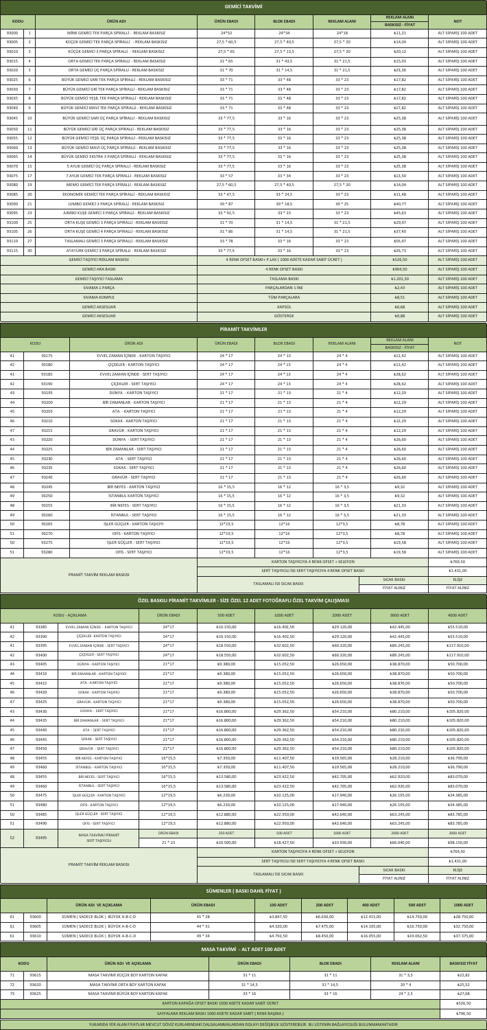## GEMİCİ TAKVİMİ

| KODU | | ÜRÜN ADI | ÜRÜN EBADI | BLOK EBADI | REKLAM ALANI | REKLAM ALANI BASKISIZ - FİYAT | NOT |
|---|---|---|---|---|---|---|---|
| 93000 | 1 | MİNİ GEMİCİ TEK PARÇA SPİRALLİ - REKLAM BASKISIZ | 24*52 | 24*34 | 24*18 | ₺11,21 | ALT SİPARİŞ 100 ADET |
| 93005 | 2 | KÜÇÜK GEMİCİ TEK PARÇA SPİRALLİ - REKLAM BASKISIZ | 27,5 * 60,5 | 27,5 * 40,5 | 27,5 * 20 | ₺14,04 | ALT SİPARİŞ 100 ADET |
| 93010 | 3 | KÜÇÜK GEMİCİ 3 PARÇA SPİRALLİ - REKLAM BASKISIZ | 27,5 * 65 | 27,5 * 13,5 | 27,5 * 20 | ₺20,12 | ALT SİPARİŞ 100 ADET |
| 93015 | 4 | ORTA GEMİCİ TEK PARÇA SPİRALLİ - REKLAM BASKISIZ | 31 * 65 | 31 * 43,5 | 31 * 21,5 | ₺15,93 | ALT SİPARİŞ 100 ADET |
| 93020 | 5 | ORTA GEMİCİ ÜÇ PARÇA SPİRALLİ - REKLAM BASKISIZ | 31 * 70 | 31 * 14,5 | 31 * 21,5 | ₺23,36 | ALT SİPARİŞ 100 ADET |
| 93025 | 6 | BÜYÜK GEMİCİ SARI TEK PARÇA SPİRALLİ - REKLAM BASKISIZ | 33 * 71 | 33 * 48 | 33 * 23 | ₺17,82 | ALT SİPARİŞ 100 ADET |
| 93030 | 7 | BÜYÜK GEMİCİ GRİ TEK PARÇA SPİRALLİ - REKLAM BASKISIZ | 33 * 71 | 33 * 48 | 33 * 23 | ₺17,82 | ALT SİPARİŞ 100 ADET |
| 93035 | 8 | BÜYÜK GEMİCİ YEŞİL TEK PARÇA SPİRALLİ - REKLAM BASKISIZ | 33 * 71 | 33 * 48 | 33 * 23 | ₺17,82 | ALT SİPARİŞ 100 ADET |
| 93040 | 9 | BÜYÜK GEMİCİ MAVİ TEK PARÇA SPİRALLİ - REKLAM BASKISIZ | 33 * 71 | 33 * 48 | 33 * 23 | ₺17,82 | ALT SİPARİŞ 100 ADET |
| 93045 | 10 | BÜYÜK GEMİCİ SARI ÜÇ PARÇA SPİRALLİ - REKLAM BASKISIZ | 33 * 77,5 | 33 * 16 | 33 * 23 | ₺25,38 | ALT SİPARİŞ 100 ADET |
| 93050 | 11 | BÜYÜK GEMİCİ GRİ ÜÇ PARÇA SPİRALLİ - REKLAM BASKISIZ | 33 * 77,5 | 33 * 16 | 33 * 23 | ₺25,38 | ALT SİPARİŞ 100 ADET |
| 93055 | 12 | BÜYÜK GEMİCİ YEŞİL ÜÇ PARÇA SPİRALLİ - REKLAM BASKISIZ | 33 * 77,5 | 33 * 16 | 33 * 23 | ₺25,38 | ALT SİPARİŞ 100 ADET |
| 93060 | 13 | BÜYÜK GEMİCİ MAVİ ÜÇ PARÇA SPİRALLİ - REKLAM BASKISIZ | 33 * 77,5 | 33 * 16 | 33 * 23 | ₺25,38 | ALT SİPARİŞ 100 ADET |
| 93065 | 14 | BÜYÜK GEMİCİ EKSTRA 3 PARÇA SPİRALLİ - REKLAM BASKISIZ | 33 * 77,5 | 33 * 16 | 33 * 23 | ₺25,38 | ALT SİPARİŞ 100 ADET |
| 93070 | 15 | 5 AYLIK GEMİCİ ÜÇ PARÇA SPİRALLİ - REKLAM BASKISIZ | 33 * 77,5 | 33 * 16 | 33 * 23 | ₺25,38 | ALT SİPARİŞ 100 ADET |
| 93075 | 17 | 7 AYLIK GEMİCİ TEK PARÇA SPİRALLİ - REKLAM BASKISIZ | 33 * 57 | 33 * 34 | 33 * 23 | ₺13,50 | ALT SİPARİŞ 100 ADET |
| 93080 | 19 | MEMO GEMİCİ TEK PARÇA SPİRALLİ - REKLAM BASKISIZ | 27,5 * 60,5 | 27,5 * 40,5 | 27,5 * 20 | ₺14,04 | ALT SİPARİŞ 100 ADET |
| 93085 | 20 | EKONOMİK GEMİCİ TEK PARÇA SPİRALLİ - REKLAM BASKISIZ | 33 * 47,5 | 33 * 24,5 | 33 * 23 | ₺11,48 | ALT SİPARİŞ 100 ADET |
| 93090 | 21 | JUMBO GEMİCİ 3 PARÇA SPİRALLİ - REKLAM BASKISIZ | 39 * 87 | 39 * 18,5 | 39 * 25 | ₺40,77 | ALT SİPARİŞ 100 ADET |
| 93095 | 23 | JUMBO KUŞE GEMİCİ 3 PARÇA SPİRALLİ - REKLAM BASKISIZ | 33 * 92,5 | 33 * 23 | 33 * 23 | ₺45,63 | ALT SİPARİŞ 100 ADET |
| 93100 | 25 | ORTA KUŞE GEMİCİ 3 PARÇA SPİRALLİ - REKLAM BASKISIZ | 31 * 70 | 31 * 14,5 | 31 * 21,5 | ₺29,97 | ALT SİPARİŞ 100 ADET |
| 93105 | 26 | ORTA KUŞE GEMİCİ 4 PARÇA SPİRALLİ - REKLAM BASKISIZ | 31 * 86 | 31 * 14,5 | 31 * 21,5 | ₺37,40 | ALT SİPARİŞ 100 ADET |
| 93110 | 27 | TASLAMALI GEMİCİ 3 PARÇA SPİRALLİ - REKLAM BASKISIZ | 33 * 78 | 33 * 16 | 33 * 23 | ₺56,97 | ALT SİPARİŞ 100 ADET |
| 93115 | 30 | ATATÜRK GEMİCİ 3 PARÇA SPİRALLİ - REKLAM BASKISIZ | 33 * 77,5 | 33 * 16 | 33 * 23 | ₺26,73 | ALT SİPARİŞ 100 ADET |
| | | GEMİCİ TAŞIYICI REKLAM BASKISI | 4 RENK OFSET BASKI+ P.LAK ( 1000 ADETE KADAR SABİT ÜCRET ) | | | ₺526,50 | ALT SİPARİŞ 100 ADET |
| | | GEMİCİ ARA BASKI | 4 RENK OFSET BASKI | | | ₺904,50 | ALT SİPARİŞ 100 ADET |
| | | GEMİCİ TAŞIYICI TASLAMA | TASLAMA BASKI | | | ₺1.201,50 | ALT SİPARİŞ 100 ADET |
| | | SIVAMA 3 PARÇA | PARÇALARDAN 1 İNE | | | ₺2,43 | ALT SİPARİŞ 100 ADET |
| | | SIVAMA KOMPLE | TÜM PARÇALARA | | | ₺8,51 | ALT SİPARİŞ 100 ADET |
| | | GEMİCİ AKSESUAR | KAPSÜL | | | ₺0,68 | ALT SİPARİŞ 100 ADET |
| | | GEMİCİ AKSESUAR | GÖSTERGE | | | ₺0,88 | ALT SİPARİŞ 100 ADET |

## PİRAMİT TAKVİMLER

| KODU | | ÜRÜN ADI | ÜRÜN EBADI | BLOK EBADI | REKLAM ALANI | REKLAM ALANI BASKISIZ - FİYAT | NOT |
|---|---|---|---|---|---|---|---|
| 41 | 93175 | EVVEL ZAMAN İÇİNDE - KARTON TAŞIYICI | 24 * 17 | 24 * 13 | 24 * 4 | ₺12,42 | ALT SİPARİŞ 100 ADET |
| 42 | 93180 | ÇİÇEKLER - KARTON TAŞIYICI | 24 * 17 | 24 * 13 | 24 * 4 | ₺12,42 | ALT SİPARİŞ 100 ADET |
| 41 | 93185 | EVVEL ZAMAN İÇİNDE - SERT TAŞIYICI | 24 * 17 | 24 * 13 | 24 * 4 | ₺28,62 | ALT SİPARİŞ 100 ADET |
| 42 | 93190 | ÇİÇEKLER - SERT TAŞIYICI | 24 * 17 | 24 * 13 | 24 * 4 | ₺28,62 | ALT SİPARİŞ 100 ADET |
| 43 | 93195 | DÜNYA - KARTON TAŞIYICI | 21 * 17 | 21 * 13 | 21 * 4 | ₺12,29 | ALT SİPARİŞ 100 ADET |
| 44 | 93200 | BİR ZAMANLAR - KARTON TAŞIYICI | 21 * 17 | 21 * 13 | 21 * 4 | ₺12,29 | ALT SİPARİŞ 100 ADET |
| 45 | 93205 | ATA - KARTON TAŞIYICI | 21 * 17 | 21 * 13 | 21 * 4 | ₺12,29 | ALT SİPARİŞ 100 ADET |
| 46 | 93210 | SOKAK - KARTON TAŞIYICI | 21 * 17 | 21 * 13 | 21 * 4 | ₺12,29 | ALT SİPARİŞ 100 ADET |
| 47 | 93215 | GRAVÜR - KARTON TAŞIYICI | 21 * 17 | 21 * 13 | 21 * 4 | ₺12,29 | ALT SİPARİŞ 100 ADET |
| 43 | 93220 | DÜNYA - SERT TAŞIYICI | 21 * 17 | 21 * 13 | 21 * 4 | ₺26,60 | ALT SİPARİŞ 100 ADET |
| 44 | 93225 | BİR ZAMANLAR - SERT TAŞIYICI | 21 * 17 | 21 * 13 | 21 * 4 | ₺26,60 | ALT SİPARİŞ 100 ADET |
| 45 | 93230 | ATA - SERT TAŞIYICI | 21 * 17 | 21 * 13 | 21 * 4 | ₺26,60 | ALT SİPARİŞ 100 ADET |
| 46 | 93235 | SOKAK - SERT TAŞIYICI | 21 * 17 | 21 * 13 | 21 * 4 | ₺26,60 | ALT SİPARİŞ 100 ADET |
| 47 | 93240 | GRAVÜR - SERT TAŞIYICI | 21 * 17 | 21 * 13 | 21 * 4 | ₺26,60 | ALT SİPARİŞ 100 ADET |
| 48 | 93245 | BİR NEFES - KARTON TAŞIYICI | 16 * 15,5 | 16 * 12 | 16 * 3,5 | ₺9,32 | ALT SİPARİŞ 100 ADET |
| 49 | 93250 | İSTANBUL KARTON TAŞIYICI | 16 * 15,5 | 16 * 12 | 16 * 3,5 | ₺9,32 | ALT SİPARİŞ 100 ADET |
| 48 | 93255 | BİR NEFES - SERT TAŞIYICI | 16 * 15,5 | 16 * 12 | 16 * 3,5 | ₺21,33 | ALT SİPARİŞ 100 ADET |
| 49 | 93260 | İSTANBUL - SERT TAŞIYICI | 16 * 15,5 | 16 * 12 | 16 * 3,5 | ₺21,33 | ALT SİPARİŞ 100 ADET |
| 50 | 93265 | İŞLER GÜÇLER - KARTON TAŞIYICI | 12*19,5 | 12*16 | 12*3,5 | ₺8,78 | ALT SİPARİŞ 100 ADET |
| 51 | 93270 | OFİS - KARTON TAŞIYICI | 12*19,5 | 12*16 | 12*3,5 | ₺8,78 | ALT SİPARİŞ 100 ADET |
| 50 | 93275 | İŞLER GÜÇLER - SERT TAŞIYICI | 12*19,5 | 12*16 | 12*3,5 | ₺19,58 | ALT SİPARİŞ 100 ADET |
| 51 | 93280 | OFİS - SERT TAŞIYICI | 12*19,5 | 12*16 | 12*3,5 | ₺19,58 | ALT SİPARİŞ 100 ADET |
| PİRAMİT TAKVİM REKLAM BASKISI | | | KARTON TAŞIYICIYA 4 RENK OFSET + SELEFON | | | | ₺769,50 |
| | | | SERT TAŞIYICILI İSE SERT TAŞIYICIYA 4 RENK OFSET BASKI | | | | ₺1.431,00 |
| | | | TASLAMALI İSE SICAK BASKI | | | SICAK BASKI | KLİŞE |
| | | | | | | FİYAT ALINIZ | FİYAT ALINIZ |

## ÖZEL BASKILI PİRAMİT TAKVİMLER - SİZE ÖZEL 12 ADET FOTOĞRAFLI ÖZEL TAKVİM ÇALIŞMASI

| KODU - AÇIKLAMA | | | ÜRÜN EBADI | 500 ADET | 1000 ADET | 2000 ADET | 3000 ADET | 4000 ADET |
|---|---|---|---|---|---|---|---|---|
| 41 | 93385 | EVVEL ZAMAN İÇİNDE - KARTON TAŞIYICI | 24*17 | ₺10.150,00 | ₺16.402,50 | ₺29.120,00 | ₺42.445,00 | ₺55.510,00 |
| 42 | 93390 | ÇİÇEKLER - KARTON TAŞIYICI | 24*17 | ₺10.150,00 | ₺16.402,50 | ₺29.120,00 | ₺42.445,00 | ₺55.510,00 |
| 41 | 93395 | EVVEL ZAMAN İÇİNDE - SERT TAŞIYICI | 24*17 | ₺18.550,00 | ₺32.602,50 | ₺60.320,00 | ₺89.245,00 | ₺117.910,00 |
| 42 | 93400 | ÇİÇEKLER - SERT TAŞIYICI | 24*17 | ₺18.550,00 | ₺32.602,50 | ₺60.320,00 | ₺89.245,00 | ₺117.910,00 |
| 43 | 93405 | DÜNYA - KARTON TAŞIYICI | 21*17 | ₺9.380,00 | ₺15.052,50 | ₺26.650,00 | ₺38.870,00 | ₺50.700,00 |
| 44 | 93410 | BİR ZAMANLAR - KARTON TAŞIYICI | 21*17 | ₺9.380,00 | ₺15.052,50 | ₺26.650,00 | ₺38.870,00 | ₺50.700,00 |
| 45 | 93415 | ATA - KARTON TAŞIYICI | 21*17 | ₺9.380,00 | ₺15.052,50 | ₺26.650,00 | ₺38.870,00 | ₺50.700,00 |
| 46 | 93420 | SOKAK - KARTON TAŞIYICI | 21*17 | ₺9.380,00 | ₺15.052,50 | ₺26.650,00 | ₺38.870,00 | ₺50.700,00 |
| 47 | 93425 | GRAVÜR - KARTON TAŞIYICI | 21*17 | ₺9.380,00 | ₺15.052,50 | ₺26.650,00 | ₺38.870,00 | ₺50.700,00 |
| 43 | 93430 | DÜNYA - SERT TAŞIYICI | 21*17 | ₺16.800,00 | ₺29.362,50 | ₺54.210,00 | ₺80.210,00 | ₺105.820,00 |
| 44 | 93435 | BİR ZAMANLAR - SERT TAŞIYICI | 21*17 | ₺16.800,00 | ₺29.362,50 | ₺54.210,00 | ₺80.210,00 | ₺105.820,00 |
| 45 | 93440 | ATA - SERT TAŞIYICI | 21*17 | ₺16.800,00 | ₺29.362,50 | ₺54.210,00 | ₺80.210,00 | ₺105.820,00 |
| 46 | 93445 | SOKAK - SERT TAŞIYICI | 21*17 | ₺16.800,00 | ₺29.362,50 | ₺54.210,00 | ₺80.210,00 | ₺105.820,00 |
| 47 | 93450 | GRAVÜR - SERT TAŞIYICI | 21*17 | ₺16.800,00 | ₺29.362,50 | ₺54.210,00 | ₺80.210,00 | ₺105.820,00 |
| 48 | 93455 | BİR NEFES - KARTON TAŞIYICI | 16*15,5 | ₺7.350,00 | ₺11.407,50 | ₺19.565,00 | ₺28.210,00 | ₺36.790,00 |
| 49 | 93460 | İSTANBUL - KARTON TAŞIYICI | 16*15,5 | ₺7.350,00 | ₺11.407,50 | ₺19.565,00 | ₺28.210,00 | ₺36.790,00 |
| 48 | 93455 | BİR NEFES - SERT TAŞIYICI | 16*15,5 | ₺13.580,00 | ₺23.422,50 | ₺42.705,00 | ₺62.920,00 | ₺83.070,00 |
| 49 | 93460 | İSTANBUL - SERT TAŞIYICI | 16*15,5 | ₺13.580,00 | ₺23.422,50 | ₺42.705,00 | ₺62.920,00 | ₺83.070,00 |
| 50 | 93475 | İŞLER GÜÇLER - KARTON TAŞIYICI | 12*19,5 | ₺6.230,00 | ₺10.125,00 | ₺17.940,00 | ₺26.195,00 | ₺34.385,00 |
| 51 | 93480 | OFİS - KARTON TAŞIYICI | 12*19,5 | ₺6.230,00 | ₺10.125,00 | ₺17.940,00 | ₺26.195,00 | ₺34.385,00 |
| 50 | 93485 | İŞLER GÜÇLER - SERT TAŞIYICI | 12*19,5 | ₺12.880,00 | ₺22.950,00 | ₺42.640,00 | ₺63.245,00 | ₺83.785,00 |
| 51 | 93490 | OFİS - SERT TAŞIYICI | 12*19,5 | ₺12.880,00 | ₺22.950,00 | ₺42.640,00 | ₺63.245,00 | ₺83.785,00 |
| 52 | 93495 | MASA TAKVİMİ PİRAMİT SERT TAŞIYICILI | ÜRÜN EBADI | 250 ADET | 500 ADET | 1000 ADET | 2000 ADET | 3000 ADET |
| | | | 21 * 23 | ₺10.500,00 | ₺18.427,50 | ₺33.930,00 | ₺66.040,00 | ₺98.150,00 |
| PİRAMİT TAKVİM REKLAM BASKISI | | | | KARTON TAŞIYICIYA 4 RENK OFSET + SELEFON | | | | ₺769,50 |
| | | | | SERT TAŞIYICILI İSE SERT TAŞIYICIYA 4 RENK OFSET BASKI | | | | ₺1.431,00 |
| | | | | TASLAMALI İSE SICAK BASKI | | | SICAK BASKI | KLİŞE |
| | | | | | | | FİYAT ALINIZ | FİYAT ALINIZ |

## SÜMENLER ( BASKI DAHİL FİYAT )

| | | ÜRÜN ADI VE AÇIKLAMA | ÜRÜN EBADI | 100 ADET | 200 ADET | 400 ADET | 500 ADET | 1000 ADET |
|---|---|---|---|---|---|---|---|---|
| 61 | 93600 | SÜMEN ( SADECE BLOK ) BÜYÜK A-B-C-D | 41 * 28 | ₺3.847,50 | ₺6.630,00 | ₺12.415,00 | ₺14.750,00 | ₺28.750,00 |
| 61 | 93605 | SÜMEN ( SADECE BLOK ) BÜYÜK A-B-C-D | 44 * 31 | ₺4.320,00 | ₺7.475,00 | ₺14.105,00 | ₺16.750,00 | ₺32.750,00 |
| 61 | 93610 | SÜMEN ( SADECE BLOK ) BÜYÜK A-B-C-D | 49 * 34 | ₺4.792,50 | ₺8.450,00 | ₺16.055,00 | ₺19.062,50 | ₺37.375,00 |

## MASA TAKVİMİ - ALT ADET 100 ADET

| KODU | | ÜRÜN ADI VE AÇIKLAMA | ÜRÜN EBADI | BLOK EBADI | REKLAM ALANI | BASKISIZ FİYAT |
|---|---|---|---|---|---|---|
| 71 | 93615 | MASA TAKVİMİ KÜÇÜK BOY KARTON KAPAK | 31 * 11 | 31 * 11 | 31 * 3,5 | ₺22,82 |
| 72 | 93620 | MASA TAKVİMİ ORTA BOY KARTON KAPAK | 31 * 14,5 | 31 * 14,5 | 20 * 4 | ₺25,52 |
| 73 | 93625 | MASA TAKVİMİ BÜYÜK BOY KARTON KAPAK | 33 * 16 | 33 * 16 | 24 * 2,5 | ₺27,68 |
| KARTON KAPAĞA OFSET BASKI 1000 ADETE KADAR SABİT ÜCRET | | | | | | ₺526,50 |
| SAYFALARA REKLAM BASKI 1000 ADETE KADAR SABİT ( RENK BAŞINA ) | | | | | | ₺796,50 |

YUKARIDA YER ALAN FİYATLAR MEVCUT DÖVİZ KURLARINDAKİ DALGALANMALARDAN DOLAYI DEĞİŞEBİLİR- BU LİSTENİN BAĞLAYICILIĞI BULUNMAMAKTADIR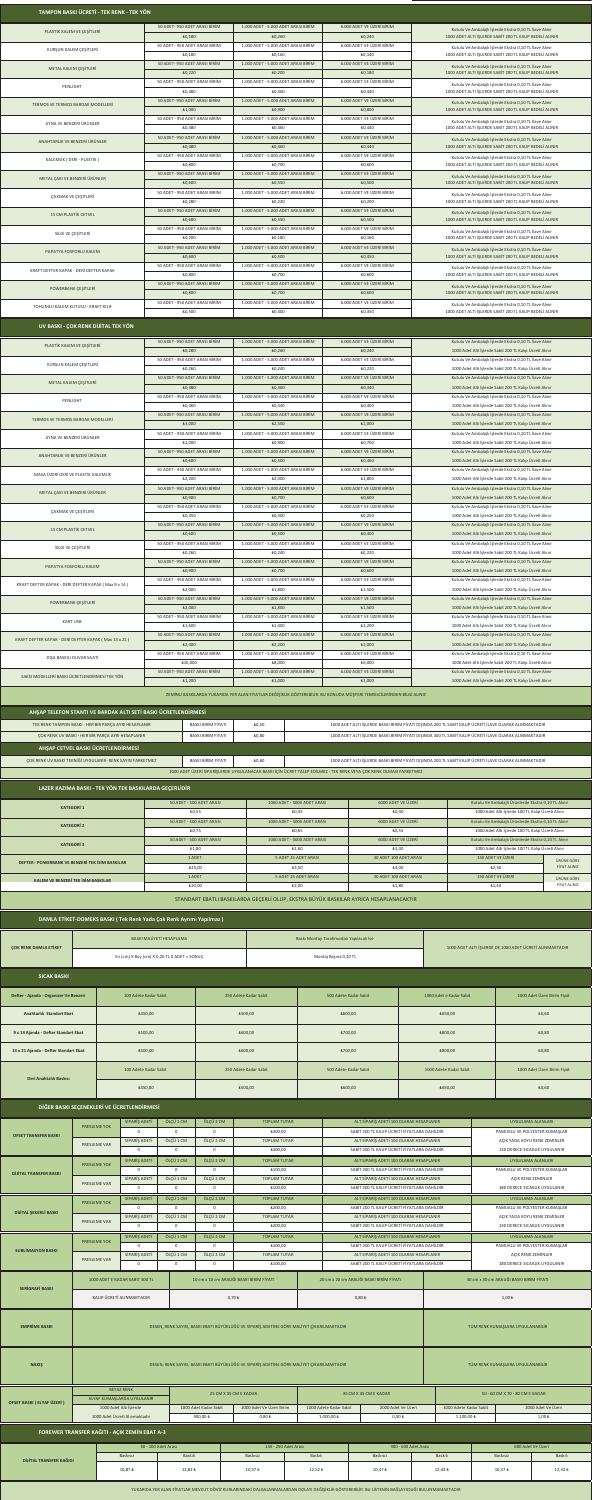## TAMPON BASKI ÜCRETİ - TEK RENK - TEK YÖN

| Ürün | 50 ADET - 950 ADET ARASI BİRİM | 1.000 ADET - 5.000 ADET ARASI BİRİM | 6.000 ADET VE ÜZERİ BİRİM | Not |
|---|---|---|---|---|
| PLASTİK KALEM VE ÇEŞİTLERİ | ₺0,180 | ₺0,260 | ₺0,240 | Kutulu Ve Ambalajlı İşlemlerde Ekstra 0,30 TL Fiyat Alınır / 1000 ADET ALTI İŞLEMDE SABİT 200 TL KALIP BEDELİ ALINIR |
| KURŞUN KALEM ÇEŞİTLERİ | ₺0,480 | ₺0,500 | ₺0,160 | Kutulu Ve Ambalajlı İşlemlerde Ekstra 0,30 TL Fiyat Alınır / 1000 ADET ALTI İŞLEMDE SABİT 200 TL KALIP BEDELİ ALINIR |
| METAL KALEM ÇEŞİTLERİ | ₺0,220 | ₺0,200 | ₺0,180 | Kutulu Ve Ambalajlı İşlemlerde Ekstra 0,30 TL Fiyat Alınır / 1000 ADET ALTI İŞLEMDE SABİT 200 TL KALIP BEDELİ ALINIR |
| PENLIGHT | ₺0,380 | ₺0,600 | ₺0,440 | Kutulu Ve Ambalajlı İşlemlerde Ekstra 0,30 TL Fiyat Alınır / 1000 ADET ALTI İŞLEMDE SABİT 200 TL KALIP BEDELİ ALINIR |
| TERMOS VE TERMOS BARDAK MODELLERİ | ₺1,000 | ₺0,600 | ₺0,800 | Kutulu Ve Ambalajlı İşlemlerde Ekstra 0,30 TL Fiyat Alınır / 1000 ADET ALTI İŞLEMDE SABİT 200 TL KALIP BEDELİ ALINIR |
| AYNA VE BENZERİ ÜRÜNLER | ₺0,480 | ₺0,600 | ₺0,440 | Kutulu Ve Ambalajlı İşlemlerde Ekstra 0,30 TL Fiyat Alınır / 1000 ADET ALTI İŞLEMDE SABİT 200 TL KALIP BEDELİ ALINIR |
| ANAHTARLIK VE BENZERİ ÜRÜNLER | ₺0,480 | ₺0,600 | ₺0,440 | Kutulu Ve Ambalajlı İşlemlerde Ekstra 0,30 TL Fiyat Alınır / 1000 ADET ALTI İŞLEMDE SABİT 200 TL KALIP BEDELİ ALINIR |
| KALEMLİK ( SERİ - PLASTİK ) | ₺0,800 | ₺0,700 | ₺0,600 | Kutulu Ve Ambalajlı İşlemlerde Ekstra 0,30 TL Fiyat Alınır / 1000 ADET ALTI İŞLEMDE SABİT 200 TL KALIP BEDELİ ALINIR |
| METAL ÇAKI VE BENZERİ ÜRÜNLER | ₺0,600 | ₺0,500 | ₺0,560 | Kutulu Ve Ambalajlı İşlemlerde Ekstra 0,30 TL Fiyat Alınır / 1000 ADET ALTI İŞLEMDE SABİT 200 TL KALIP BEDELİ ALINIR |
| ÇAKMAK VE ÇEŞİTLERİ | ₺0,280 | ₺0,220 | ₺0,200 | Kutulu Ve Ambalajlı İşlemlerde Ekstra 0,30 TL Fiyat Alınır / 1000 ADET ALTI İŞLEMDE SABİT 200 TL KALIP BEDELİ ALINIR |
| 15 CM PLASTİK CETVEL | ₺0,600 | ₺0,500 | ₺0,500 | Kutulu Ve Ambalajlı İşlemlerde Ekstra 0,30 TL Fiyat Alınır / 1000 ADET ALTI İŞLEMDE SABİT 200 TL KALIP BEDELİ ALINIR |
| SİLGİ VE ÇEŞİTLERİ | ₺0,200 | ₺0,180 | ₺0,160 | Kutulu Ve Ambalajlı İşlemlerde Ekstra 0,30 TL Fiyat Alınır / 1000 ADET ALTI İŞLEMDE SABİT 200 TL KALIP BEDELİ ALINIR |
| PAPATYA FOSFORLU KALEM | ₺0,600 | ₺0,500 | ₺0,450 | Kutulu Ve Ambalajlı İşlemlerde Ekstra 0,30 TL Fiyat Alınır / 1000 ADET ALTI İŞLEMDE SABİT 200 TL KALIP BEDELİ ALINIR |
| KRAFT DEFTER KAPAK - DERİ DEFTER KAPAK | ₺0,800 | ₺0,700 | ₺0,600 | Kutulu Ve Ambalajlı İşlemlerde Ekstra 0,30 TL Fiyat Alınır / 1000 ADET ALTI İŞLEMDE SABİT 200 TL KALIP BEDELİ ALINIR |
| POWERBANK ÇEŞİTLERİ | ₺0,800 | ₺0,700 | ₺0,600 | Kutulu Ve Ambalajlı İşlemlerde Ekstra 0,30 TL Fiyat Alınır / 1000 ADET ALTI İŞLEMDE SABİT 200 TL KALIP BEDELİ ALINIR |
| TOHUMLU KALEM KUTUSU - KRAFT KLİP | ₺0,500 | ₺0,400 | ₺0,350 | Kutulu Ve Ambalajlı İşlemlerde Ekstra 0,30 TL Fiyat Alınır / 1000 ADET ALTI İŞLEMDE SABİT 200 TL KALIP BEDELİ ALINIR |

## UV BASKI - ÇOK RENK DİJİTAL TEK YÖN

| Ürün | 50 ADET - 950 ADET ARASI BİRİM | 1.000 ADET - 5.000 ADET ARASI BİRİM | 6.000 ADET VE ÜZERİ BİRİM | Not |
|---|---|---|---|---|
| PLASTİK KALEM VE ÇEŞİTLERİ | ₺0,280 | ₺0,260 | ₺0,240 | Kutulu Ve Ambalajlı İşlemlerde Ekstra 0,30 TL Fiyat Alınır / 1000 Adet Altı İşlemde Sabit 200 TL Kalıp Ücreti Alınır |
| KURŞUN KALEM ÇEŞİTLERİ | ₺0,260 | ₺0,240 | ₺0,220 | Kutulu Ve Ambalajlı İşlemlerde Ekstra 0,30 TL Fiyat Alınır / 1000 Adet Altı İşlemde Sabit 200 TL Kalıp Ücreti Alınır |
| METAL KALEM ÇEŞİTLERİ | ₺0,380 | ₺0,360 | ₺0,340 | Kutulu Ve Ambalajlı İşlemlerde Ekstra 0,30 TL Fiyat Alınır / 1000 Adet Altı İşlemde Sabit 200 TL Kalıp Ücreti Alınır |
| PENLIGHT | ₺0,980 | ₺0,900 | ₺0,800 | Kutulu Ve Ambalajlı İşlemlerde Ekstra 0,30 TL Fiyat Alınır / 1000 Adet Altı İşlemde Sabit 200 TL Kalıp Ücreti Alınır |
| TERMOS VE TERMOS BARDAK MODELLERİ | ₺3,000 | ₺2,500 | ₺2,000 | Kutulu Ve Ambalajlı İşlemlerde Ekstra 0,30 TL Fiyat Alınır / 1000 Adet Altı İşlemde Sabit 200 TL Kalıp Ücreti Alınır |
| AYNA VE BENZERİ ÜRÜNLER | ₺1,000 | ₺0,900 | ₺0,700 | Kutulu Ve Ambalajlı İşlemlerde Ekstra 0,30 TL Fiyat Alınır / 1000 Adet Altı İşlemde Sabit 200 TL Kalıp Ücreti Alınır |
| ANAHTARLIK VE BENZERİ ÜRÜNLER | ₺0,600 | ₺0,500 | ₺0,460 | Kutulu Ve Ambalajlı İşlemlerde Ekstra 0,30 TL Fiyat Alınır / 1000 Adet Altı İşlemde Sabit 200 TL Kalıp Ücreti Alınır |
| MASA ÜZERİ SERİ VE PLASTİK KALEMLİK | ₺2,000 | ₺2,000 | ₺1,800 | Kutulu Ve Ambalajlı İşlemlerde Ekstra 0,30 TL Fiyat Alınır / 1000 Adet Altı İşlemde Sabit 200 TL Kalıp Ücreti Alınır |
| METAL ÇAKI VE BENZERİ ÜRÜNLER | ₺0,800 | ₺0,700 | ₺0,600 | Kutulu Ve Ambalajlı İşlemlerde Ekstra 0,30 TL Fiyat Alınır / 1000 Adet Altı İşlemde Sabit 200 TL Kalıp Ücreti Alınır |
| ÇAKMAK VE ÇEŞİTLERİ | ₺0,350 | ₺0,300 | ₺0,250 | Kutulu Ve Ambalajlı İşlemlerde Ekstra 0,30 TL Fiyat Alınır / 1000 Adet Altı İşlemde Sabit 200 TL Kalıp Ücreti Alınır |
| 15 CM PLASTİK CETVEL | ₺0,600 | ₺0,500 | ₺0,450 | Kutulu Ve Ambalajlı İşlemlerde Ekstra 0,30 TL Fiyat Alınır / 1000 Adet Altı İşlemde Sabit 200 TL Kalıp Ücreti Alınır |
| SİLGİ VE ÇEŞİTLERİ | ₺0,260 | ₺0,240 | ₺0,220 | Kutulu Ve Ambalajlı İşlemlerde Ekstra 0,30 TL Fiyat Alınır / 1000 Adet Altı İşlemde Sabit 200 TL Kalıp Ücreti Alınır |
| PAPATYA FOSFORLU KALEM | ₺0,900 | ₺0,800 | ₺0,600 | Kutulu Ve Ambalajlı İşlemlerde Ekstra 0,30 TL Fiyat Alınır / 1000 Adet Altı İşlemde Sabit 200 TL Kalıp Ücreti Alınır |
| KRAFT DEFTER KAPAK - DERİ DEFTER KAPAK ( Max 9 x 14 ) | ₺2,000 | ₺1,800 | ₺1,500 | Kutulu Ve Ambalajlı İşlemlerde Ekstra 0,30 TL Fiyat Alınır / 1000 Adet Altı İşlemde Sabit 200 TL Kalıp Ücreti Alınır |
| POWERBANK ÇEŞİTLERİ | ₺2,000 | ₺1,800 | ₺1,500 | Kutulu Ve Ambalajlı İşlemlerde Ekstra 0,30 TL Fiyat Alınır / 1000 Adet Altı İşlemde Sabit 200 TL Kalıp Ücreti Alınır |
| KART USB | ₺1,600 | ₺1,400 | ₺1,200 | Kutulu Ve Ambalajlı İşlemlerde Ekstra 0,30 TL Fiyat Alınır / 1000 Adet Altı İşlemde Sabit 200 TL Kalıp Ücreti Alınır |
| KRAFT DEFTER KAPAK - DERİ DEFTER KAPAK ( Max 13 x 21 ) | ₺2,400 | ₺2,200 | ₺2,000 | Kutulu Ve Ambalajlı İşlemlerde Ekstra 0,30 TL Fiyat Alınır / 1000 Adet Altı İşlemde Sabit 200 TL Kalıp Ücreti Alınır |
| DIŞA BASKILI DUVAR SAATİ | ₺10,000 | ₺8,000 | ₺6,000 | Kutulu Ve Ambalajlı İşlemlerde Ekstra 0,30 TL Fiyat Alınır / 1000 Adet Altı İşlemde Sabit 200 TL Kalıp Ücreti Alınır |
| SAKSI MODELLERİ BASKI ÜCRETLENDİRMESİ TEK YÖN | ₺1,200 | ₺1,000 | ₺1,000 | Kutulu Ve Ambalajlı İşlemlerde Ekstra 0,30 TL Fiyat Alınır / 1000 Adet Altı İşlemde Sabit 200 TL Kalıp Ücreti Alınır |

ZEMİNLİ BASKILARDA YUKARIDA YER ALAN FİYATLAR DEĞİŞİKLİK GÖSTERMEKTEDİR. BU KONUDA MÜŞTERİ TEMSİLCİNİZDEN BİLGİ ALINIZ

## AHŞAP TELEFON STANTI VE BARDAK ALTI SETİ BASKI ÜCRETLENDİRMESİ

| Baskı | | Fiyat | Not |
|---|---|---|---|
| TEK RENK TAMPON BASKI - HER BİR PARÇA AYRI HESAPLANIR | BASKI BİRİM FİYATI | ₺0,30 | 1000 ADET ALTI İŞLEMDE BASKI BİRİM FİYATI DIŞINDA 200 TL SABİT KALIP ÜCRETİ İLAVE OLARAK ALINMAKTADIR |
| ÇOK RENK UV BASKI - HER BİR PARÇA AYRI HESAPLANIR | BASKI BİRİM FİYATI | ₺0,80 | 1000 ADET ALTI İŞLEMDE BASKI BİRİM FİYATI DIŞINDA 200 TL SABİT KALIP ÜCRETİ İLAVE OLARAK ALINMAKTADIR |

## AHŞAP CETVEL BASKI ÜCRETLENDİRMESİ

| Baskı | | Fiyat | Not |
|---|---|---|---|
| ÇOK RENK UV BASKI TEKNİĞİ UYGULANIR - RENK SAYISI FARKETMEZ | BASKI BİRİM FİYATI | ₺0,60 | 1000 ADET ALTI İŞLEMDE BASKI BİRİM FİYATI DIŞINDA 200 TL SABİT KALIP ÜCRETİ İLAVE OLARAK ALINMAKTADIR |

2000 ADET ÜZERİ SİPARİŞLERDE UYGULANACAK BASKI İÇİN ÜCRET TALEP EDİLMEZ - TEK RENK VEYA ÇOK RENK OLMASI FARKETMEZ

## LAZER KAZIMA BASKI - TEK YÖN TEK BASKILARDA GEÇERLİDİR

| Kategori | 50 ADET - 500 ADET ARASI | 1000 ADET - 5000 ADET ARASI | 6000 ADET VE ÜZERİ | Not |
|---|---|---|---|---|
| KATEGORİ 1 | ₺0,55 | ₺0,45 | ₺0,30 | Kutulu Ve Ambalajlı Ürünlerde Ekstra 0,30 TL Alınır / 1000 Adet Altı İşlemde 100 TL Kalıp Ücreti Alınır |
| KATEGORİ 2 | ₺0,75 | ₺0,65 | ₺0,55 | Kutulu Ve Ambalajlı Ürünlerde Ekstra 0,30 TL Alınır / 1000 Adet Altı İşlemde 100 TL Kalıp Ücreti Alınır |
| KATEGORİ 3 | ₺1,20 | ₺1,10 | ₺1,00 | Kutulu Ve Ambalajlı Ürünlerde Ekstra 0,30 TL Alınır / 1000 Adet Altı İşlemde 100 TL Kalıp Ücreti Alınır |

| Baskı | 1 ADET | 5 ADET 20 ADET ARASI | 30 ADET 100 ADET ARASI | 150 ADET VE ÜZERİ | |
|---|---|---|---|---|---|
| DEFTER - POWERBANK VE BENZERİ TEK İSİM BASKILAR | ₺25,00 | ₺3,50 | ₺3,00 | ₺2,50 | ÜRÜNE GÖRE FİYAT ALINIR |
| KALEM VE BENZERİ TEK İSİM BASKILAR | ₺20,00 | ₺3,00 | ₺2,00 | ₺1,60 | ÜRÜNE GÖRE FİYAT ALINIR |

STANDART EBATLI BASKILARDA GEÇERLİ OLUP, EKSTRA BÜYÜK BASKILAR AYRICA HESAPLANACAKTIR

## DAMLA ETİKET-DOMEKS BASKI ( Tek Renk Yada Çok Renk Ayrımı Yapılmaz )

| | BASKI MALİYETİ HESAPLAMA | Baskı Montajı Tarafımızdan Yapılacaktır | |
|---|---|---|---|
| ÇOK RENK DAMLA ETİKET | En (cm) X Boy (cm) X 0,20 TL X ADET = SONUÇ | Montaj Bayası 0,20 TL | 1000 ADET ALTI İŞLEMDE DE 1000 ADET ÜCRETİ ALINMAKTADIR |

## SICAK BASKI

| | 100 Adete Kadar Sabit | 250 Adete Kadar Sabit | 500 Adete Kadar Sabit | 1000 Adete Kadar Sabit | 1000 Adet Üzeri Birim Fiyat |
|---|---|---|---|---|---|
| Defter - Ajanda - Organizer Ve Benzeri | ₺400,00 | ₺500,00 | ₺600,00 | ₺650,00 | ₺0,60 |
| Asetatlık Standart Ebat | ₺400,00 | ₺500,00 | ₺600,00 | ₺650,00 | ₺0,60 |
| 9 x 14 Ajanda - Defter Standart Ebat | ₺500,00 | ₺600,00 | ₺700,00 | ₺800,00 | ₺0,80 |
| 13 x 21 Ajanda - Defter Standart Ebat | ₺500,00 | ₺600,00 | ₺700,00 | ₺800,00 | ₺0,80 |
| Deri Anahtarlık Baskısı | ₺600,00 | ₺600,00 | ₺600,00 | ₺650,00 | ₺0,60 |

## DİĞER BASKI SEÇENEKLERİ VE ÜCRETLENDİRMESİ

| Baskı | | SİPARİŞ ADETİ | ÖLÇÜ 1 CM | ÖLÇÜ 2 CM | TOPLAM TUTAR | | UYGULAMA ALANLARI |
|---|---|---|---|---|---|---|---|
| OFSET TRANSFER BASKI | PRESLEME YOK | 0 | 0 | 0 | ₺300,00 | ALTI PARÇA ADETİ 100 OLARAK HESAPLANIR / SABİT 200 TL KALIP ÜCRETİ FİYATLARA DAHİLDİR | PAMUKLU VE POLYESTER KUMAŞLAR |
| | PRESLEME VAR | 0 | 0 | 0 | ₺100,00 | SABİT 200 TL KALIP ÜCRETİ FİYATLARA DAHİLDİR | AÇIK YADA KOYU RENK ZEMİNLER / 180 DERECE ISI İLE UYGULANIR |
| DİJİTAL TRANSFER BASKI | PRESLEME YOK | 0 | 0 | 0 | ₺100,00 | ALTI PARÇA ADETİ 100 OLARAK HESAPLANIR / SABİT 200 TL KALIP ÜCRETİ FİYATLARA DAHİLDİR | PAMUKLU VE POLYESTER KUMAŞLAR |
| | PRESLEME VAR | 0 | 0 | 0 | ₺100,00 | SABİT 200 TL KALIP ÜCRETİ FİYATLARA DAHİLDİR | AÇIK RENK ZEMİNLER / 180 DERECE ISI İLE UYGULANIR |
| DİJİTAL ŞEKİRLİ BASKI | PRESLEME YOK | 0 | 0 | 0 | ₺200,00 | ALTI PARÇA ADETİ 100 OLARAK HESAPLANIR / SABİT 200 TL KALIP ÜCRETİ FİYATLARA DAHİLDİR | PAMUKLU VE POLYESTER KUMAŞLAR |
| | PRESLEME VAR | 0 | 0 | 0 | ₺200,00 | SABİT 200 TL KALIP ÜCRETİ FİYATLARA DAHİLDİR | AÇIK YADA KOYU RENK ZEMİNLER / 180 DERECE ISI İLE UYGULANIR |
| SUBLİMASYON BASKI | PRESLEME YOK | 0 | 0 | 0 | ₺200,00 | ALTI PARÇA ADETİ 100 OLARAK HESAPLANIR / SABİT 200 TL KALIP ÜCRETİ FİYATLARA DAHİLDİR | PAMUKLU VE POLYESTER KUMAŞLAR |
| | PRESLEME VAR | 0 | 0 | 0 | ₺100,00 | SABİT 200 TL KALIP ÜCRETİ FİYATLARA DAHİLDİR | AÇIK RENK ZEMİNLER / 180 DERECE ISI İLE UYGULANIR |

| SERİGRAFİ BASKI | 10 cm x 10 cm ARALIĞI BASKI BİRİM FİYATI | 20 cm x 20 cm ARALIĞI BASKI BİRİM FİYATI | 30 cm x 30 cm ARALIĞI BASKI BİRİM FİYATI |
|---|---|---|---|
| 1000 ADET E KADAR SABİT 300 TL / KALIP ÜCRETİ ALINMAKTADIR | 0,70 ₺ | 0,80 ₺ | 1,00 ₺ |

| Baskı | | |
|---|---|---|
| EMPRİME BASKI | DESEN, RENK SAYISI, BASKI EBATI BÜYÜKLÜĞÜ VE SİPARİŞ ADETİNE GÖRE MALİYET ÇIKARILMAKTADIR | TÜM RENK KUMAŞLARA UYGULANABİLİR |
| NAKIŞ | DESEN, RENK SAYISI, BASKI EBATI BÜYÜKLÜĞÜ VE SİPARİŞ ADETİNE GÖRE MALİYET ÇIKARILMAKTADIR | TÜM RENK KUMAŞLARA UYGULANABİLİR |

| OFSET BASKI ( ELYAF ÜZERİ ) | 25 CM X 35 CM E KADAR | | 35 CM X 45 CM E KADAR | | 50 - 60 CM X 70 - 80 CM E KADAR | |
|---|---|---|---|---|---|---|
| METALİ BASKI / ELYAF KUMAŞLARA UYGULANIR | 1000 Adet Sabit Ücret | 2000 Adet Ve Üzeri Birim | 1000 Adet Sabit Ücret | 2000 Adet Ve Üzeri | 1000 Adet Sabit Ücret | 2000 Adet Ve Üzeri |
| 1000 Adet Altı İşlemde 1000 Adet Ücreti Alınmaktadır | 950,00 ₺ | 0,80 ₺ | 1.000,00 ₺ | 0,90 ₺ | 1.100,00 ₺ | 1,00 ₺ |

## FOREVER TRANSFER KAĞIDI - AÇIK ZEMİN EBAT A-3

| | 50 - 100 Adet Arası | | 100 - 250 Adet Arası | | 300 - 500 Adet Arası | | 600 Adet Ve Üzeri | |
|---|---|---|---|---|---|---|---|---|
| | Beyaz | Renkli | Beyaz | Renkli | Beyaz | Renkli | Beyaz | Renkli |
| DİJİTAL TRANSFER KAĞIDI | 10,87 ₺ | 12,82 ₺ | 10,57 ₺ | 12,52 ₺ | 10,47 ₺ | 12,42 ₺ | 10,37 ₺ | 12,32 ₺ |

YUKARIDA YER ALAN FİYATLAR MEVCUT DÖVİZ KURLARINDAKİ DALGALANMALARDAN DOLAYI DEĞİŞİKLİK GÖSTEREBİLİR. BU LİSTENİN MALİYETLE BELLİ ARALIKLARLA GÜNCELLENMEKTEDİR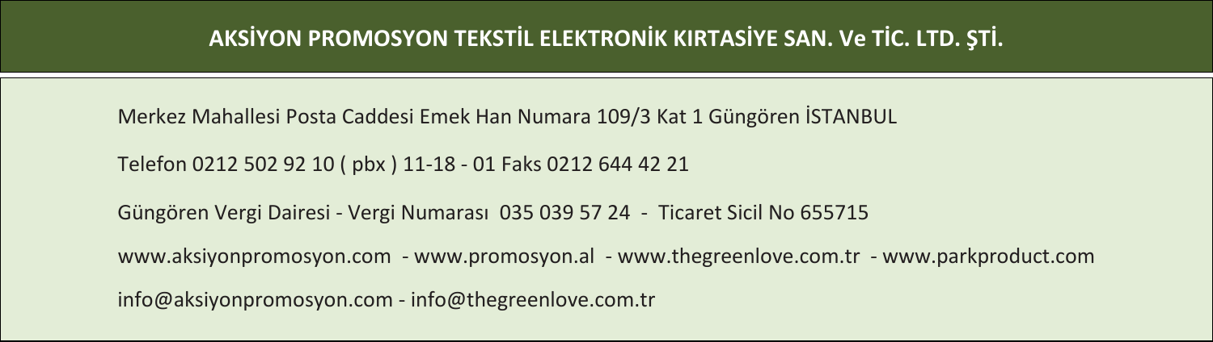# AKSİYON PROMOSYON TEKSTİL ELEKTRONİK KIRTASİYE SAN. Ve TİC. LTD. ŞTİ.

Merkez Mahallesi Posta Caddesi Emek Han Numara 109/3 Kat 1 Güngören İSTANBUL

Telefon 0212 502 92 10 ( pbx ) 11-18 - 01 Faks 0212 644 42 21

Güngören Vergi Dairesi - Vergi Numarası 035 039 57 24 - Ticaret Sicil No 655715

www.aksiyonpromosyon.com - www.promosyon.al - www.thegreenlove.com.tr - www.parkproduct.com

info@aksiyonpromosyon.com - info@thegreenlove.com.tr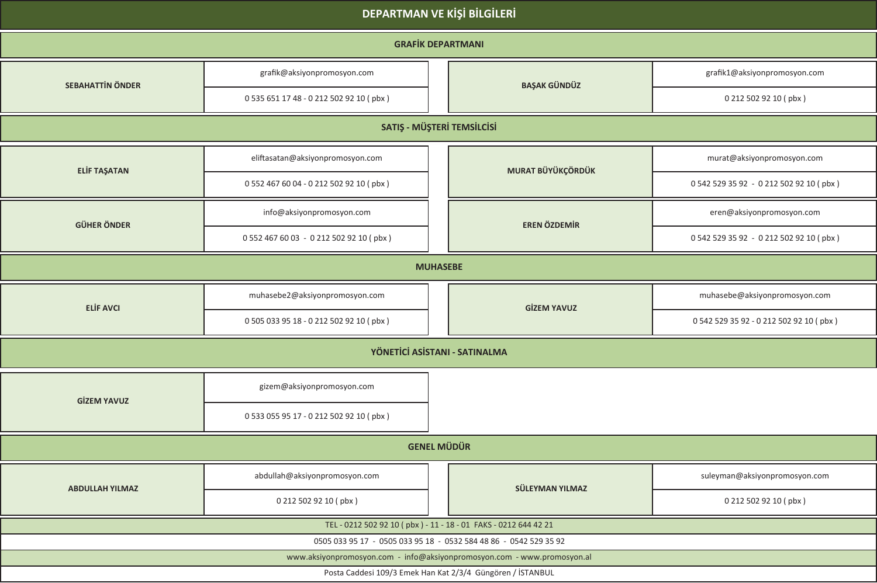# DEPARTMAN VE KİŞİ BİLGİLERİ

## GRAFİK DEPARTMANI

| | | | |
|---|---|---|---|
| **SEBAHATTİN ÖNDER** | grafik@aksiyonpromosyon.com<br>0 535 651 17 48 - 0 212 502 92 10 ( pbx ) | **BAŞAK GÜNDÜZ** | grafik1@aksiyonpromosyon.com<br>0 212 502 92 10 ( pbx ) |

## SATIŞ - MÜŞTERİ TEMSİLCİSİ

| | | | |
|---|---|---|---|
| **ELİF TAŞATAN** | eliftasatan@aksiyonpromosyon.com<br>0 552 467 60 04 - 0 212 502 92 10 ( pbx ) | **MURAT BÜYÜKÇÖRDÜK** | murat@aksiyonpromosyon.com<br>0 542 529 35 92 - 0 212 502 92 10 ( pbx ) |
| **GÜHER ÖNDER** | info@aksiyonpromosyon.com<br>0 552 467 60 03 - 0 212 502 92 10 ( pbx ) | **EREN ÖZDEMİR** | eren@aksiyonpromosyon.com<br>0 542 529 35 92 - 0 212 502 92 10 ( pbx ) |

## MUHASEBE

| | | | |
|---|---|---|---|
| **ELİF AVCI** | muhasebe2@aksiyonpromosyon.com<br>0 505 033 95 18 - 0 212 502 92 10 ( pbx ) | **GİZEM YAVUZ** | muhasebe@aksiyonpromosyon.com<br>0 542 529 35 92 - 0 212 502 92 10 ( pbx ) |

## YÖNETİCİ ASİSTANI - SATINALMA

| | |
|---|---|
| **GİZEM YAVUZ** | gizem@aksiyonpromosyon.com<br>0 533 055 95 17 - 0 212 502 92 10 ( pbx ) |

## GENEL MÜDÜR

| | | | |
|---|---|---|---|
| **ABDULLAH YILMAZ** | abdullah@aksiyonpromosyon.com<br>0 212 502 92 10 ( pbx ) | **SÜLEYMAN YILMAZ** | suleyman@aksiyonpromosyon.com<br>0 212 502 92 10 ( pbx ) |

TEL - 0212 502 92 10 ( pbx ) - 11 - 18 - 01 FAKS - 0212 644 42 21

0505 033 95 17 - 0505 033 95 18 - 0532 584 48 86 - 0542 529 35 92

www.aksiyonpromosyon.com - info@aksiyonpromosyon.com - www.promosyon.al

Posta Caddesi 109/3 Emek Han Kat 2/3/4 Güngören / İSTANBUL